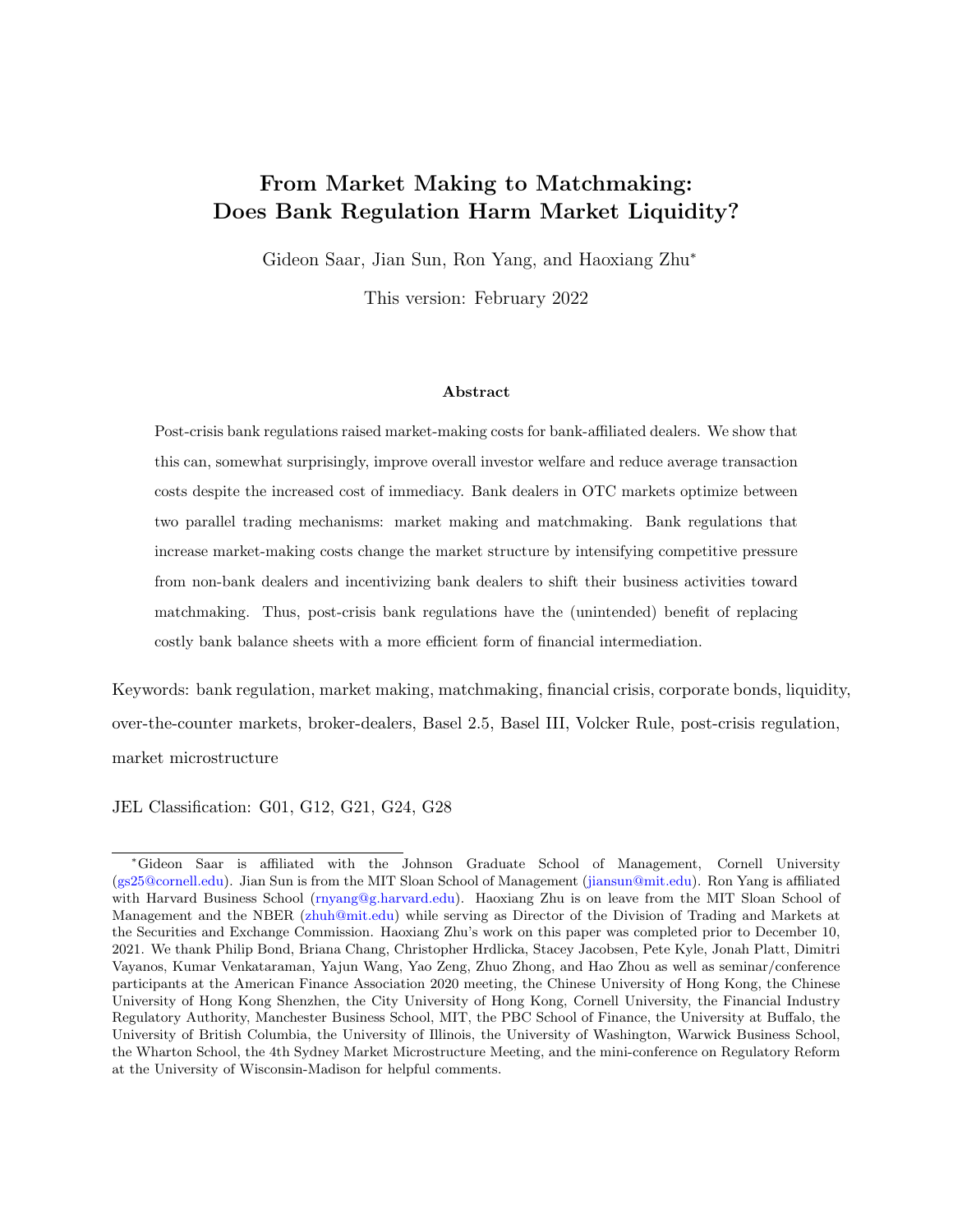# From Market Making to Matchmaking: Does Bank Regulation Harm Market Liquidity?

Gideon Saar, Jian Sun, Ron Yang, and Haoxiang Zhu*

This version: February 2022

**Abstract**

Post-crisis bank regulations raised market-making costs for bank-affiliated dealers. We show that this can, somewhat surprisingly, improve overall investor welfare and reduce average transaction costs despite the increased cost of immediacy. Bank dealers in OTC markets optimize between two parallel trading mechanisms: market making and matchmaking. Bank regulations that increase market-making costs change the market structure by intensifying competitive pressure from non-bank dealers and incentivizing bank dealers to shift their business activities toward matchmaking. Thus, post-crisis bank regulations have the (unintended) benefit of replacing costly bank balance sheets with a more efficient form of financial intermediation.

Keywords: bank regulation, market making, matchmaking, financial crisis, corporate bonds, liquidity, over-the-counter markets, broker-dealers, Basel 2.5, Basel III, Volcker Rule, post-crisis regulation, market microstructure

JEL Classification: G01, G12, G21, G24, G28

---

*Gideon Saar is affiliated with the Johnson Graduate School of Management, Cornell University (gs25@cornell.edu). Jian Sun is from the MIT Sloan School of Management (jiansun@mit.edu). Ron Yang is affiliated with Harvard Business School (rnyang@g.harvard.edu). Haoxiang Zhu is on leave from the MIT Sloan School of Management and the NBER (zhuh@mit.edu) while serving as Director of the Division of Trading and Markets at the Securities and Exchange Commission. Haoxiang Zhu's work on this paper was completed prior to December 10, 2021. We thank Philip Bond, Briana Chang, Christopher Hrdlicka, Stacey Jacobsen, Pete Kyle, Jonah Platt, Dimitri Vayanos, Kumar Venkataraman, Yajun Wang, Yao Zeng, Zhuo Zhong, and Hao Zhou as well as seminar/conference participants at the American Finance Association 2020 meeting, the Chinese University of Hong Kong, the Chinese University of Hong Kong Shenzhen, the City University of Hong Kong, Cornell University, the Financial Industry Regulatory Authority, Manchester Business School, MIT, the PBC School of Finance, the University at Buffalo, the University of British Columbia, the University of Illinois, the University of Washington, Warwick Business School, the Wharton School, the 4th Sydney Market Microstructure Meeting, and the mini-conference on Regulatory Reform at the University of Wisconsin-Madison for helpful comments.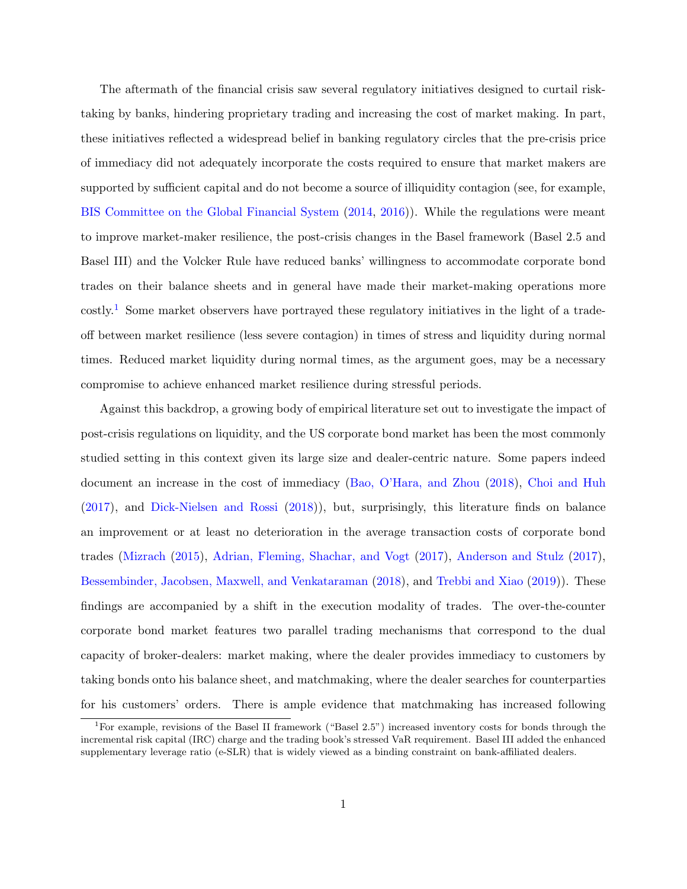The aftermath of the financial crisis saw several regulatory initiatives designed to curtail risk-taking by banks, hindering proprietary trading and increasing the cost of market making. In part, these initiatives reflected a widespread belief in banking regulatory circles that the pre-crisis price of immediacy did not adequately incorporate the costs required to ensure that market makers are supported by sufficient capital and do not become a source of illiquidity contagion (see, for example, BIS Committee on the Global Financial System (2014, 2016)). While the regulations were meant to improve market-maker resilience, the post-crisis changes in the Basel framework (Basel 2.5 and Basel III) and the Volcker Rule have reduced banks' willingness to accommodate corporate bond trades on their balance sheets and in general have made their market-making operations more costly.[1] Some market observers have portrayed these regulatory initiatives in the light of a trade-off between market resilience (less severe contagion) in times of stress and liquidity during normal times. Reduced market liquidity during normal times, as the argument goes, may be a necessary compromise to achieve enhanced market resilience during stressful periods.

Against this backdrop, a growing body of empirical literature set out to investigate the impact of post-crisis regulations on liquidity, and the US corporate bond market has been the most commonly studied setting in this context given its large size and dealer-centric nature. Some papers indeed document an increase in the cost of immediacy (Bao, O'Hara, and Zhou (2018), Choi and Huh (2017), and Dick-Nielsen and Rossi (2018)), but, surprisingly, this literature finds on balance an improvement or at least no deterioration in the average transaction costs of corporate bond trades (Mizrach (2015), Adrian, Fleming, Shachar, and Vogt (2017), Anderson and Stulz (2017), Bessembinder, Jacobsen, Maxwell, and Venkataraman (2018), and Trebbi and Xiao (2019)). These findings are accompanied by a shift in the execution modality of trades. The over-the-counter corporate bond market features two parallel trading mechanisms that correspond to the dual capacity of broker-dealers: market making, where the dealer provides immediacy to customers by taking bonds onto his balance sheet, and matchmaking, where the dealer searches for counterparties for his customers' orders. There is ample evidence that matchmaking has increased following

[1] For example, revisions of the Basel II framework ("Basel 2.5") increased inventory costs for bonds through the incremental risk capital (IRC) charge and the trading book's stressed VaR requirement. Basel III added the enhanced supplementary leverage ratio (e-SLR) that is widely viewed as a binding constraint on bank-affiliated dealers.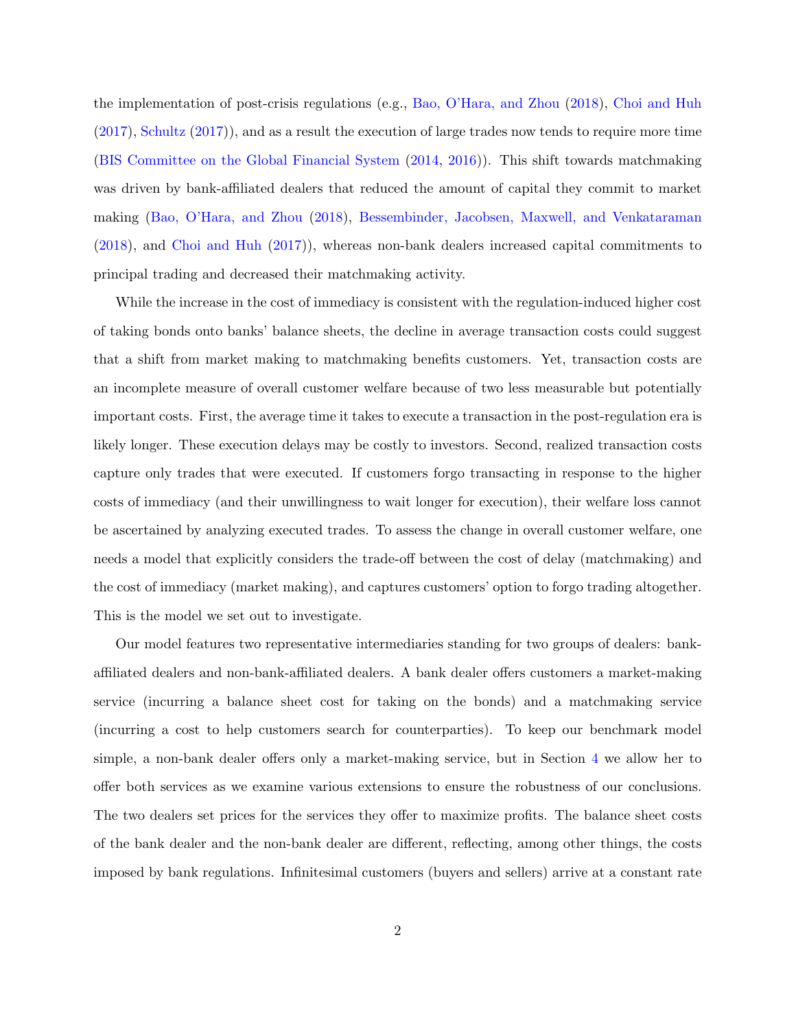the implementation of post-crisis regulations (e.g., Bao, O'Hara, and Zhou (2018), Choi and Huh (2017), Schultz (2017)), and as a result the execution of large trades now tends to require more time (BIS Committee on the Global Financial System (2014, 2016)). This shift towards matchmaking was driven by bank-affiliated dealers that reduced the amount of capital they commit to market making (Bao, O'Hara, and Zhou (2018), Bessembinder, Jacobsen, Maxwell, and Venkataraman (2018), and Choi and Huh (2017)), whereas non-bank dealers increased capital commitments to principal trading and decreased their matchmaking activity.

While the increase in the cost of immediacy is consistent with the regulation-induced higher cost of taking bonds onto banks' balance sheets, the decline in average transaction costs could suggest that a shift from market making to matchmaking benefits customers. Yet, transaction costs are an incomplete measure of overall customer welfare because of two less measurable but potentially important costs. First, the average time it takes to execute a transaction in the post-regulation era is likely longer. These execution delays may be costly to investors. Second, realized transaction costs capture only trades that were executed. If customers forgo transacting in response to the higher costs of immediacy (and their unwillingness to wait longer for execution), their welfare loss cannot be ascertained by analyzing executed trades. To assess the change in overall customer welfare, one needs a model that explicitly considers the trade-off between the cost of delay (matchmaking) and the cost of immediacy (market making), and captures customers' option to forgo trading altogether. This is the model we set out to investigate.

Our model features two representative intermediaries standing for two groups of dealers: bank-affiliated dealers and non-bank-affiliated dealers. A bank dealer offers customers a market-making service (incurring a balance sheet cost for taking on the bonds) and a matchmaking service (incurring a cost to help customers search for counterparties). To keep our benchmark model simple, a non-bank dealer offers only a market-making service, but in Section 4 we allow her to offer both services as we examine various extensions to ensure the robustness of our conclusions. The two dealers set prices for the services they offer to maximize profits. The balance sheet costs of the bank dealer and the non-bank dealer are different, reflecting, among other things, the costs imposed by bank regulations. Infinitesimal customers (buyers and sellers) arrive at a constant rate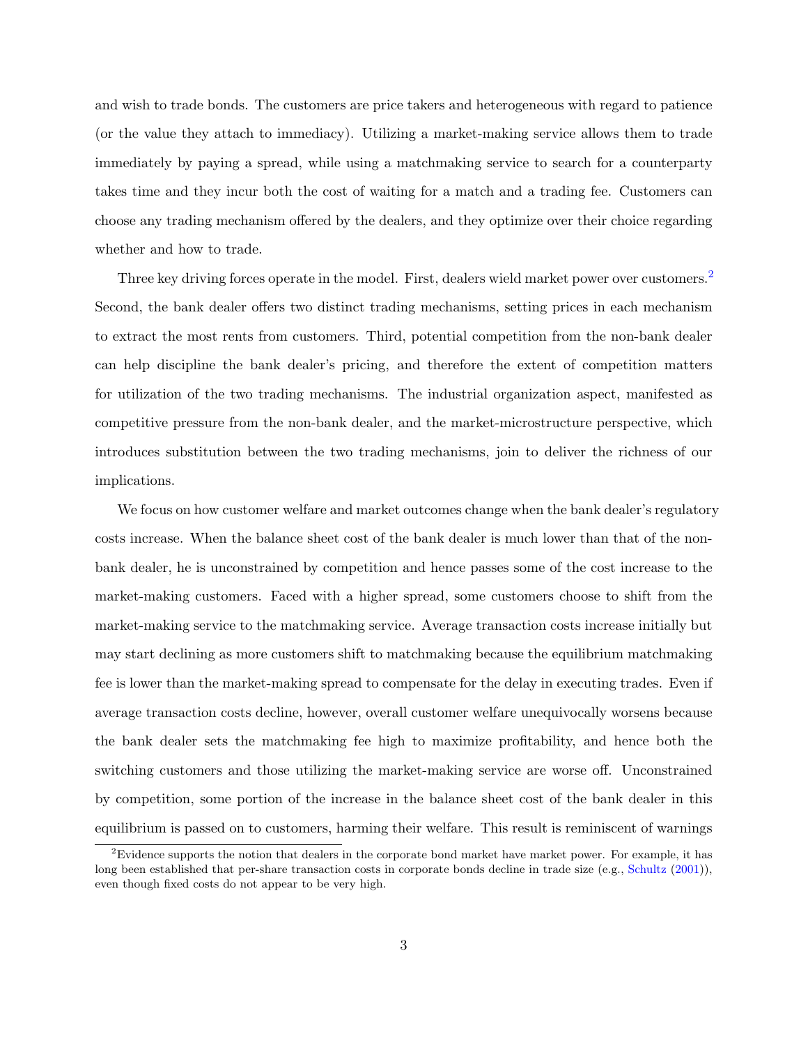and wish to trade bonds. The customers are price takers and heterogeneous with regard to patience (or the value they attach to immediacy). Utilizing a market-making service allows them to trade immediately by paying a spread, while using a matchmaking service to search for a counterparty takes time and they incur both the cost of waiting for a match and a trading fee. Customers can choose any trading mechanism offered by the dealers, and they optimize over their choice regarding whether and how to trade.

Three key driving forces operate in the model. First, dealers wield market power over customers.[2] Second, the bank dealer offers two distinct trading mechanisms, setting prices in each mechanism to extract the most rents from customers. Third, potential competition from the non-bank dealer can help discipline the bank dealer's pricing, and therefore the extent of competition matters for utilization of the two trading mechanisms. The industrial organization aspect, manifested as competitive pressure from the non-bank dealer, and the market-microstructure perspective, which introduces substitution between the two trading mechanisms, join to deliver the richness of our implications.

We focus on how customer welfare and market outcomes change when the bank dealer's regulatory costs increase. When the balance sheet cost of the bank dealer is much lower than that of the non-bank dealer, he is unconstrained by competition and hence passes some of the cost increase to the market-making customers. Faced with a higher spread, some customers choose to shift from the market-making service to the matchmaking service. Average transaction costs increase initially but may start declining as more customers shift to matchmaking because the equilibrium matchmaking fee is lower than the market-making spread to compensate for the delay in executing trades. Even if average transaction costs decline, however, overall customer welfare unequivocally worsens because the bank dealer sets the matchmaking fee high to maximize profitability, and hence both the switching customers and those utilizing the market-making service are worse off. Unconstrained by competition, some portion of the increase in the balance sheet cost of the bank dealer in this equilibrium is passed on to customers, harming their welfare. This result is reminiscent of warnings

[2] Evidence supports the notion that dealers in the corporate bond market have market power. For example, it has long been established that per-share transaction costs in corporate bonds decline in trade size (e.g., Schultz (2001)), even though fixed costs do not appear to be very high.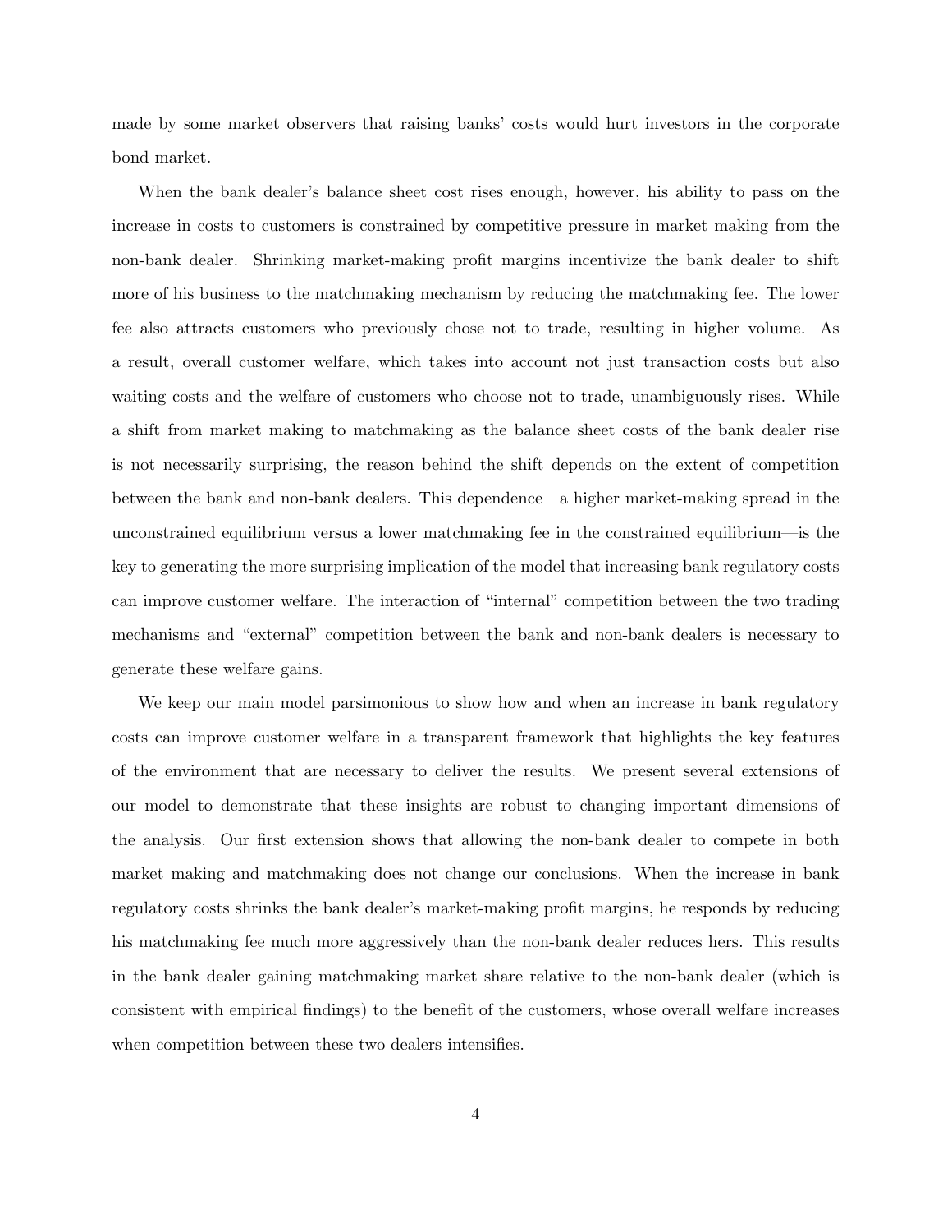made by some market observers that raising banks' costs would hurt investors in the corporate bond market.

When the bank dealer's balance sheet cost rises enough, however, his ability to pass on the increase in costs to customers is constrained by competitive pressure in market making from the non-bank dealer. Shrinking market-making profit margins incentivize the bank dealer to shift more of his business to the matchmaking mechanism by reducing the matchmaking fee. The lower fee also attracts customers who previously chose not to trade, resulting in higher volume. As a result, overall customer welfare, which takes into account not just transaction costs but also waiting costs and the welfare of customers who choose not to trade, unambiguously rises. While a shift from market making to matchmaking as the balance sheet costs of the bank dealer rise is not necessarily surprising, the reason behind the shift depends on the extent of competition between the bank and non-bank dealers. This dependence—a higher market-making spread in the unconstrained equilibrium versus a lower matchmaking fee in the constrained equilibrium—is the key to generating the more surprising implication of the model that increasing bank regulatory costs can improve customer welfare. The interaction of "internal" competition between the two trading mechanisms and "external" competition between the bank and non-bank dealers is necessary to generate these welfare gains.

We keep our main model parsimonious to show how and when an increase in bank regulatory costs can improve customer welfare in a transparent framework that highlights the key features of the environment that are necessary to deliver the results. We present several extensions of our model to demonstrate that these insights are robust to changing important dimensions of the analysis. Our first extension shows that allowing the non-bank dealer to compete in both market making and matchmaking does not change our conclusions. When the increase in bank regulatory costs shrinks the bank dealer's market-making profit margins, he responds by reducing his matchmaking fee much more aggressively than the non-bank dealer reduces hers. This results in the bank dealer gaining matchmaking market share relative to the non-bank dealer (which is consistent with empirical findings) to the benefit of the customers, whose overall welfare increases when competition between these two dealers intensifies.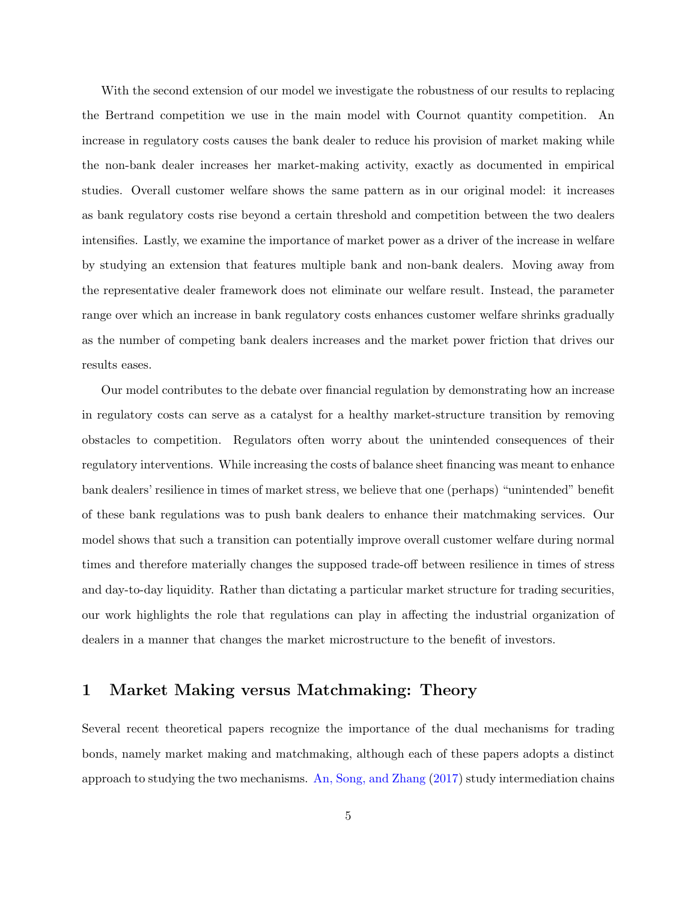With the second extension of our model we investigate the robustness of our results to replacing the Bertrand competition we use in the main model with Cournot quantity competition. An increase in regulatory costs causes the bank dealer to reduce his provision of market making while the non-bank dealer increases her market-making activity, exactly as documented in empirical studies. Overall customer welfare shows the same pattern as in our original model: it increases as bank regulatory costs rise beyond a certain threshold and competition between the two dealers intensifies. Lastly, we examine the importance of market power as a driver of the increase in welfare by studying an extension that features multiple bank and non-bank dealers. Moving away from the representative dealer framework does not eliminate our welfare result. Instead, the parameter range over which an increase in bank regulatory costs enhances customer welfare shrinks gradually as the number of competing bank dealers increases and the market power friction that drives our results eases.

Our model contributes to the debate over financial regulation by demonstrating how an increase in regulatory costs can serve as a catalyst for a healthy market-structure transition by removing obstacles to competition. Regulators often worry about the unintended consequences of their regulatory interventions. While increasing the costs of balance sheet financing was meant to enhance bank dealers' resilience in times of market stress, we believe that one (perhaps) "unintended" benefit of these bank regulations was to push bank dealers to enhance their matchmaking services. Our model shows that such a transition can potentially improve overall customer welfare during normal times and therefore materially changes the supposed trade-off between resilience in times of stress and day-to-day liquidity. Rather than dictating a particular market structure for trading securities, our work highlights the role that regulations can play in affecting the industrial organization of dealers in a manner that changes the market microstructure to the benefit of investors.

# 1 Market Making versus Matchmaking: Theory

Several recent theoretical papers recognize the importance of the dual mechanisms for trading bonds, namely market making and matchmaking, although each of these papers adopts a distinct approach to studying the two mechanisms. An, Song, and Zhang (2017) study intermediation chains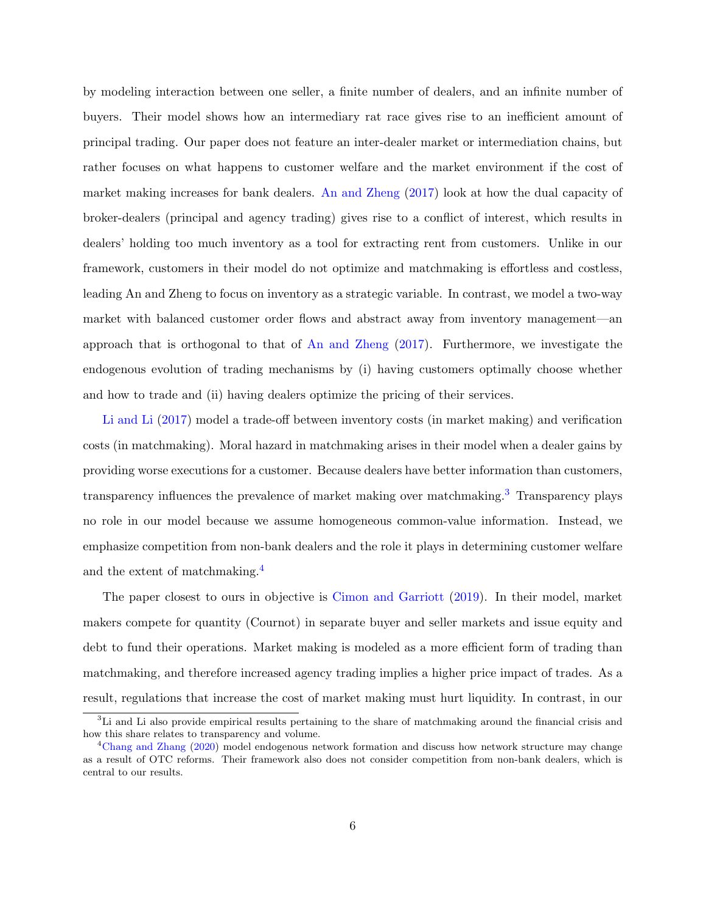by modeling interaction between one seller, a finite number of dealers, and an infinite number of buyers. Their model shows how an intermediary rat race gives rise to an inefficient amount of principal trading. Our paper does not feature an inter-dealer market or intermediation chains, but rather focuses on what happens to customer welfare and the market environment if the cost of market making increases for bank dealers. An and Zheng (2017) look at how the dual capacity of broker-dealers (principal and agency trading) gives rise to a conflict of interest, which results in dealers' holding too much inventory as a tool for extracting rent from customers. Unlike in our framework, customers in their model do not optimize and matchmaking is effortless and costless, leading An and Zheng to focus on inventory as a strategic variable. In contrast, we model a two-way market with balanced customer order flows and abstract away from inventory management—an approach that is orthogonal to that of An and Zheng (2017). Furthermore, we investigate the endogenous evolution of trading mechanisms by (i) having customers optimally choose whether and how to trade and (ii) having dealers optimize the pricing of their services.

Li and Li (2017) model a trade-off between inventory costs (in market making) and verification costs (in matchmaking). Moral hazard in matchmaking arises in their model when a dealer gains by providing worse executions for a customer. Because dealers have better information than customers, transparency influences the prevalence of market making over matchmaking.[3] Transparency plays no role in our model because we assume homogeneous common-value information. Instead, we emphasize competition from non-bank dealers and the role it plays in determining customer welfare and the extent of matchmaking.[4]

The paper closest to ours in objective is Cimon and Garriott (2019). In their model, market makers compete for quantity (Cournot) in separate buyer and seller markets and issue equity and debt to fund their operations. Market making is modeled as a more efficient form of trading than matchmaking, and therefore increased agency trading implies a higher price impact of trades. As a result, regulations that increase the cost of market making must hurt liquidity. In contrast, in our

[3] Li and Li also provide empirical results pertaining to the share of matchmaking around the financial crisis and how this share relates to transparency and volume.

[4] Chang and Zhang (2020) model endogenous network formation and discuss how network structure may change as a result of OTC reforms. Their framework also does not consider competition from non-bank dealers, which is central to our results.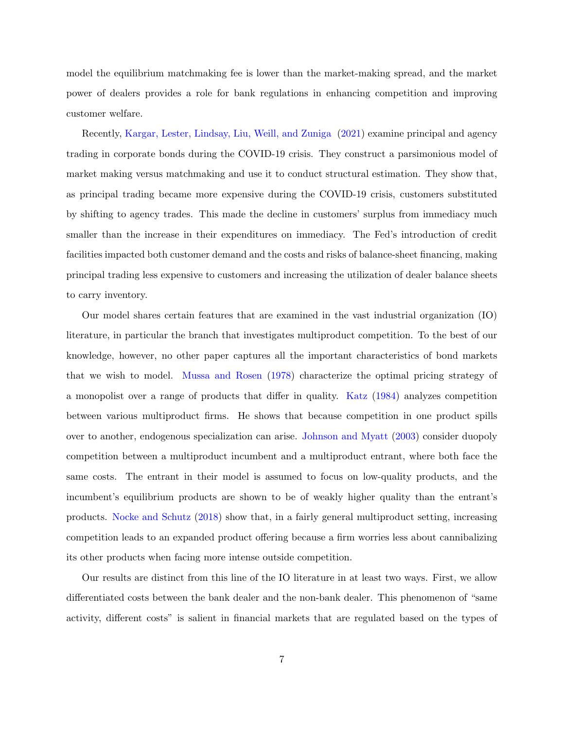model the equilibrium matchmaking fee is lower than the market-making spread, and the market power of dealers provides a role for bank regulations in enhancing competition and improving customer welfare.

Recently, Kargar, Lester, Lindsay, Liu, Weill, and Zuniga (2021) examine principal and agency trading in corporate bonds during the COVID-19 crisis. They construct a parsimonious model of market making versus matchmaking and use it to conduct structural estimation. They show that, as principal trading became more expensive during the COVID-19 crisis, customers substituted by shifting to agency trades. This made the decline in customers' surplus from immediacy much smaller than the increase in their expenditures on immediacy. The Fed's introduction of credit facilities impacted both customer demand and the costs and risks of balance-sheet financing, making principal trading less expensive to customers and increasing the utilization of dealer balance sheets to carry inventory.

Our model shares certain features that are examined in the vast industrial organization (IO) literature, in particular the branch that investigates multiproduct competition. To the best of our knowledge, however, no other paper captures all the important characteristics of bond markets that we wish to model. Mussa and Rosen (1978) characterize the optimal pricing strategy of a monopolist over a range of products that differ in quality. Katz (1984) analyzes competition between various multiproduct firms. He shows that because competition in one product spills over to another, endogenous specialization can arise. Johnson and Myatt (2003) consider duopoly competition between a multiproduct incumbent and a multiproduct entrant, where both face the same costs. The entrant in their model is assumed to focus on low-quality products, and the incumbent's equilibrium products are shown to be of weakly higher quality than the entrant's products. Nocke and Schutz (2018) show that, in a fairly general multiproduct setting, increasing competition leads to an expanded product offering because a firm worries less about cannibalizing its other products when facing more intense outside competition.

Our results are distinct from this line of the IO literature in at least two ways. First, we allow differentiated costs between the bank dealer and the non-bank dealer. This phenomenon of "same activity, different costs" is salient in financial markets that are regulated based on the types of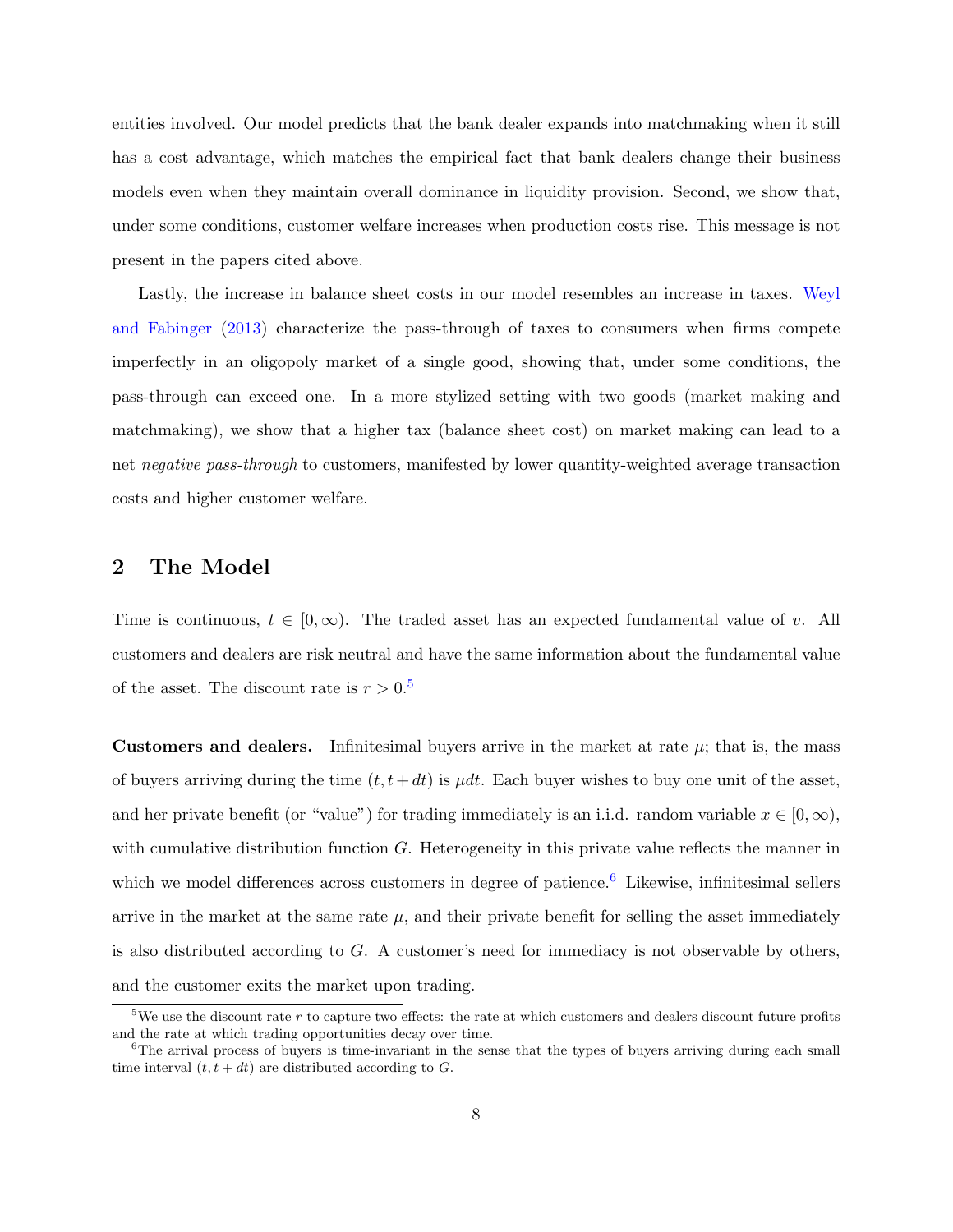entities involved. Our model predicts that the bank dealer expands into matchmaking when it still has a cost advantage, which matches the empirical fact that bank dealers change their business models even when they maintain overall dominance in liquidity provision. Second, we show that, under some conditions, customer welfare increases when production costs rise. This message is not present in the papers cited above.

Lastly, the increase in balance sheet costs in our model resembles an increase in taxes. Weyl and Fabinger (2013) characterize the pass-through of taxes to consumers when firms compete imperfectly in an oligopoly market of a single good, showing that, under some conditions, the pass-through can exceed one. In a more stylized setting with two goods (market making and matchmaking), we show that a higher tax (balance sheet cost) on market making can lead to a net *negative pass-through* to customers, manifested by lower quantity-weighted average transaction costs and higher customer welfare.

## 2 The Model

Time is continuous, $t \in [0, \infty)$. The traded asset has an expected fundamental value of $v$. All customers and dealers are risk neutral and have the same information about the fundamental value of the asset. The discount rate is $r > 0$.[5]

**Customers and dealers.** Infinitesimal buyers arrive in the market at rate $\mu$; that is, the mass of buyers arriving during the time $(t, t + dt)$ is $\mu dt$. Each buyer wishes to buy one unit of the asset, and her private benefit (or "value") for trading immediately is an i.i.d. random variable $x \in [0, \infty)$, with cumulative distribution function $G$. Heterogeneity in this private value reflects the manner in which we model differences across customers in degree of patience.[6] Likewise, infinitesimal sellers arrive in the market at the same rate $\mu$, and their private benefit for selling the asset immediately is also distributed according to $G$. A customer's need for immediacy is not observable by others, and the customer exits the market upon trading.

[5] We use the discount rate $r$ to capture two effects: the rate at which customers and dealers discount future profits and the rate at which trading opportunities decay over time.

[6] The arrival process of buyers is time-invariant in the sense that the types of buyers arriving during each small time interval $(t, t + dt)$ are distributed according to $G$.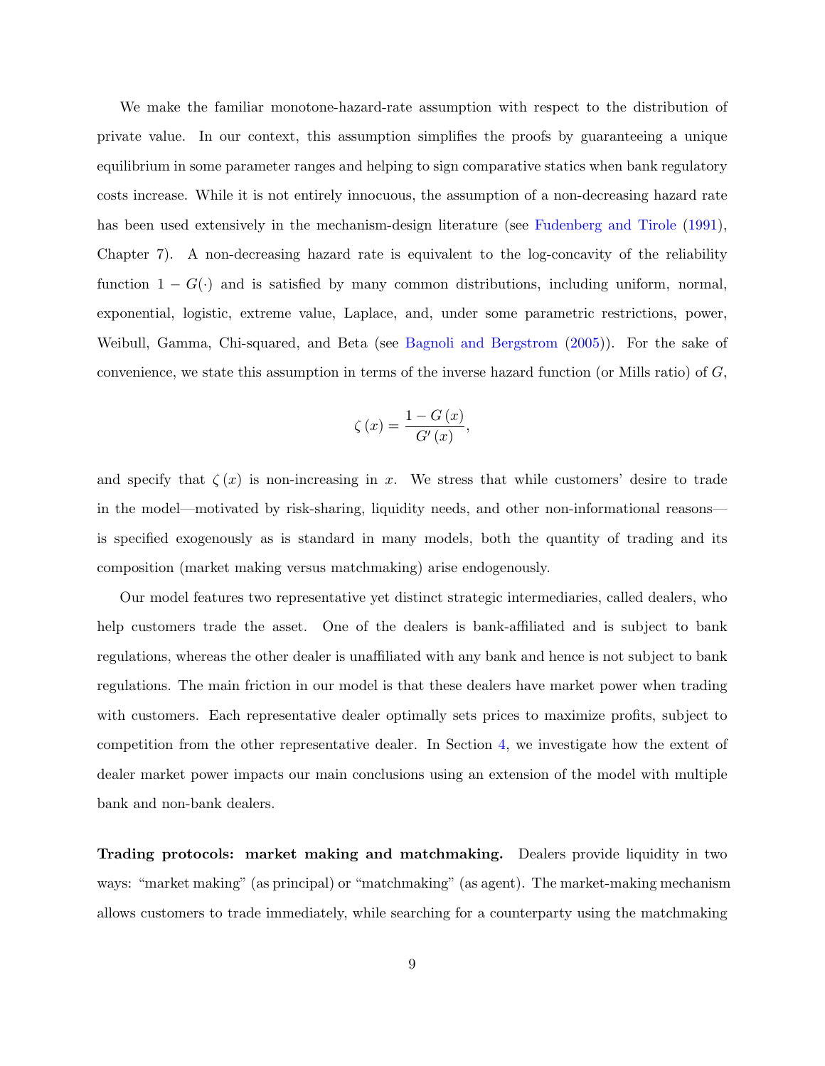We make the familiar monotone-hazard-rate assumption with respect to the distribution of private value. In our context, this assumption simplifies the proofs by guaranteeing a unique equilibrium in some parameter ranges and helping to sign comparative statics when bank regulatory costs increase. While it is not entirely innocuous, the assumption of a non-decreasing hazard rate has been used extensively in the mechanism-design literature (see Fudenberg and Tirole (1991), Chapter 7). A non-decreasing hazard rate is equivalent to the log-concavity of the reliability function $1 - G(\cdot)$ and is satisfied by many common distributions, including uniform, normal, exponential, logistic, extreme value, Laplace, and, under some parametric restrictions, power, Weibull, Gamma, Chi-squared, and Beta (see Bagnoli and Bergstrom (2005)). For the sake of convenience, we state this assumption in terms of the inverse hazard function (or Mills ratio) of $G$,

$$\zeta(x) = \frac{1 - G(x)}{G'(x)},$$

and specify that $\zeta(x)$ is non-increasing in $x$. We stress that while customers' desire to trade in the model—motivated by risk-sharing, liquidity needs, and other non-informational reasons—is specified exogenously as is standard in many models, both the quantity of trading and its composition (market making versus matchmaking) arise endogenously.

Our model features two representative yet distinct strategic intermediaries, called dealers, who help customers trade the asset. One of the dealers is bank-affiliated and is subject to bank regulations, whereas the other dealer is unaffiliated with any bank and hence is not subject to bank regulations. The main friction in our model is that these dealers have market power when trading with customers. Each representative dealer optimally sets prices to maximize profits, subject to competition from the other representative dealer. In Section 4, we investigate how the extent of dealer market power impacts our main conclusions using an extension of the model with multiple bank and non-bank dealers.

**Trading protocols: market making and matchmaking.** Dealers provide liquidity in two ways: "market making" (as principal) or "matchmaking" (as agent). The market-making mechanism allows customers to trade immediately, while searching for a counterparty using the matchmaking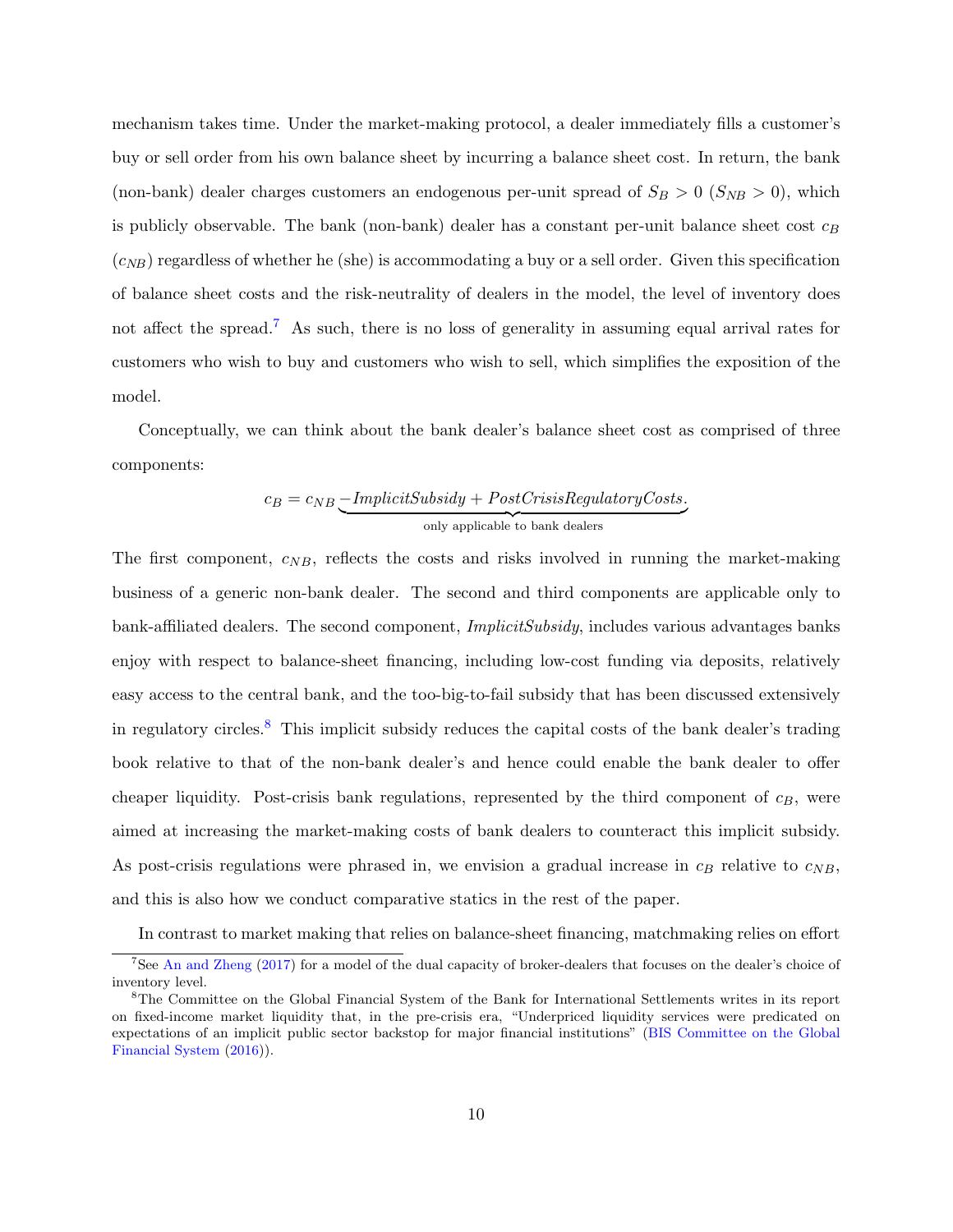mechanism takes time. Under the market-making protocol, a dealer immediately fills a customer's buy or sell order from his own balance sheet by incurring a balance sheet cost. In return, the bank (non-bank) dealer charges customers an endogenous per-unit spread of $S_B > 0$ ($S_{NB} > 0$), which is publicly observable. The bank (non-bank) dealer has a constant per-unit balance sheet cost $c_B$ ($c_{NB}$) regardless of whether he (she) is accommodating a buy or a sell order. Given this specification of balance sheet costs and the risk-neutrality of dealers in the model, the level of inventory does not affect the spread.[7] As such, there is no loss of generality in assuming equal arrival rates for customers who wish to buy and customers who wish to sell, which simplifies the exposition of the model.

Conceptually, we can think about the bank dealer's balance sheet cost as comprised of three components:

$$c_B = c_{NB} \underbrace{- ImplicitSubsidy + PostCrisisRegulatoryCosts}_{\text{only applicable to bank dealers}}.$$

The first component, $c_{NB}$, reflects the costs and risks involved in running the market-making business of a generic non-bank dealer. The second and third components are applicable only to bank-affiliated dealers. The second component, *ImplicitSubsidy*, includes various advantages banks enjoy with respect to balance-sheet financing, including low-cost funding via deposits, relatively easy access to the central bank, and the too-big-to-fail subsidy that has been discussed extensively in regulatory circles.[8] This implicit subsidy reduces the capital costs of the bank dealer's trading book relative to that of the non-bank dealer's and hence could enable the bank dealer to offer cheaper liquidity. Post-crisis bank regulations, represented by the third component of $c_B$, were aimed at increasing the market-making costs of bank dealers to counteract this implicit subsidy. As post-crisis regulations were phrased in, we envision a gradual increase in $c_B$ relative to $c_{NB}$, and this is also how we conduct comparative statics in the rest of the paper.

In contrast to market making that relies on balance-sheet financing, matchmaking relies on effort

[7] See An and Zheng (2017) for a model of the dual capacity of broker-dealers that focuses on the dealer's choice of inventory level.

[8] The Committee on the Global Financial System of the Bank for International Settlements writes in its report on fixed-income market liquidity that, in the pre-crisis era, "Underpriced liquidity services were predicated on expectations of an implicit public sector backstop for major financial institutions" (BIS Committee on the Global Financial System (2016)).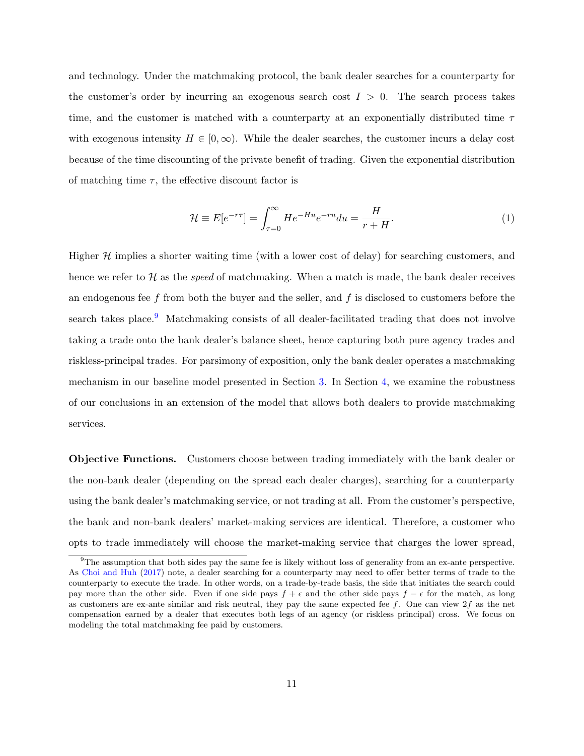and technology. Under the matchmaking protocol, the bank dealer searches for a counterparty for the customer's order by incurring an exogenous search cost $I > 0$. The search process takes time, and the customer is matched with a counterparty at an exponentially distributed time $\tau$ with exogenous intensity $H \in [0, \infty)$. While the dealer searches, the customer incurs a delay cost because of the time discounting of the private benefit of trading. Given the exponential distribution of matching time $\tau$, the effective discount factor is

$$\mathcal{H} \equiv E[e^{-r\tau}] = \int_{\tau=0}^{\infty} He^{-Hu}e^{-ru}du = \frac{H}{r+H}. \tag{1}$$

Higher $\mathcal{H}$ implies a shorter waiting time (with a lower cost of delay) for searching customers, and hence we refer to $\mathcal{H}$ as the *speed* of matchmaking. When a match is made, the bank dealer receives an endogenous fee $f$ from both the buyer and the seller, and $f$ is disclosed to customers before the search takes place.[9] Matchmaking consists of all dealer-facilitated trading that does not involve taking a trade onto the bank dealer's balance sheet, hence capturing both pure agency trades and riskless-principal trades. For parsimony of exposition, only the bank dealer operates a matchmaking mechanism in our baseline model presented in Section 3. In Section 4, we examine the robustness of our conclusions in an extension of the model that allows both dealers to provide matchmaking services.

**Objective Functions.** Customers choose between trading immediately with the bank dealer or the non-bank dealer (depending on the spread each dealer charges), searching for a counterparty using the bank dealer's matchmaking service, or not trading at all. From the customer's perspective, the bank and non-bank dealers' market-making services are identical. Therefore, a customer who opts to trade immediately will choose the market-making service that charges the lower spread,

[9] The assumption that both sides pay the same fee is likely without loss of generality from an ex-ante perspective. As Choi and Huh (2017) note, a dealer searching for a counterparty may need to offer better terms of trade to the counterparty to execute the trade. In other words, on a trade-by-trade basis, the side that initiates the search could pay more than the other side. Even if one side pays $f + \epsilon$ and the other side pays $f - \epsilon$ for the match, as long as customers are ex-ante similar and risk neutral, they pay the same expected fee $f$. One can view $2f$ as the net compensation earned by a dealer that executes both legs of an agency (or riskless principal) cross. We focus on modeling the total matchmaking fee paid by customers.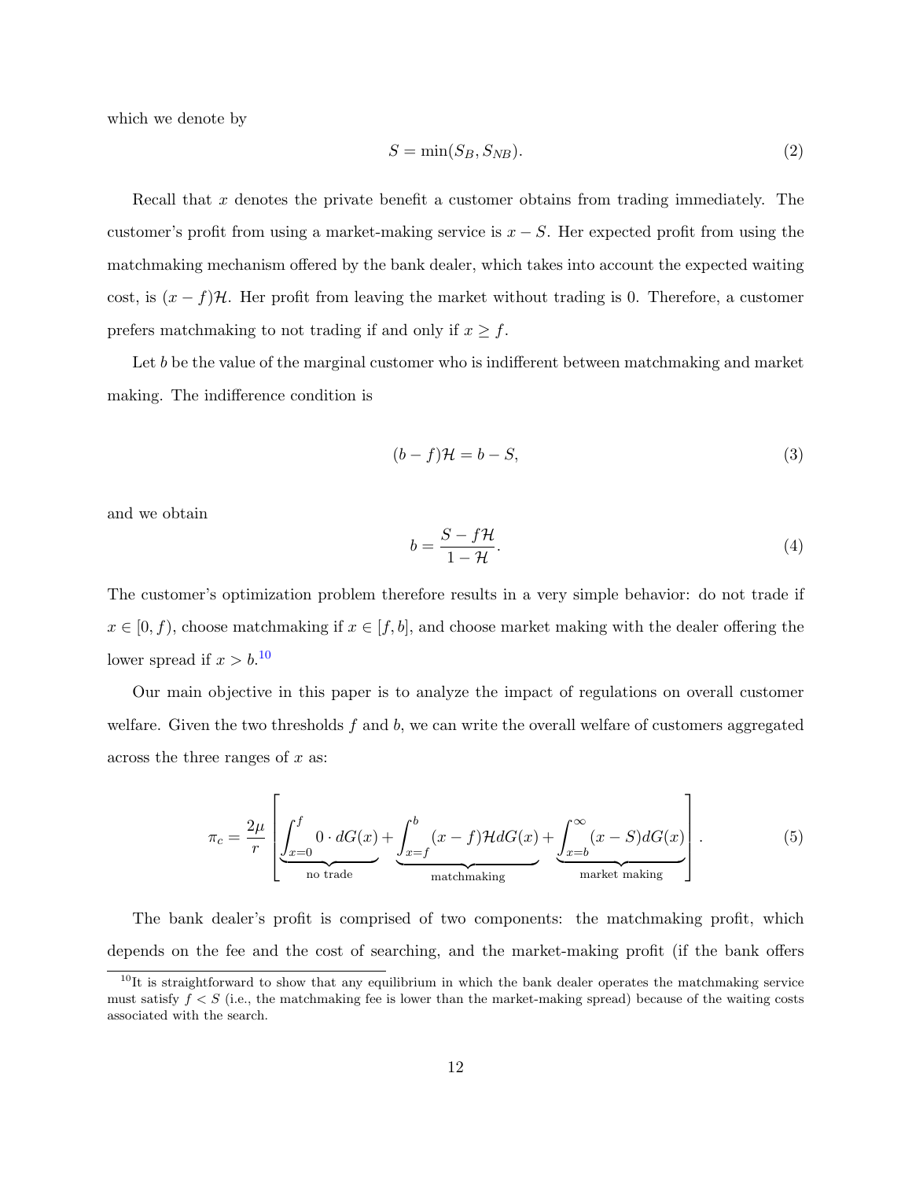which we denote by

$$S = \min(S_B, S_{NB}). \tag{2}$$

Recall that $x$ denotes the private benefit a customer obtains from trading immediately. The customer's profit from using a market-making service is $x - S$. Her expected profit from using the matchmaking mechanism offered by the bank dealer, which takes into account the expected waiting cost, is $(x - f)\mathcal{H}$. Her profit from leaving the market without trading is 0. Therefore, a customer prefers matchmaking to not trading if and only if $x \geq f$.

Let $b$ be the value of the marginal customer who is indifferent between matchmaking and market making. The indifference condition is

$$(b - f)\mathcal{H} = b - S, \tag{3}$$

and we obtain

$$b = \frac{S - f\mathcal{H}}{1 - \mathcal{H}}. \tag{4}$$

The customer's optimization problem therefore results in a very simple behavior: do not trade if $x \in [0, f)$, choose matchmaking if $x \in [f, b]$, and choose market making with the dealer offering the lower spread if $x > b$.[10]

Our main objective in this paper is to analyze the impact of regulations on overall customer welfare. Given the two thresholds $f$ and $b$, we can write the overall welfare of customers aggregated across the three ranges of $x$ as:

$$\pi_c = \frac{2\mu}{r} \left[ \underbrace{\int_{x=0}^{f} 0 \cdot dG(x)}_{\text{no trade}} + \underbrace{\int_{x=f}^{b} (x - f)\mathcal{H} dG(x)}_{\text{matchmaking}} + \underbrace{\int_{x=b}^{\infty} (x - S) dG(x)}_{\text{market making}} \right]. \tag{5}$$

The bank dealer's profit is comprised of two components: the matchmaking profit, which depends on the fee and the cost of searching, and the market-making profit (if the bank offers

[10] It is straightforward to show that any equilibrium in which the bank dealer operates the matchmaking service must satisfy $f < S$ (i.e., the matchmaking fee is lower than the market-making spread) because of the waiting costs associated with the search.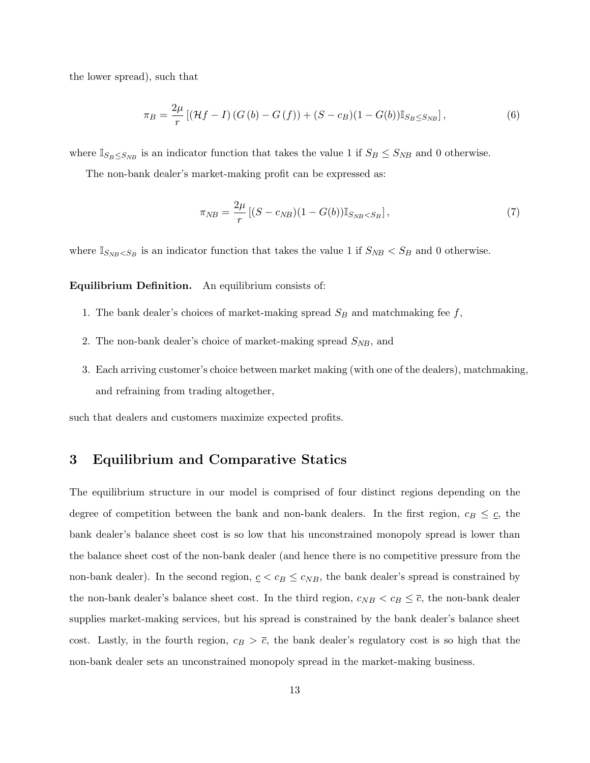the lower spread), such that

$$\pi_B = \frac{2\mu}{r} \left[ (\mathcal{H}f - I) \left( G(b) - G(f) \right) + (S - c_B)(1 - G(b)) \mathbb{I}_{S_B \leq S_{NB}} \right], \tag{6}$$

where $\mathbb{I}_{S_B \leq S_{NB}}$ is an indicator function that takes the value 1 if $S_B \leq S_{NB}$ and 0 otherwise.

The non-bank dealer's market-making profit can be expressed as:

$$\pi_{NB} = \frac{2\mu}{r} \left[ (S - c_{NB})(1 - G(b)) \mathbb{I}_{S_{NB} < S_B} \right], \tag{7}$$

where $\mathbb{I}_{S_{NB} < S_B}$ is an indicator function that takes the value 1 if $S_{NB} < S_B$ and 0 otherwise.

**Equilibrium Definition.** An equilibrium consists of:

1. The bank dealer's choices of market-making spread $S_B$ and matchmaking fee $f$,
2. The non-bank dealer's choice of market-making spread $S_{NB}$, and
3. Each arriving customer's choice between market making (with one of the dealers), matchmaking, and refraining from trading altogether,

such that dealers and customers maximize expected profits.

## 3 Equilibrium and Comparative Statics

The equilibrium structure in our model is comprised of four distinct regions depending on the degree of competition between the bank and non-bank dealers. In the first region, $c_B \leq \underline{c}$, the bank dealer's balance sheet cost is so low that his unconstrained monopoly spread is lower than the balance sheet cost of the non-bank dealer (and hence there is no competitive pressure from the non-bank dealer). In the second region, $\underline{c} < c_B \leq c_{NB}$, the bank dealer's spread is constrained by the non-bank dealer's balance sheet cost. In the third region, $c_{NB} < c_B \leq \overline{c}$, the non-bank dealer supplies market-making services, but his spread is constrained by the bank dealer's balance sheet cost. Lastly, in the fourth region, $c_B > \overline{c}$, the bank dealer's regulatory cost is so high that the non-bank dealer sets an unconstrained monopoly spread in the market-making business.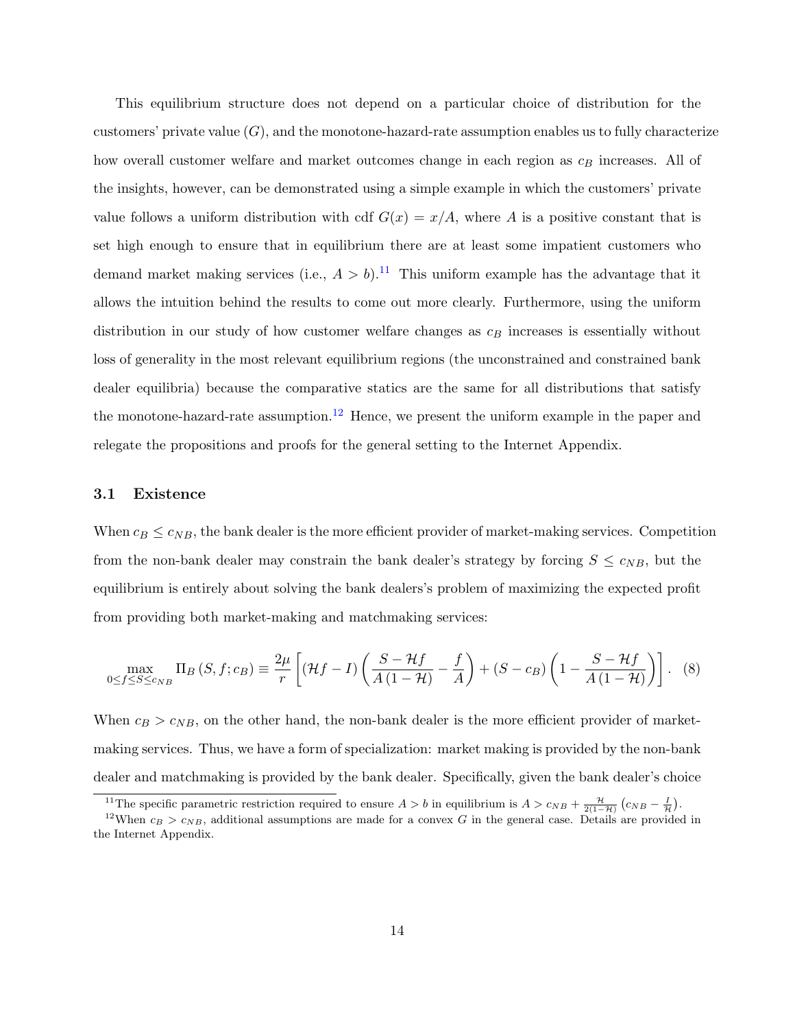This equilibrium structure does not depend on a particular choice of distribution for the customers' private value ($G$), and the monotone-hazard-rate assumption enables us to fully characterize how overall customer welfare and market outcomes change in each region as $c_B$ increases. All of the insights, however, can be demonstrated using a simple example in which the customers' private value follows a uniform distribution with cdf $G(x) = x/A$, where $A$ is a positive constant that is set high enough to ensure that in equilibrium there are at least some impatient customers who demand market making services (i.e., $A > b$).[11] This uniform example has the advantage that it allows the intuition behind the results to come out more clearly. Furthermore, using the uniform distribution in our study of how customer welfare changes as $c_B$ increases is essentially without loss of generality in the most relevant equilibrium regions (the unconstrained and constrained bank dealer equilibria) because the comparative statics are the same for all distributions that satisfy the monotone-hazard-rate assumption.[12] Hence, we present the uniform example in the paper and relegate the propositions and proofs for the general setting to the Internet Appendix.

### 3.1 Existence

When $c_B \leq c_{NB}$, the bank dealer is the more efficient provider of market-making services. Competition from the non-bank dealer may constrain the bank dealer's strategy by forcing $S \leq c_{NB}$, but the equilibrium is entirely about solving the bank dealers's problem of maximizing the expected profit from providing both market-making and matchmaking services:

$$\max_{0 \leq f \leq S \leq c_{NB}} \Pi_B(S, f; c_B) \equiv \frac{2\mu}{r}\left[(\mathcal{H}f - I)\left(\frac{S - \mathcal{H}f}{A(1-\mathcal{H})} - \frac{f}{A}\right) + (S - c_B)\left(1 - \frac{S - \mathcal{H}f}{A(1-\mathcal{H})}\right)\right]. \quad (8)$$

When $c_B > c_{NB}$, on the other hand, the non-bank dealer is the more efficient provider of market-making services. Thus, we have a form of specialization: market making is provided by the non-bank dealer and matchmaking is provided by the bank dealer. Specifically, given the bank dealer's choice

[11] The specific parametric restriction required to ensure $A > b$ in equilibrium is $A > c_{NB} + \frac{\mathcal{H}}{2(1-\mathcal{H})}\left(c_{NB} - \frac{I}{\mathcal{H}}\right)$.

[12] When $c_B > c_{NB}$, additional assumptions are made for a convex $G$ in the general case. Details are provided in the Internet Appendix.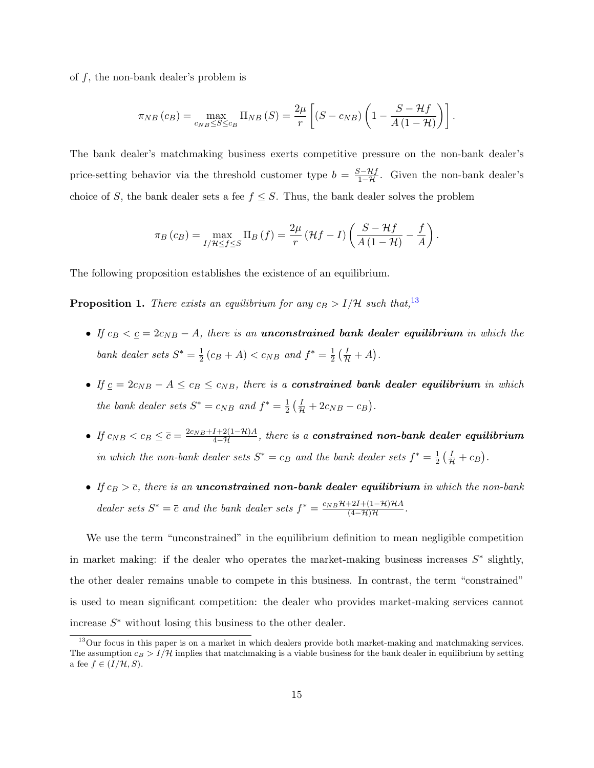of $f$, the non-bank dealer's problem is

$$\pi_{NB}(c_B) = \max_{c_{NB} \leq S \leq c_B} \Pi_{NB}(S) = \frac{2\mu}{r}\left[(S - c_{NB})\left(1 - \frac{S - \mathcal{H}f}{A(1-\mathcal{H})}\right)\right].$$

The bank dealer's matchmaking business exerts competitive pressure on the non-bank dealer's price-setting behavior via the threshold customer type $b = \frac{S - \mathcal{H}f}{1 - \mathcal{H}}$. Given the non-bank dealer's choice of $S$, the bank dealer sets a fee $f \leq S$. Thus, the bank dealer solves the problem

$$\pi_B(c_B) = \max_{I/\mathcal{H} \leq f \leq S} \Pi_B(f) = \frac{2\mu}{r}(\mathcal{H}f - I)\left(\frac{S - \mathcal{H}f}{A(1-\mathcal{H})} - \frac{f}{A}\right).$$

The following proposition establishes the existence of an equilibrium.

**Proposition 1.** *There exists an equilibrium for any $c_B > I/\mathcal{H}$ such that,*[13]

- *If $c_B < \underline{c} = 2c_{NB} - A$, there is an* ***unconstrained bank dealer equilibrium*** *in which the bank dealer sets $S^* = \frac{1}{2}(c_B + A) < c_{NB}$ and $f^* = \frac{1}{2}\left(\frac{I}{\mathcal{H}} + A\right)$.*
- *If $\underline{c} = 2c_{NB} - A \leq c_B \leq c_{NB}$, there is a* ***constrained bank dealer equilibrium*** *in which the bank dealer sets $S^* = c_{NB}$ and $f^* = \frac{1}{2}\left(\frac{I}{\mathcal{H}} + 2c_{NB} - c_B\right)$.*
- *If $c_{NB} < c_B \leq \overline{c} = \frac{2c_{NB} + I + 2(1-\mathcal{H})A}{4 - \mathcal{H}}$, there is a* ***constrained non-bank dealer equilibrium*** *in which the non-bank dealer sets $S^* = c_B$ and the bank dealer sets $f^* = \frac{1}{2}\left(\frac{I}{\mathcal{H}} + c_B\right)$.*
- *If $c_B > \overline{c}$, there is an* ***unconstrained non-bank dealer equilibrium*** *in which the non-bank dealer sets $S^* = \overline{c}$ and the bank dealer sets $f^* = \frac{c_{NB}\mathcal{H} + 2I + (1-\mathcal{H})\mathcal{H}A}{(4-\mathcal{H})\mathcal{H}}$.*

We use the term "unconstrained" in the equilibrium definition to mean negligible competition in market making: if the dealer who operates the market-making business increases $S^*$ slightly, the other dealer remains unable to compete in this business. In contrast, the term "constrained" is used to mean significant competition: the dealer who provides market-making services cannot increase $S^*$ without losing this business to the other dealer.

[13] Our focus in this paper is on a market in which dealers provide both market-making and matchmaking services. The assumption $c_B > I/\mathcal{H}$ implies that matchmaking is a viable business for the bank dealer in equilibrium by setting a fee $f \in (I/\mathcal{H}, S)$.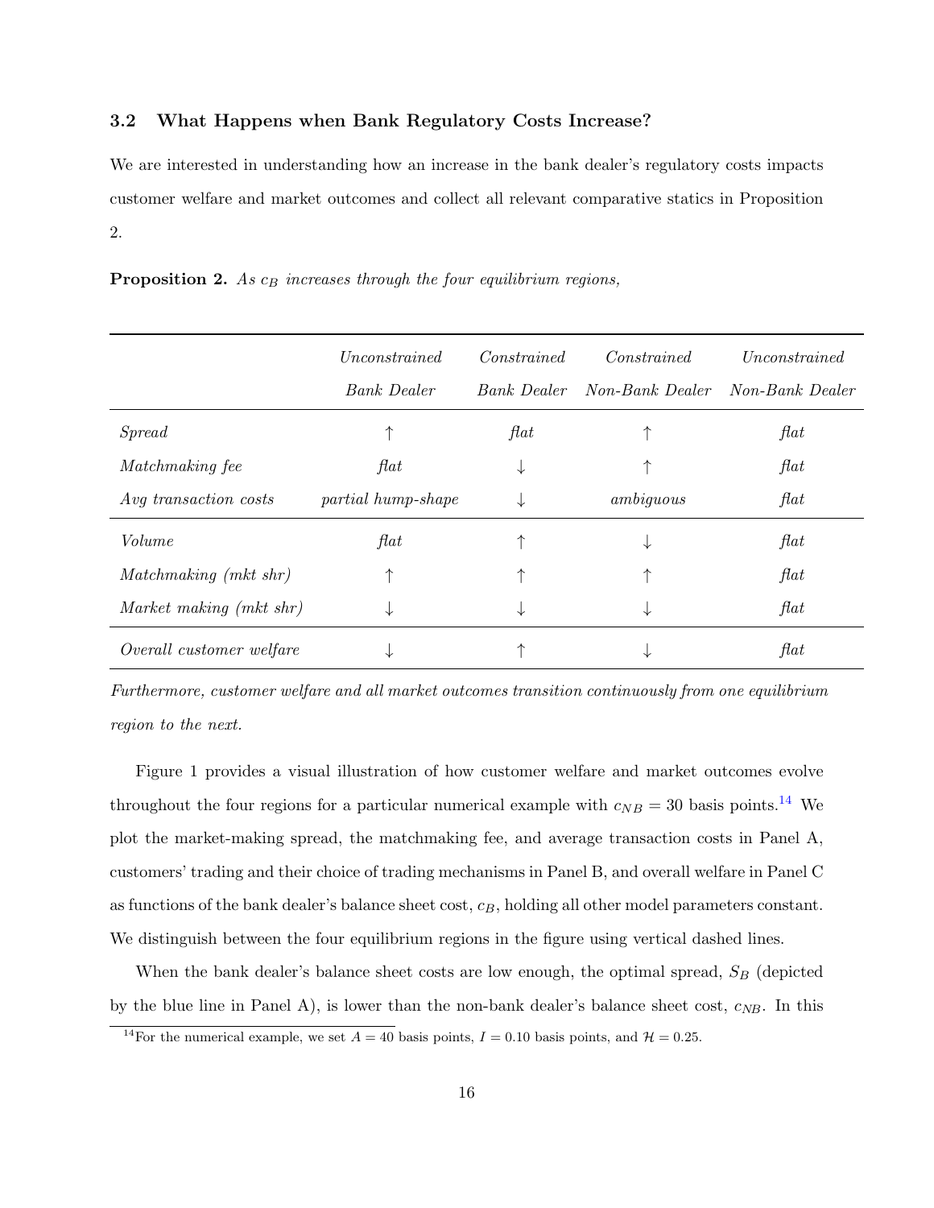### 3.2 What Happens when Bank Regulatory Costs Increase?

We are interested in understanding how an increase in the bank dealer's regulatory costs impacts customer welfare and market outcomes and collect all relevant comparative statics in Proposition 2.

**Proposition 2.** *As $c_B$ increases through the four equilibrium regions,*

| | *Unconstrained Bank Dealer* | *Constrained Bank Dealer* | *Constrained Non-Bank Dealer* | *Unconstrained Non-Bank Dealer* |
|---|---|---|---|---|
| *Spread* | ↑ | *flat* | ↑ | *flat* |
| *Matchmaking fee* | *flat* | ↓ | ↑ | *flat* |
| *Avg transaction costs* | *partial hump-shape* | ↓ | *ambiguous* | *flat* |
| *Volume* | *flat* | ↑ | ↓ | *flat* |
| *Matchmaking (mkt shr)* | ↑ | ↑ | ↑ | *flat* |
| *Market making (mkt shr)* | ↓ | ↓ | ↓ | *flat* |
| *Overall customer welfare* | ↓ | ↑ | ↓ | *flat* |

*Furthermore, customer welfare and all market outcomes transition continuously from one equilibrium region to the next.*

Figure 1 provides a visual illustration of how customer welfare and market outcomes evolve throughout the four regions for a particular numerical example with $c_{NB} = 30$ basis points.[14] We plot the market-making spread, the matchmaking fee, and average transaction costs in Panel A, customers' trading and their choice of trading mechanisms in Panel B, and overall welfare in Panel C as functions of the bank dealer's balance sheet cost, $c_B$, holding all other model parameters constant. We distinguish between the four equilibrium regions in the figure using vertical dashed lines.

When the bank dealer's balance sheet costs are low enough, the optimal spread, $S_B$ (depicted by the blue line in Panel A), is lower than the non-bank dealer's balance sheet cost, $c_{NB}$. In this

[14] For the numerical example, we set $A = 40$ basis points, $I = 0.10$ basis points, and $\mathcal{H} = 0.25$.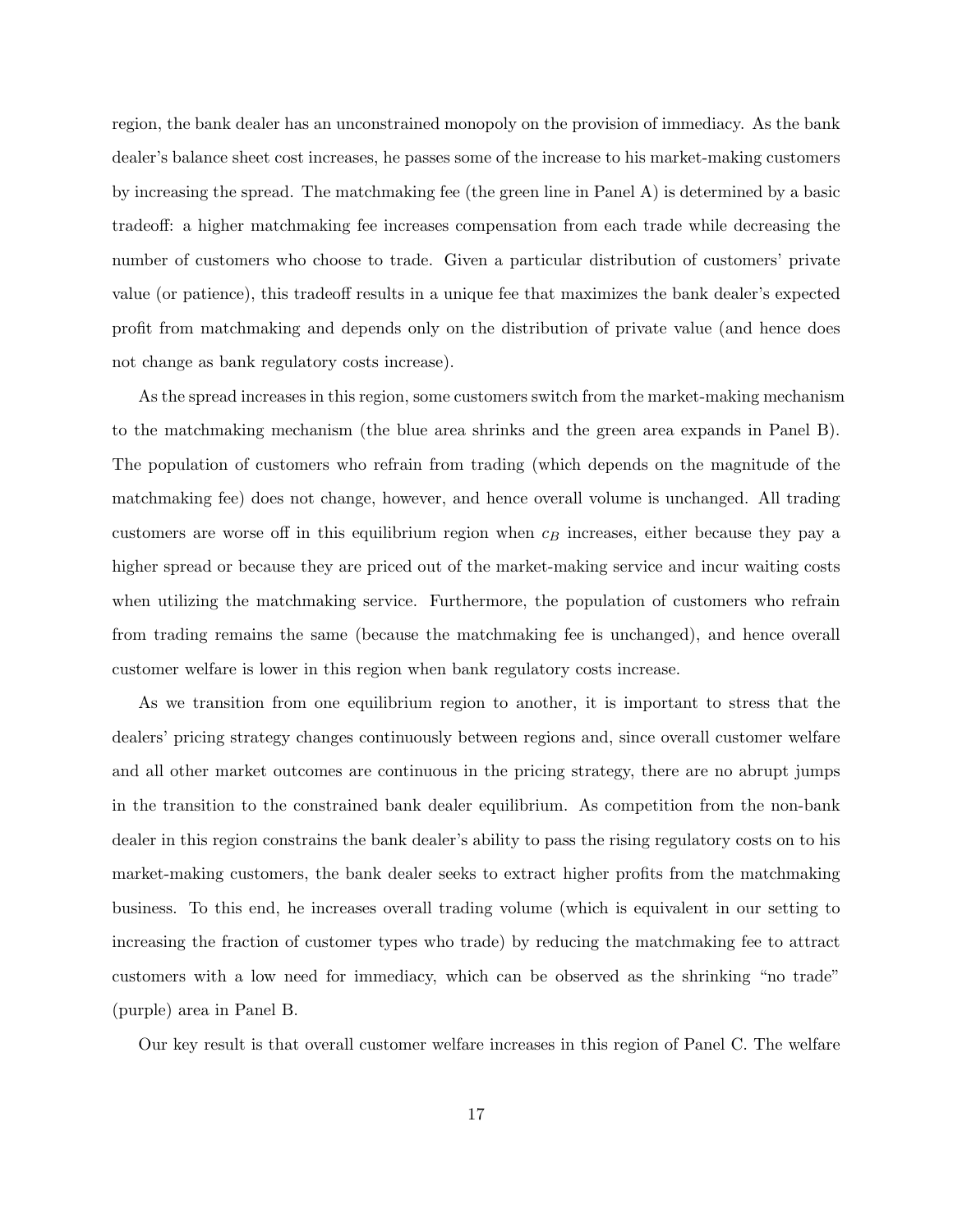region, the bank dealer has an unconstrained monopoly on the provision of immediacy. As the bank dealer's balance sheet cost increases, he passes some of the increase to his market-making customers by increasing the spread. The matchmaking fee (the green line in Panel A) is determined by a basic tradeoff: a higher matchmaking fee increases compensation from each trade while decreasing the number of customers who choose to trade. Given a particular distribution of customers' private value (or patience), this tradeoff results in a unique fee that maximizes the bank dealer's expected profit from matchmaking and depends only on the distribution of private value (and hence does not change as bank regulatory costs increase).

As the spread increases in this region, some customers switch from the market-making mechanism to the matchmaking mechanism (the blue area shrinks and the green area expands in Panel B). The population of customers who refrain from trading (which depends on the magnitude of the matchmaking fee) does not change, however, and hence overall volume is unchanged. All trading customers are worse off in this equilibrium region when $c_B$ increases, either because they pay a higher spread or because they are priced out of the market-making service and incur waiting costs when utilizing the matchmaking service. Furthermore, the population of customers who refrain from trading remains the same (because the matchmaking fee is unchanged), and hence overall customer welfare is lower in this region when bank regulatory costs increase.

As we transition from one equilibrium region to another, it is important to stress that the dealers' pricing strategy changes continuously between regions and, since overall customer welfare and all other market outcomes are continuous in the pricing strategy, there are no abrupt jumps in the transition to the constrained bank dealer equilibrium. As competition from the non-bank dealer in this region constrains the bank dealer's ability to pass the rising regulatory costs on to his market-making customers, the bank dealer seeks to extract higher profits from the matchmaking business. To this end, he increases overall trading volume (which is equivalent in our setting to increasing the fraction of customer types who trade) by reducing the matchmaking fee to attract customers with a low need for immediacy, which can be observed as the shrinking "no trade" (purple) area in Panel B.

Our key result is that overall customer welfare increases in this region of Panel C. The welfare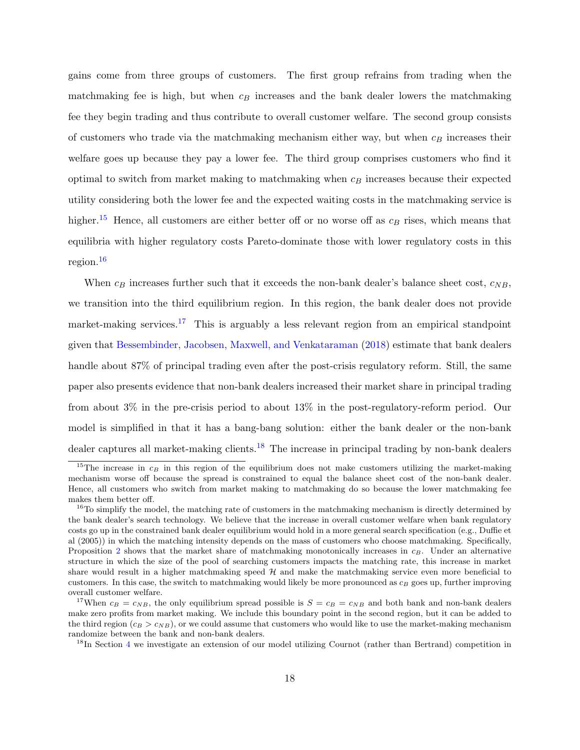gains come from three groups of customers. The first group refrains from trading when the matchmaking fee is high, but when $c_B$ increases and the bank dealer lowers the matchmaking fee they begin trading and thus contribute to overall customer welfare. The second group consists of customers who trade via the matchmaking mechanism either way, but when $c_B$ increases their welfare goes up because they pay a lower fee. The third group comprises customers who find it optimal to switch from market making to matchmaking when $c_B$ increases because their expected utility considering both the lower fee and the expected waiting costs in the matchmaking service is higher.[15] Hence, all customers are either better off or no worse off as $c_B$ rises, which means that equilibria with higher regulatory costs Pareto-dominate those with lower regulatory costs in this region.[16]

When $c_B$ increases further such that it exceeds the non-bank dealer's balance sheet cost, $c_{NB}$, we transition into the third equilibrium region. In this region, the bank dealer does not provide market-making services.[17] This is arguably a less relevant region from an empirical standpoint given that Bessembinder, Jacobsen, Maxwell, and Venkataraman (2018) estimate that bank dealers handle about 87% of principal trading even after the post-crisis regulatory reform. Still, the same paper also presents evidence that non-bank dealers increased their market share in principal trading from about 3% in the pre-crisis period to about 13% in the post-regulatory-reform period. Our model is simplified in that it has a bang-bang solution: either the bank dealer or the non-bank dealer captures all market-making clients.[18] The increase in principal trading by non-bank dealers

[15]The increase in $c_B$ in this region of the equilibrium does not make customers utilizing the market-making mechanism worse off because the spread is constrained to equal the balance sheet cost of the non-bank dealer. Hence, all customers who switch from market making to matchmaking do so because the lower matchmaking fee makes them better off.

[16]To simplify the model, the matching rate of customers in the matchmaking mechanism is directly determined by the bank dealer's search technology. We believe that the increase in overall customer welfare when bank regulatory costs go up in the constrained bank dealer equilibrium would hold in a more general search specification (e.g., Duffie et al (2005)) in which the matching intensity depends on the mass of customers who choose matchmaking. Specifically, Proposition 2 shows that the market share of matchmaking monotonically increases in $c_B$. Under an alternative structure in which the size of the pool of searching customers impacts the matching rate, this increase in market share would result in a higher matchmaking speed $\mathcal{H}$ and make the matchmaking service even more beneficial to customers. In this case, the switch to matchmaking would likely be more pronounced as $c_B$ goes up, further improving overall customer welfare.

[17]When $c_B = c_{NB}$, the only equilibrium spread possible is $S = c_B = c_{NB}$ and both bank and non-bank dealers make zero profits from market making. We include this boundary point in the second region, but it can be added to the third region ($c_B > c_{NB}$), or we could assume that customers who would like to use the market-making mechanism randomize between the bank and non-bank dealers.

[18]In Section 4 we investigate an extension of our model utilizing Cournot (rather than Bertrand) competition in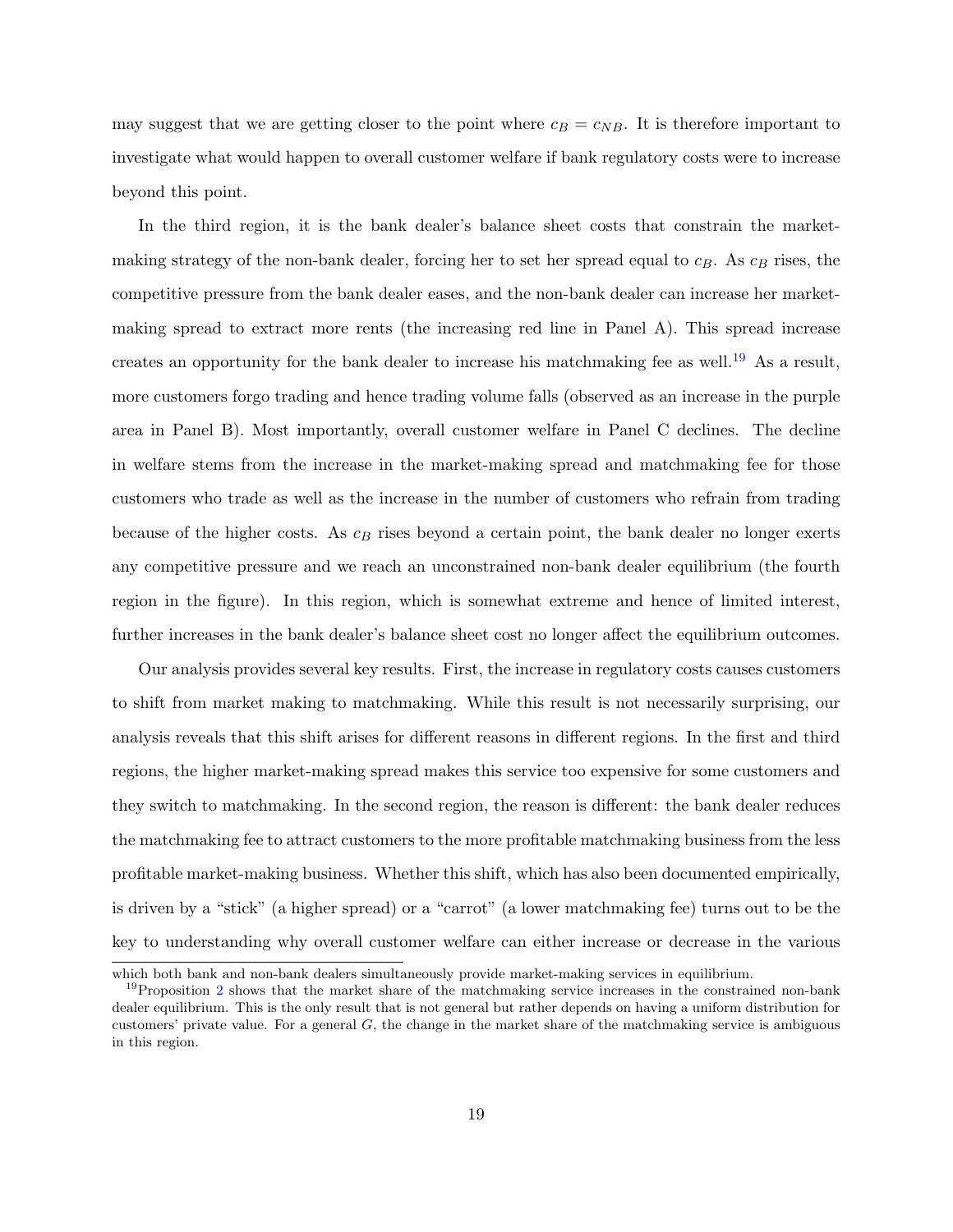may suggest that we are getting closer to the point where $c_B = c_{NB}$. It is therefore important to investigate what would happen to overall customer welfare if bank regulatory costs were to increase beyond this point.

In the third region, it is the bank dealer's balance sheet costs that constrain the market-making strategy of the non-bank dealer, forcing her to set her spread equal to $c_B$. As $c_B$ rises, the competitive pressure from the bank dealer eases, and the non-bank dealer can increase her market-making spread to extract more rents (the increasing red line in Panel A). This spread increase creates an opportunity for the bank dealer to increase his matchmaking fee as well.[19] As a result, more customers forgo trading and hence trading volume falls (observed as an increase in the purple area in Panel B). Most importantly, overall customer welfare in Panel C declines. The decline in welfare stems from the increase in the market-making spread and matchmaking fee for those customers who trade as well as the increase in the number of customers who refrain from trading because of the higher costs. As $c_B$ rises beyond a certain point, the bank dealer no longer exerts any competitive pressure and we reach an unconstrained non-bank dealer equilibrium (the fourth region in the figure). In this region, which is somewhat extreme and hence of limited interest, further increases in the bank dealer's balance sheet cost no longer affect the equilibrium outcomes.

Our analysis provides several key results. First, the increase in regulatory costs causes customers to shift from market making to matchmaking. While this result is not necessarily surprising, our analysis reveals that this shift arises for different reasons in different regions. In the first and third regions, the higher market-making spread makes this service too expensive for some customers and they switch to matchmaking. In the second region, the reason is different: the bank dealer reduces the matchmaking fee to attract customers to the more profitable matchmaking business from the less profitable market-making business. Whether this shift, which has also been documented empirically, is driven by a "stick" (a higher spread) or a "carrot" (a lower matchmaking fee) turns out to be the key to understanding why overall customer welfare can either increase or decrease in the various

---

which both bank and non-bank dealers simultaneously provide market-making services in equilibrium.

[19] Proposition 2 shows that the market share of the matchmaking service increases in the constrained non-bank dealer equilibrium. This is the only result that is not general but rather depends on having a uniform distribution for customers' private value. For a general $G$, the change in the market share of the matchmaking service is ambiguous in this region.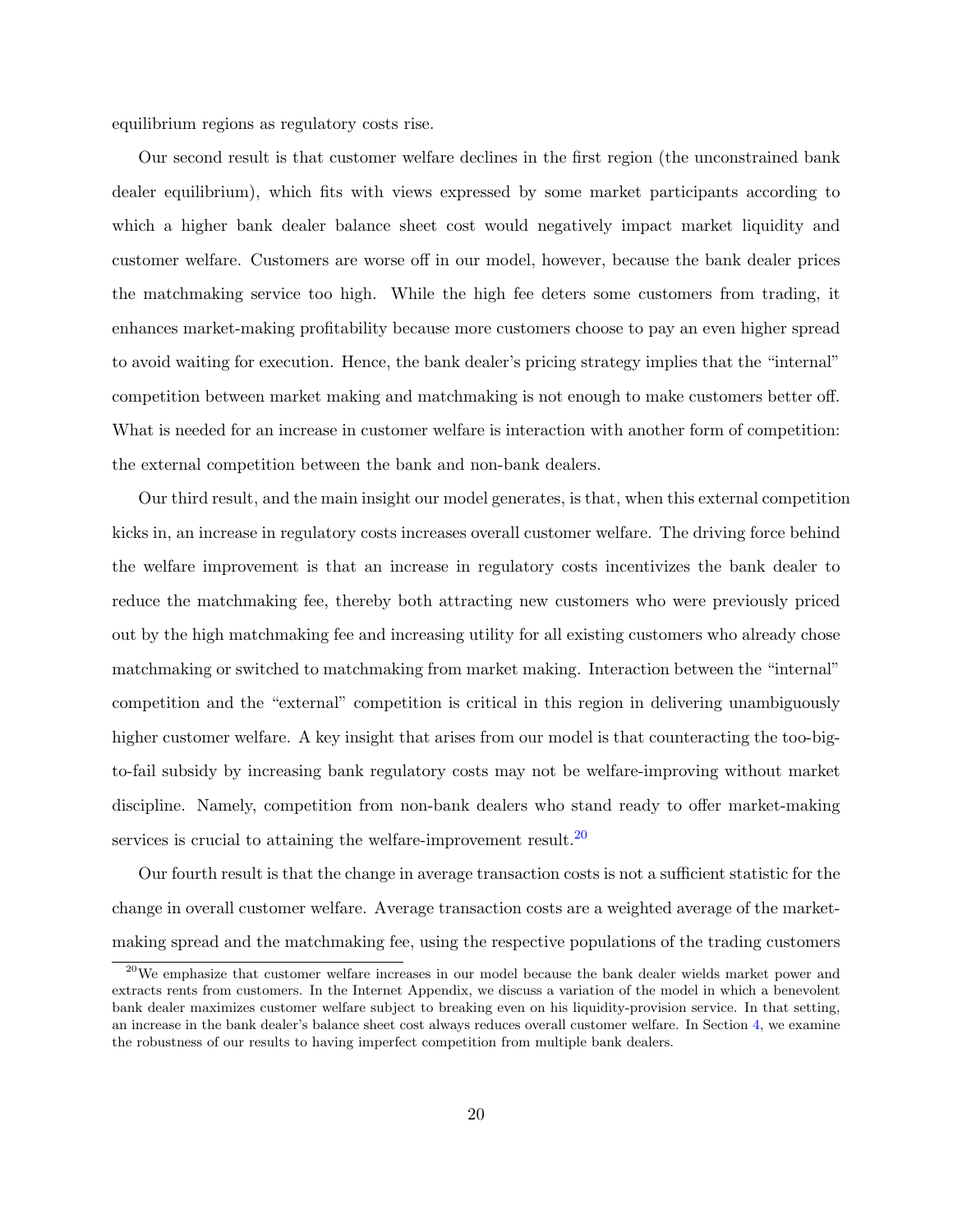equilibrium regions as regulatory costs rise.

Our second result is that customer welfare declines in the first region (the unconstrained bank dealer equilibrium), which fits with views expressed by some market participants according to which a higher bank dealer balance sheet cost would negatively impact market liquidity and customer welfare. Customers are worse off in our model, however, because the bank dealer prices the matchmaking service too high. While the high fee deters some customers from trading, it enhances market-making profitability because more customers choose to pay an even higher spread to avoid waiting for execution. Hence, the bank dealer's pricing strategy implies that the "internal" competition between market making and matchmaking is not enough to make customers better off. What is needed for an increase in customer welfare is interaction with another form of competition: the external competition between the bank and non-bank dealers.

Our third result, and the main insight our model generates, is that, when this external competition kicks in, an increase in regulatory costs increases overall customer welfare. The driving force behind the welfare improvement is that an increase in regulatory costs incentivizes the bank dealer to reduce the matchmaking fee, thereby both attracting new customers who were previously priced out by the high matchmaking fee and increasing utility for all existing customers who already chose matchmaking or switched to matchmaking from market making. Interaction between the "internal" competition and the "external" competition is critical in this region in delivering unambiguously higher customer welfare. A key insight that arises from our model is that counteracting the too-big-to-fail subsidy by increasing bank regulatory costs may not be welfare-improving without market discipline. Namely, competition from non-bank dealers who stand ready to offer market-making services is crucial to attaining the welfare-improvement result.[20]

Our fourth result is that the change in average transaction costs is not a sufficient statistic for the change in overall customer welfare. Average transaction costs are a weighted average of the market-making spread and the matchmaking fee, using the respective populations of the trading customers

[20] We emphasize that customer welfare increases in our model because the bank dealer wields market power and extracts rents from customers. In the Internet Appendix, we discuss a variation of the model in which a benevolent bank dealer maximizes customer welfare subject to breaking even on his liquidity-provision service. In that setting, an increase in the bank dealer's balance sheet cost always reduces overall customer welfare. In Section 4, we examine the robustness of our results to having imperfect competition from multiple bank dealers.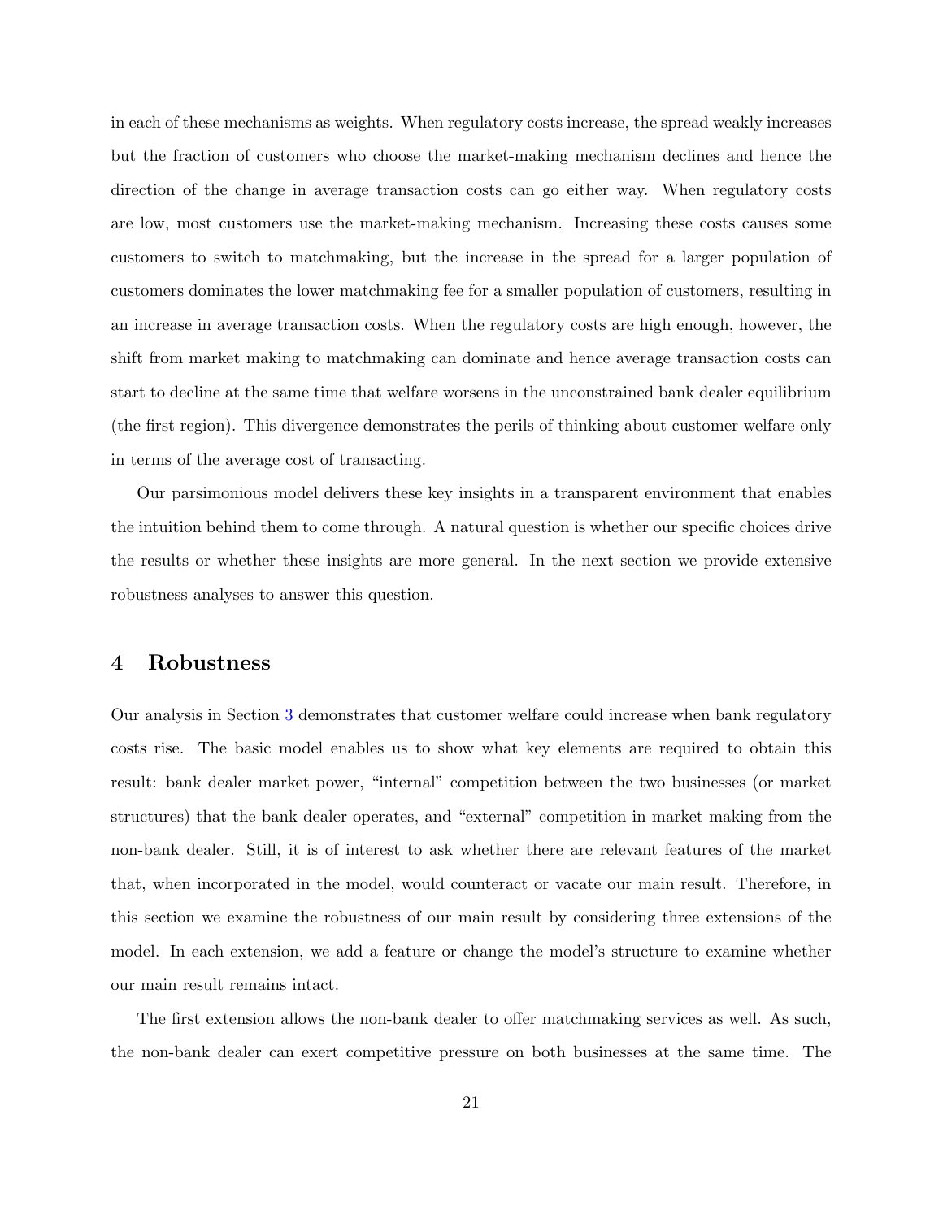in each of these mechanisms as weights. When regulatory costs increase, the spread weakly increases but the fraction of customers who choose the market-making mechanism declines and hence the direction of the change in average transaction costs can go either way. When regulatory costs are low, most customers use the market-making mechanism. Increasing these costs causes some customers to switch to matchmaking, but the increase in the spread for a larger population of customers dominates the lower matchmaking fee for a smaller population of customers, resulting in an increase in average transaction costs. When the regulatory costs are high enough, however, the shift from market making to matchmaking can dominate and hence average transaction costs can start to decline at the same time that welfare worsens in the unconstrained bank dealer equilibrium (the first region). This divergence demonstrates the perils of thinking about customer welfare only in terms of the average cost of transacting.

Our parsimonious model delivers these key insights in a transparent environment that enables the intuition behind them to come through. A natural question is whether our specific choices drive the results or whether these insights are more general. In the next section we provide extensive robustness analyses to answer this question.

# 4 Robustness

Our analysis in Section 3 demonstrates that customer welfare could increase when bank regulatory costs rise. The basic model enables us to show what key elements are required to obtain this result: bank dealer market power, "internal" competition between the two businesses (or market structures) that the bank dealer operates, and "external" competition in market making from the non-bank dealer. Still, it is of interest to ask whether there are relevant features of the market that, when incorporated in the model, would counteract or vacate our main result. Therefore, in this section we examine the robustness of our main result by considering three extensions of the model. In each extension, we add a feature or change the model's structure to examine whether our main result remains intact.

The first extension allows the non-bank dealer to offer matchmaking services as well. As such, the non-bank dealer can exert competitive pressure on both businesses at the same time. The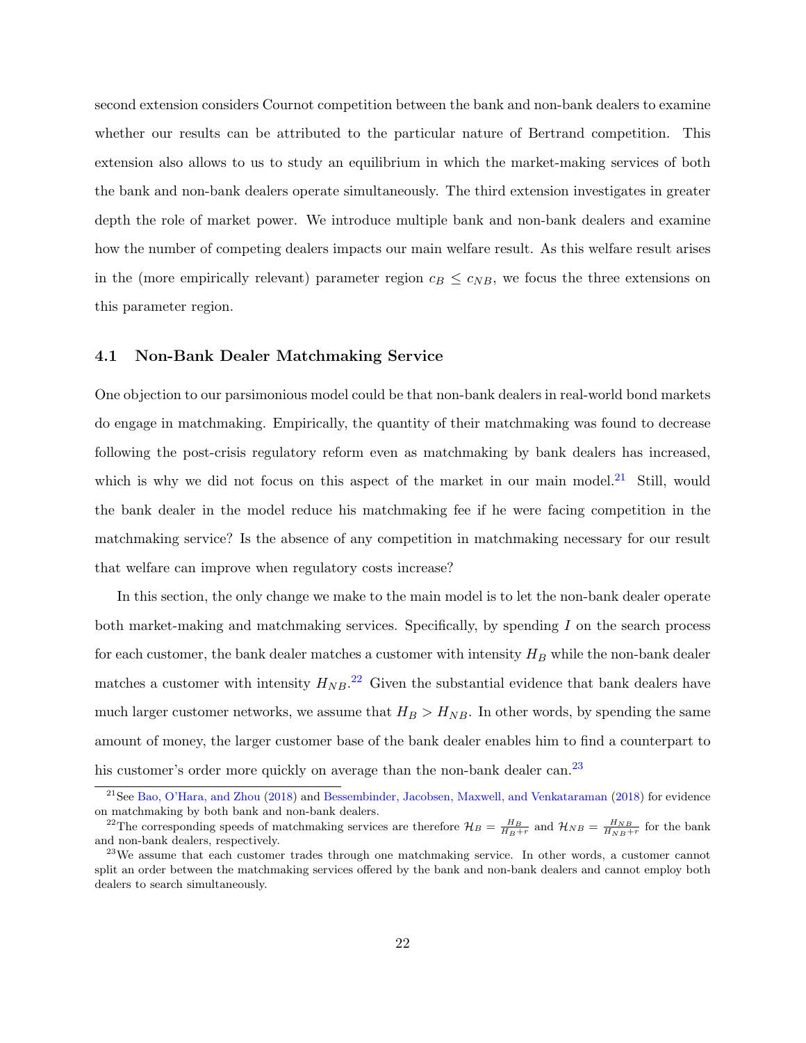second extension considers Cournot competition between the bank and non-bank dealers to examine whether our results can be attributed to the particular nature of Bertrand competition. This extension also allows to us to study an equilibrium in which the market-making services of both the bank and non-bank dealers operate simultaneously. The third extension investigates in greater depth the role of market power. We introduce multiple bank and non-bank dealers and examine how the number of competing dealers impacts our main welfare result. As this welfare result arises in the (more empirically relevant) parameter region $c_B \leq c_{NB}$, we focus the three extensions on this parameter region.

### 4.1 Non-Bank Dealer Matchmaking Service

One objection to our parsimonious model could be that non-bank dealers in real-world bond markets do engage in matchmaking. Empirically, the quantity of their matchmaking was found to decrease following the post-crisis regulatory reform even as matchmaking by bank dealers has increased, which is why we did not focus on this aspect of the market in our main model.[21] Still, would the bank dealer in the model reduce his matchmaking fee if he were facing competition in the matchmaking service? Is the absence of any competition in matchmaking necessary for our result that welfare can improve when regulatory costs increase?

In this section, the only change we make to the main model is to let the non-bank dealer operate both market-making and matchmaking services. Specifically, by spending $I$ on the search process for each customer, the bank dealer matches a customer with intensity $H_B$ while the non-bank dealer matches a customer with intensity $H_{NB}$.[22] Given the substantial evidence that bank dealers have much larger customer networks, we assume that $H_B > H_{NB}$. In other words, by spending the same amount of money, the larger customer base of the bank dealer enables him to find a counterpart to his customer's order more quickly on average than the non-bank dealer can.[23]

[21] See Bao, O'Hara, and Zhou (2018) and Bessembinder, Jacobsen, Maxwell, and Venkataraman (2018) for evidence on matchmaking by both bank and non-bank dealers.

[22] The corresponding speeds of matchmaking services are therefore $\mathcal{H}_B = \frac{H_B}{H_B+r}$ and $\mathcal{H}_{NB} = \frac{H_{NB}}{H_{NB}+r}$ for the bank and non-bank dealers, respectively.

[23] We assume that each customer trades through one matchmaking service. In other words, a customer cannot split an order between the matchmaking services offered by the bank and non-bank dealers and cannot employ both dealers to search simultaneously.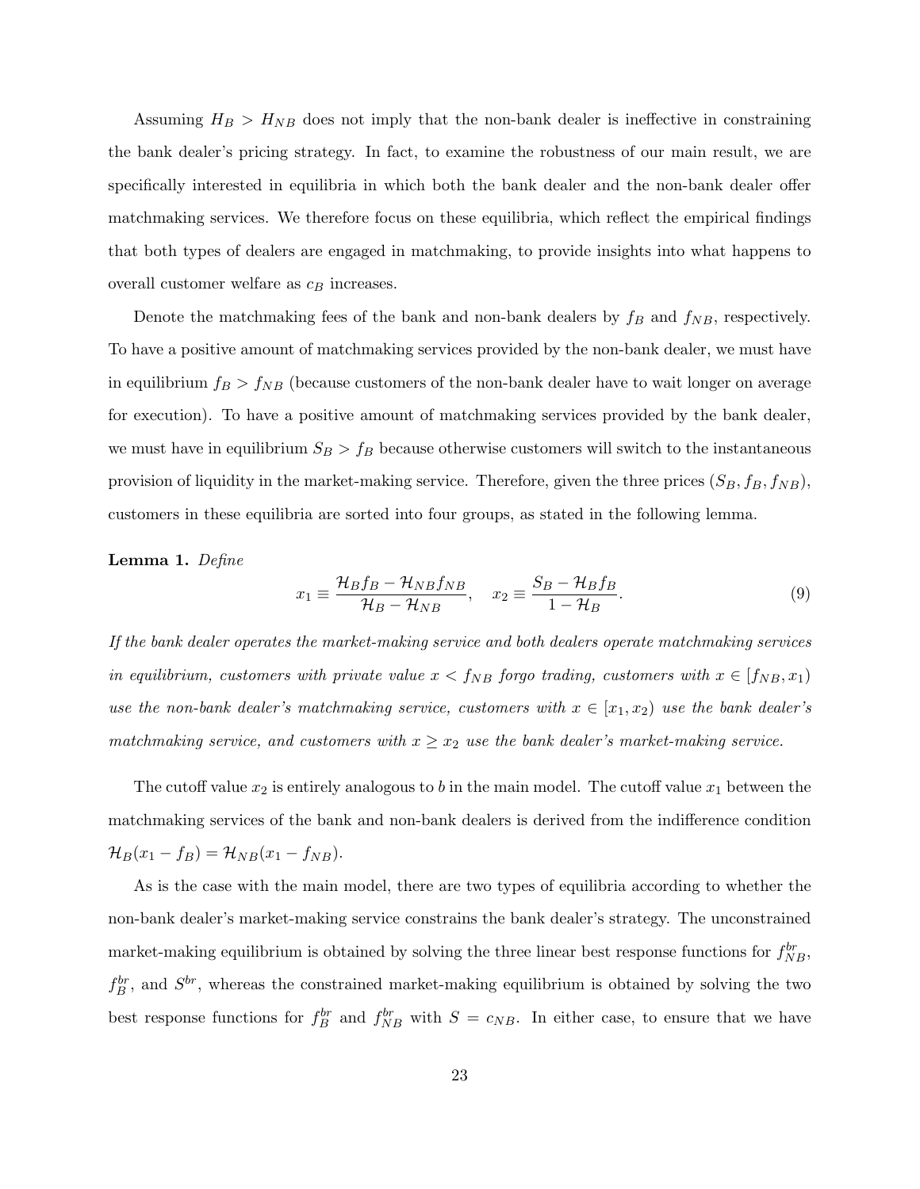Assuming $H_B > H_{NB}$ does not imply that the non-bank dealer is ineffective in constraining the bank dealer's pricing strategy. In fact, to examine the robustness of our main result, we are specifically interested in equilibria in which both the bank dealer and the non-bank dealer offer matchmaking services. We therefore focus on these equilibria, which reflect the empirical findings that both types of dealers are engaged in matchmaking, to provide insights into what happens to overall customer welfare as $c_B$ increases.

Denote the matchmaking fees of the bank and non-bank dealers by $f_B$ and $f_{NB}$, respectively. To have a positive amount of matchmaking services provided by the non-bank dealer, we must have in equilibrium $f_B > f_{NB}$ (because customers of the non-bank dealer have to wait longer on average for execution). To have a positive amount of matchmaking services provided by the bank dealer, we must have in equilibrium $S_B > f_B$ because otherwise customers will switch to the instantaneous provision of liquidity in the market-making service. Therefore, given the three prices $(S_B, f_B, f_{NB})$, customers in these equilibria are sorted into four groups, as stated in the following lemma.

**Lemma 1.** *Define*

$$x_1 \equiv \frac{\mathcal{H}_B f_B - \mathcal{H}_{NB} f_{NB}}{\mathcal{H}_B - \mathcal{H}_{NB}}, \quad x_2 \equiv \frac{S_B - \mathcal{H}_B f_B}{1 - \mathcal{H}_B}. \tag{9}$$

*If the bank dealer operates the market-making service and both dealers operate matchmaking services in equilibrium, customers with private value $x < f_{NB}$ forgo trading, customers with $x \in [f_{NB}, x_1)$ use the non-bank dealer's matchmaking service, customers with $x \in [x_1, x_2)$ use the bank dealer's matchmaking service, and customers with $x \geq x_2$ use the bank dealer's market-making service.*

The cutoff value $x_2$ is entirely analogous to $b$ in the main model. The cutoff value $x_1$ between the matchmaking services of the bank and non-bank dealers is derived from the indifference condition $\mathcal{H}_B(x_1 - f_B) = \mathcal{H}_{NB}(x_1 - f_{NB})$.

As is the case with the main model, there are two types of equilibria according to whether the non-bank dealer's market-making service constrains the bank dealer's strategy. The unconstrained market-making equilibrium is obtained by solving the three linear best response functions for $f_{NB}^{br}$, $f_B^{br}$, and $S^{br}$, whereas the constrained market-making equilibrium is obtained by solving the two best response functions for $f_B^{br}$ and $f_{NB}^{br}$ with $S = c_{NB}$. In either case, to ensure that we have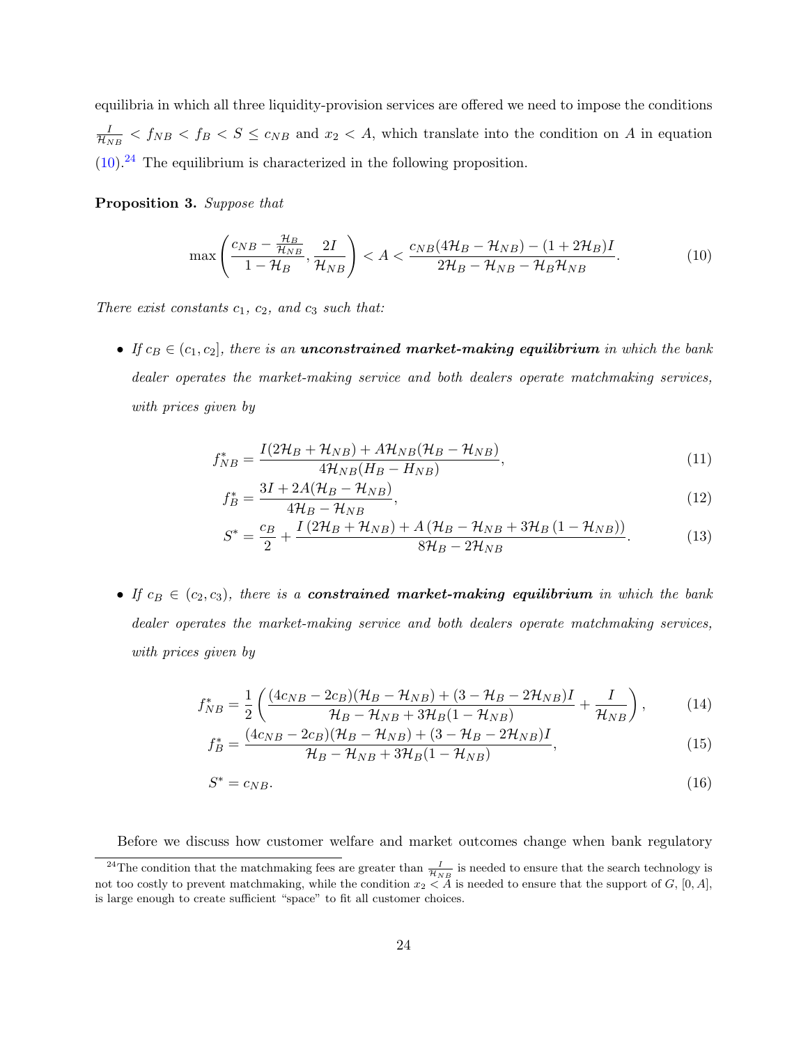equilibria in which all three liquidity-provision services are offered we need to impose the conditions $\frac{I}{\mathcal{H}_{NB}} < f_{NB} < f_B < S \leq c_{NB}$ and $x_2 < A$, which translate into the condition on $A$ in equation (10).[24] The equilibrium is characterized in the following proposition.

**Proposition 3.** *Suppose that*

$$\max\left(\frac{c_{NB} - \frac{\mathcal{H}_B}{\mathcal{H}_{NB}}}{1 - \mathcal{H}_B}, \frac{2I}{\mathcal{H}_{NB}}\right) < A < \frac{c_{NB}(4\mathcal{H}_B - \mathcal{H}_{NB}) - (1 + 2\mathcal{H}_B)I}{2\mathcal{H}_B - \mathcal{H}_{NB} - \mathcal{H}_B\mathcal{H}_{NB}}. \tag{10}$$

*There exist constants $c_1$, $c_2$, and $c_3$ such that:*

- *If $c_B \in (c_1, c_2]$, there is an* ***unconstrained market-making equilibrium*** *in which the bank dealer operates the market-making service and both dealers operate matchmaking services, with prices given by*

$$f_{NB}^* = \frac{I(2\mathcal{H}_B + \mathcal{H}_{NB}) + A\mathcal{H}_{NB}(\mathcal{H}_B - \mathcal{H}_{NB})}{4\mathcal{H}_{NB}(H_B - H_{NB})}, \tag{11}$$

$$f_B^* = \frac{3I + 2A(\mathcal{H}_B - \mathcal{H}_{NB})}{4\mathcal{H}_B - \mathcal{H}_{NB}}, \tag{12}$$

$$S^* = \frac{c_B}{2} + \frac{I\left(2\mathcal{H}_B + \mathcal{H}_{NB}\right) + A\left(\mathcal{H}_B - \mathcal{H}_{NB} + 3\mathcal{H}_B\left(1 - \mathcal{H}_{NB}\right)\right)}{8\mathcal{H}_B - 2\mathcal{H}_{NB}}. \tag{13}$$

- *If $c_B \in (c_2, c_3)$, there is a* ***constrained market-making equilibrium*** *in which the bank dealer operates the market-making service and both dealers operate matchmaking services, with prices given by*

$$f_{NB}^* = \frac{1}{2}\left(\frac{(4c_{NB} - 2c_B)(\mathcal{H}_B - \mathcal{H}_{NB}) + (3 - \mathcal{H}_B - 2\mathcal{H}_{NB})I}{\mathcal{H}_B - \mathcal{H}_{NB} + 3\mathcal{H}_B(1 - \mathcal{H}_{NB})} + \frac{I}{\mathcal{H}_{NB}}\right), \tag{14}$$

$$f_B^* = \frac{(4c_{NB} - 2c_B)(\mathcal{H}_B - \mathcal{H}_{NB}) + (3 - \mathcal{H}_B - 2\mathcal{H}_{NB})I}{\mathcal{H}_B - \mathcal{H}_{NB} + 3\mathcal{H}_B(1 - \mathcal{H}_{NB})}, \tag{15}$$

$$S^* = c_{NB}. \tag{16}$$

Before we discuss how customer welfare and market outcomes change when bank regulatory

[24] The condition that the matchmaking fees are greater than $\frac{I}{\mathcal{H}_{NB}}$ is needed to ensure that the search technology is not too costly to prevent matchmaking, while the condition $x_2 < A$ is needed to ensure that the support of $G$, $[0, A]$, is large enough to create sufficient "space" to fit all customer choices.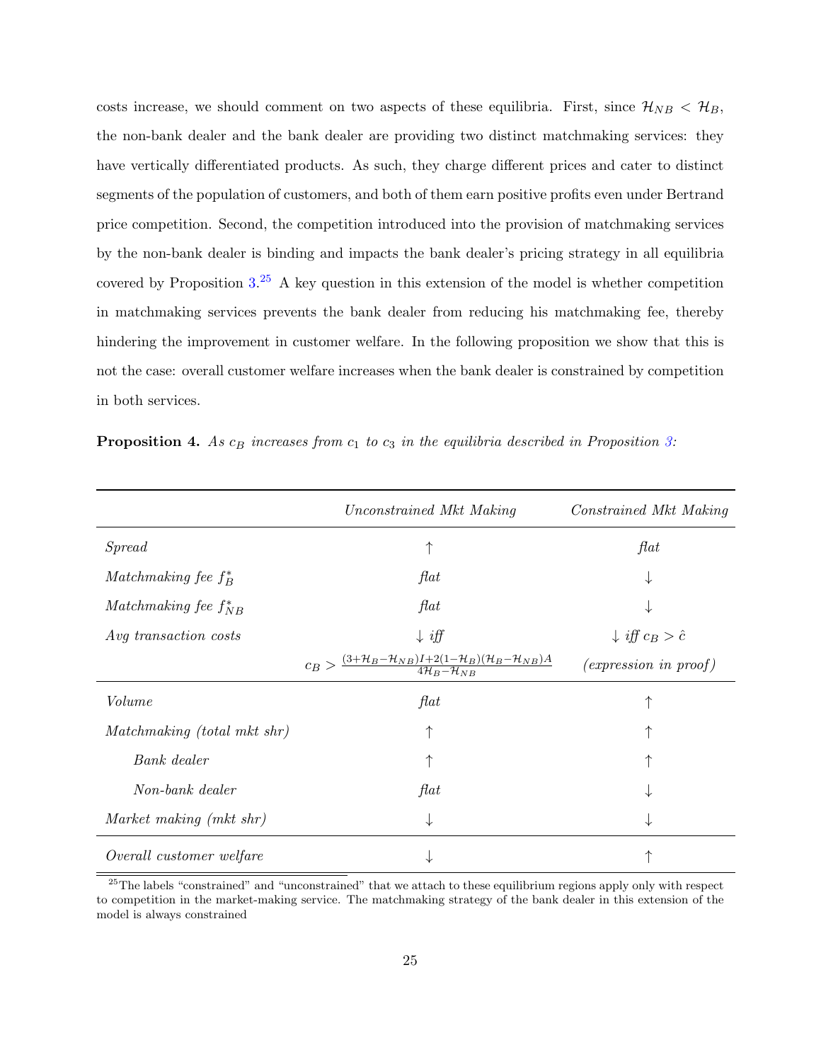costs increase, we should comment on two aspects of these equilibria. First, since $\mathcal{H}_{NB} < \mathcal{H}_B$, the non-bank dealer and the bank dealer are providing two distinct matchmaking services: they have vertically differentiated products. As such, they charge different prices and cater to distinct segments of the population of customers, and both of them earn positive profits even under Bertrand price competition. Second, the competition introduced into the provision of matchmaking services by the non-bank dealer is binding and impacts the bank dealer's pricing strategy in all equilibria covered by Proposition 3.[25] A key question in this extension of the model is whether competition in matchmaking services prevents the bank dealer from reducing his matchmaking fee, thereby hindering the improvement in customer welfare. In the following proposition we show that this is not the case: overall customer welfare increases when the bank dealer is constrained by competition in both services.

**Proposition 4.** *As $c_B$ increases from $c_1$ to $c_3$ in the equilibria described in Proposition 3:*

| | *Unconstrained Mkt Making* | *Constrained Mkt Making* |
|---|---|---|
| *Spread* | ↑ | *flat* |
| *Matchmaking fee $f_B^*$* | *flat* | ↓ |
| *Matchmaking fee $f_{NB}^*$* | *flat* | ↓ |
| *Avg transaction costs* | ↓ *iff* | ↓ *iff $c_B > \hat{c}$* |
| | $c_B > \frac{(3+\mathcal{H}_B-\mathcal{H}_{NB})I+2(1-\mathcal{H}_B)(\mathcal{H}_B-\mathcal{H}_{NB})A}{4\mathcal{H}_B-\mathcal{H}_{NB}}$ | *(expression in proof)* |
| *Volume* | *flat* | ↑ |
| *Matchmaking (total mkt shr)* | ↑ | ↑ |
| *Bank dealer* | ↑ | ↑ |
| *Non-bank dealer* | *flat* | ↓ |
| *Market making (mkt shr)* | ↓ | ↓ |
| *Overall customer welfare* | ↓ | ↑ |

[25] The labels "constrained" and "unconstrained" that we attach to these equilibrium regions apply only with respect to competition in the market-making service. The matchmaking strategy of the bank dealer in this extension of the model is always constrained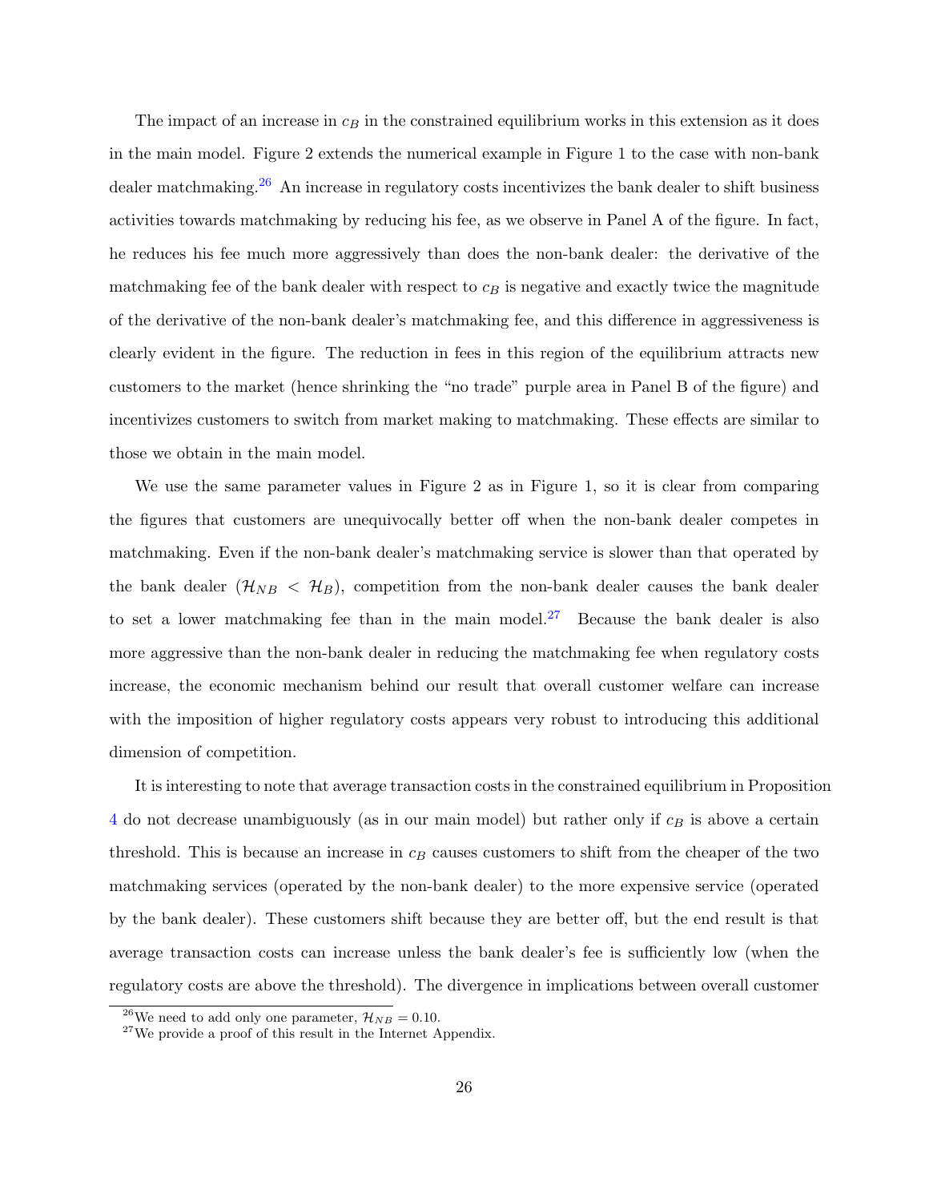The impact of an increase in $c_B$ in the constrained equilibrium works in this extension as it does in the main model. Figure 2 extends the numerical example in Figure 1 to the case with non-bank dealer matchmaking.[26] An increase in regulatory costs incentivizes the bank dealer to shift business activities towards matchmaking by reducing his fee, as we observe in Panel A of the figure. In fact, he reduces his fee much more aggressively than does the non-bank dealer: the derivative of the matchmaking fee of the bank dealer with respect to $c_B$ is negative and exactly twice the magnitude of the derivative of the non-bank dealer's matchmaking fee, and this difference in aggressiveness is clearly evident in the figure. The reduction in fees in this region of the equilibrium attracts new customers to the market (hence shrinking the "no trade" purple area in Panel B of the figure) and incentivizes customers to switch from market making to matchmaking. These effects are similar to those we obtain in the main model.

We use the same parameter values in Figure 2 as in Figure 1, so it is clear from comparing the figures that customers are unequivocally better off when the non-bank dealer competes in matchmaking. Even if the non-bank dealer's matchmaking service is slower than that operated by the bank dealer ($\mathcal{H}_{NB} < \mathcal{H}_B$), competition from the non-bank dealer causes the bank dealer to set a lower matchmaking fee than in the main model.[27] Because the bank dealer is also more aggressive than the non-bank dealer in reducing the matchmaking fee when regulatory costs increase, the economic mechanism behind our result that overall customer welfare can increase with the imposition of higher regulatory costs appears very robust to introducing this additional dimension of competition.

It is interesting to note that average transaction costs in the constrained equilibrium in Proposition 4 do not decrease unambiguously (as in our main model) but rather only if $c_B$ is above a certain threshold. This is because an increase in $c_B$ causes customers to shift from the cheaper of the two matchmaking services (operated by the non-bank dealer) to the more expensive service (operated by the bank dealer). These customers shift because they are better off, but the end result is that average transaction costs can increase unless the bank dealer's fee is sufficiently low (when the regulatory costs are above the threshold). The divergence in implications between overall customer

[26] We need to add only one parameter, $\mathcal{H}_{NB} = 0.10$.

[27] We provide a proof of this result in the Internet Appendix.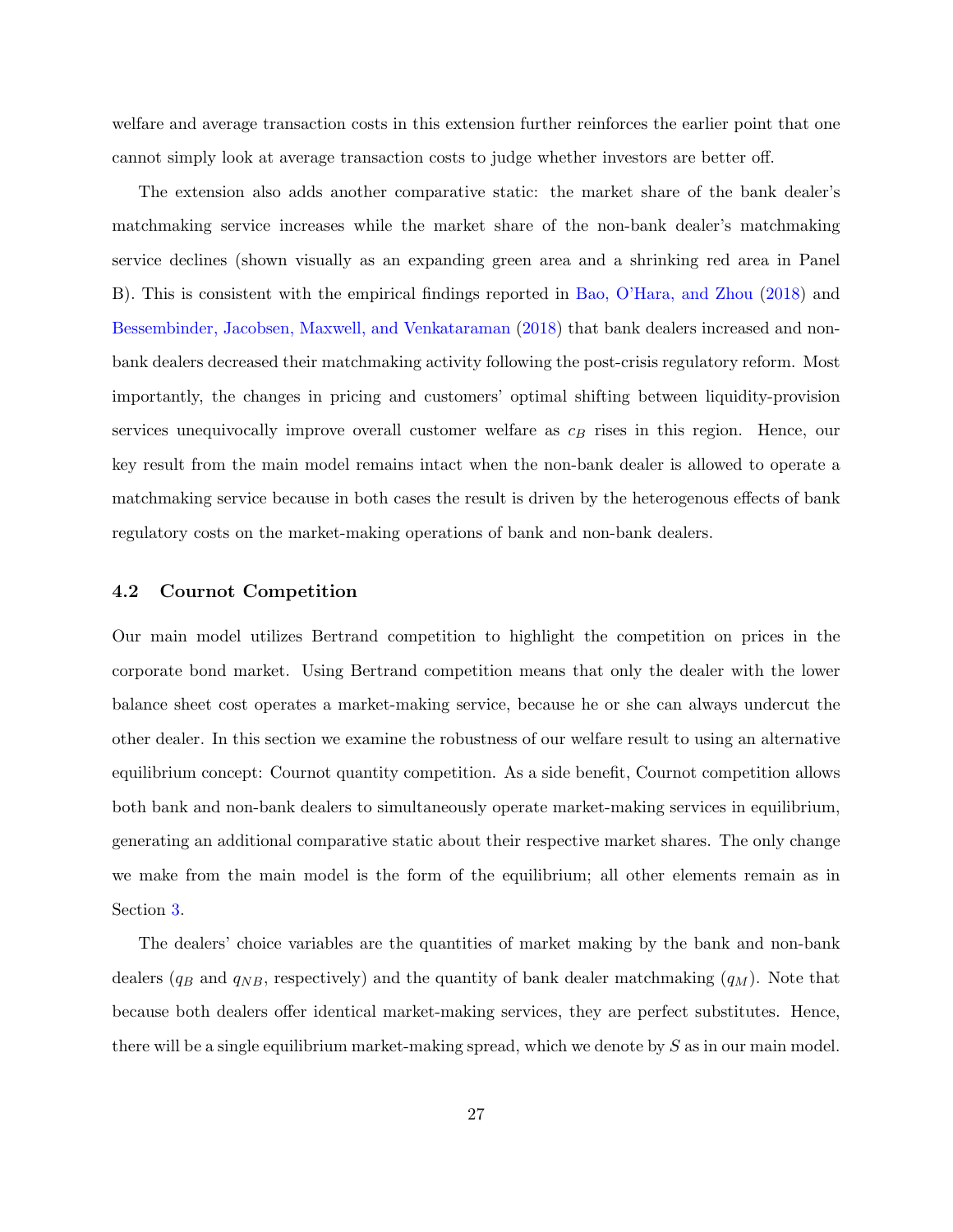welfare and average transaction costs in this extension further reinforces the earlier point that one cannot simply look at average transaction costs to judge whether investors are better off.

The extension also adds another comparative static: the market share of the bank dealer's matchmaking service increases while the market share of the non-bank dealer's matchmaking service declines (shown visually as an expanding green area and a shrinking red area in Panel B). This is consistent with the empirical findings reported in Bao, O'Hara, and Zhou (2018) and Bessembinder, Jacobsen, Maxwell, and Venkataraman (2018) that bank dealers increased and non-bank dealers decreased their matchmaking activity following the post-crisis regulatory reform. Most importantly, the changes in pricing and customers' optimal shifting between liquidity-provision services unequivocally improve overall customer welfare as $c_B$ rises in this region. Hence, our key result from the main model remains intact when the non-bank dealer is allowed to operate a matchmaking service because in both cases the result is driven by the heterogenous effects of bank regulatory costs on the market-making operations of bank and non-bank dealers.

### 4.2 Cournot Competition

Our main model utilizes Bertrand competition to highlight the competition on prices in the corporate bond market. Using Bertrand competition means that only the dealer with the lower balance sheet cost operates a market-making service, because he or she can always undercut the other dealer. In this section we examine the robustness of our welfare result to using an alternative equilibrium concept: Cournot quantity competition. As a side benefit, Cournot competition allows both bank and non-bank dealers to simultaneously operate market-making services in equilibrium, generating an additional comparative static about their respective market shares. The only change we make from the main model is the form of the equilibrium; all other elements remain as in Section 3.

The dealers' choice variables are the quantities of market making by the bank and non-bank dealers ($q_B$ and $q_{NB}$, respectively) and the quantity of bank dealer matchmaking ($q_M$). Note that because both dealers offer identical market-making services, they are perfect substitutes. Hence, there will be a single equilibrium market-making spread, which we denote by $S$ as in our main model.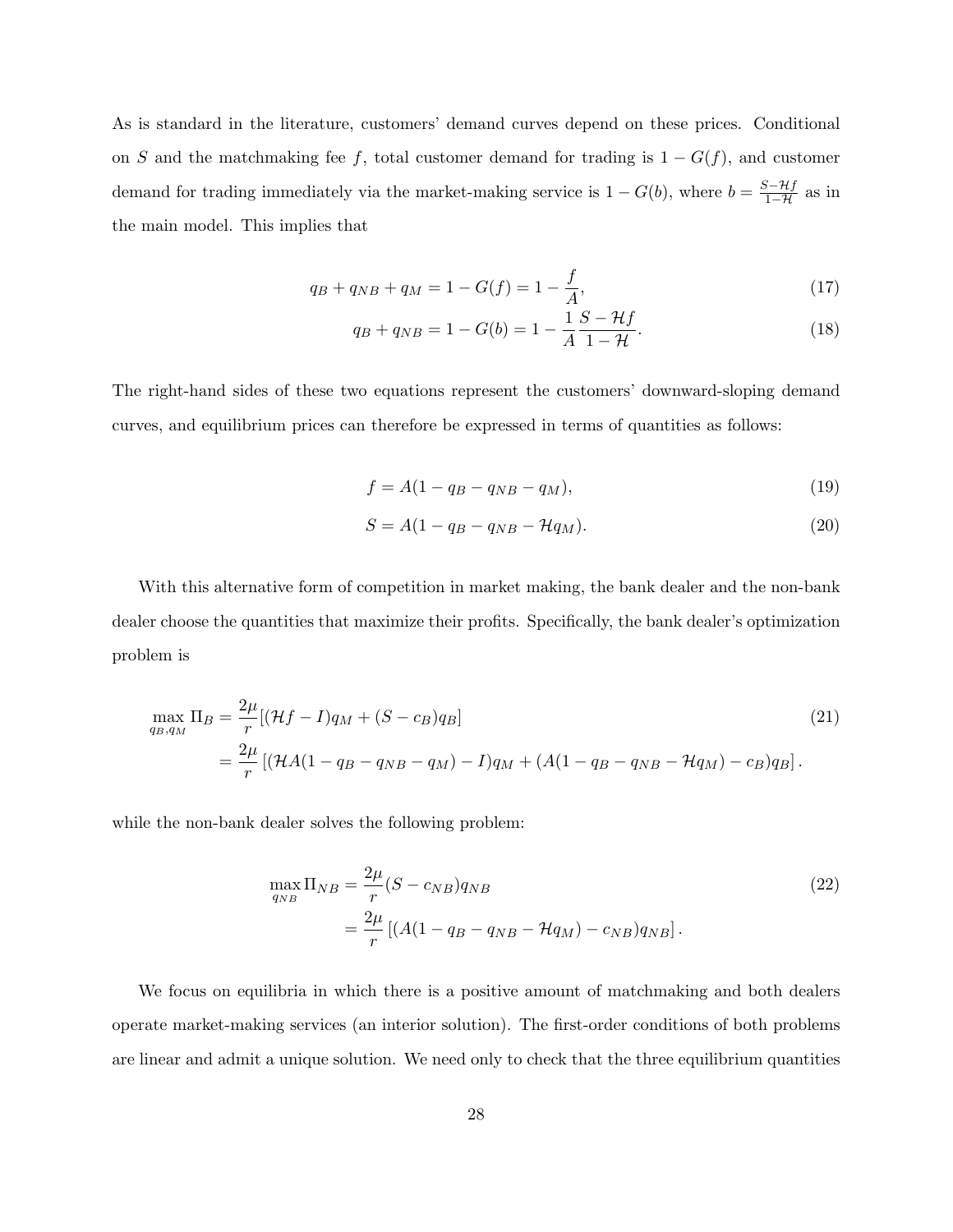As is standard in the literature, customers' demand curves depend on these prices. Conditional on $S$ and the matchmaking fee $f$, total customer demand for trading is $1 - G(f)$, and customer demand for trading immediately via the market-making service is $1 - G(b)$, where $b = \frac{S - \mathcal{H}f}{1 - \mathcal{H}}$ as in the main model. This implies that

$$q_B + q_{NB} + q_M = 1 - G(f) = 1 - \frac{f}{A}, \tag{17}$$

$$q_B + q_{NB} = 1 - G(b) = 1 - \frac{1}{A}\frac{S - \mathcal{H}f}{1 - \mathcal{H}}. \tag{18}$$

The right-hand sides of these two equations represent the customers' downward-sloping demand curves, and equilibrium prices can therefore be expressed in terms of quantities as follows:

$$f = A(1 - q_B - q_{NB} - q_M), \tag{19}$$

$$S = A(1 - q_B - q_{NB} - \mathcal{H}q_M). \tag{20}$$

With this alternative form of competition in market making, the bank dealer and the non-bank dealer choose the quantities that maximize their profits. Specifically, the bank dealer's optimization problem is

$$\begin{aligned}
\max_{q_B, q_M} \Pi_B &= \frac{2\mu}{r}[(\mathcal{H}f - I)q_M + (S - c_B)q_B] \\
&= \frac{2\mu}{r}\left[(\mathcal{H}A(1 - q_B - q_{NB} - q_M) - I)q_M + (A(1 - q_B - q_{NB} - \mathcal{H}q_M) - c_B)q_B\right].
\end{aligned} \tag{21}$$

while the non-bank dealer solves the following problem:

$$\begin{aligned}
\max_{q_{NB}} \Pi_{NB} &= \frac{2\mu}{r}(S - c_{NB})q_{NB} \\
&= \frac{2\mu}{r}\left[(A(1 - q_B - q_{NB} - \mathcal{H}q_M) - c_{NB})q_{NB}\right].
\end{aligned} \tag{22}$$

We focus on equilibria in which there is a positive amount of matchmaking and both dealers operate market-making services (an interior solution). The first-order conditions of both problems are linear and admit a unique solution. We need only to check that the three equilibrium quantities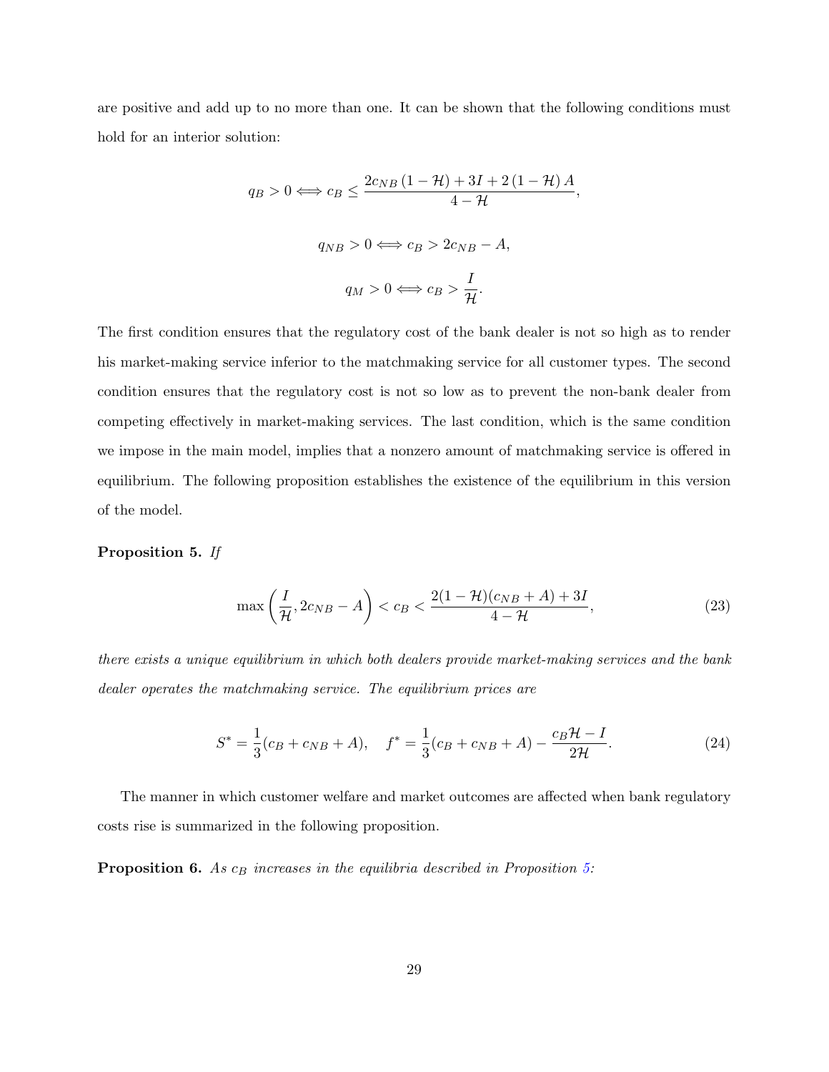are positive and add up to no more than one. It can be shown that the following conditions must hold for an interior solution:

$$q_B > 0 \Longleftrightarrow c_B \leq \frac{2c_{NB}\left(1-\mathcal{H}\right)+3I+2\left(1-\mathcal{H}\right)A}{4-\mathcal{H}},$$

$$q_{NB} > 0 \Longleftrightarrow c_B > 2c_{NB} - A,$$

$$q_M > 0 \Longleftrightarrow c_B > \frac{I}{\mathcal{H}}.$$

The first condition ensures that the regulatory cost of the bank dealer is not so high as to render his market-making service inferior to the matchmaking service for all customer types. The second condition ensures that the regulatory cost is not so low as to prevent the non-bank dealer from competing effectively in market-making services. The last condition, which is the same condition we impose in the main model, implies that a nonzero amount of matchmaking service is offered in equilibrium. The following proposition establishes the existence of the equilibrium in this version of the model.

**Proposition 5.** *If*

$$\max\left(\frac{I}{\mathcal{H}}, 2c_{NB} - A\right) < c_B < \frac{2(1-\mathcal{H})(c_{NB}+A)+3I}{4-\mathcal{H}}, \tag{23}$$

*there exists a unique equilibrium in which both dealers provide market-making services and the bank dealer operates the matchmaking service. The equilibrium prices are*

$$S^* = \frac{1}{3}(c_B + c_{NB} + A), \quad f^* = \frac{1}{3}(c_B + c_{NB} + A) - \frac{c_B\mathcal{H} - I}{2\mathcal{H}}. \tag{24}$$

The manner in which customer welfare and market outcomes are affected when bank regulatory costs rise is summarized in the following proposition.

**Proposition 6.** *As $c_B$ increases in the equilibria described in Proposition 5:*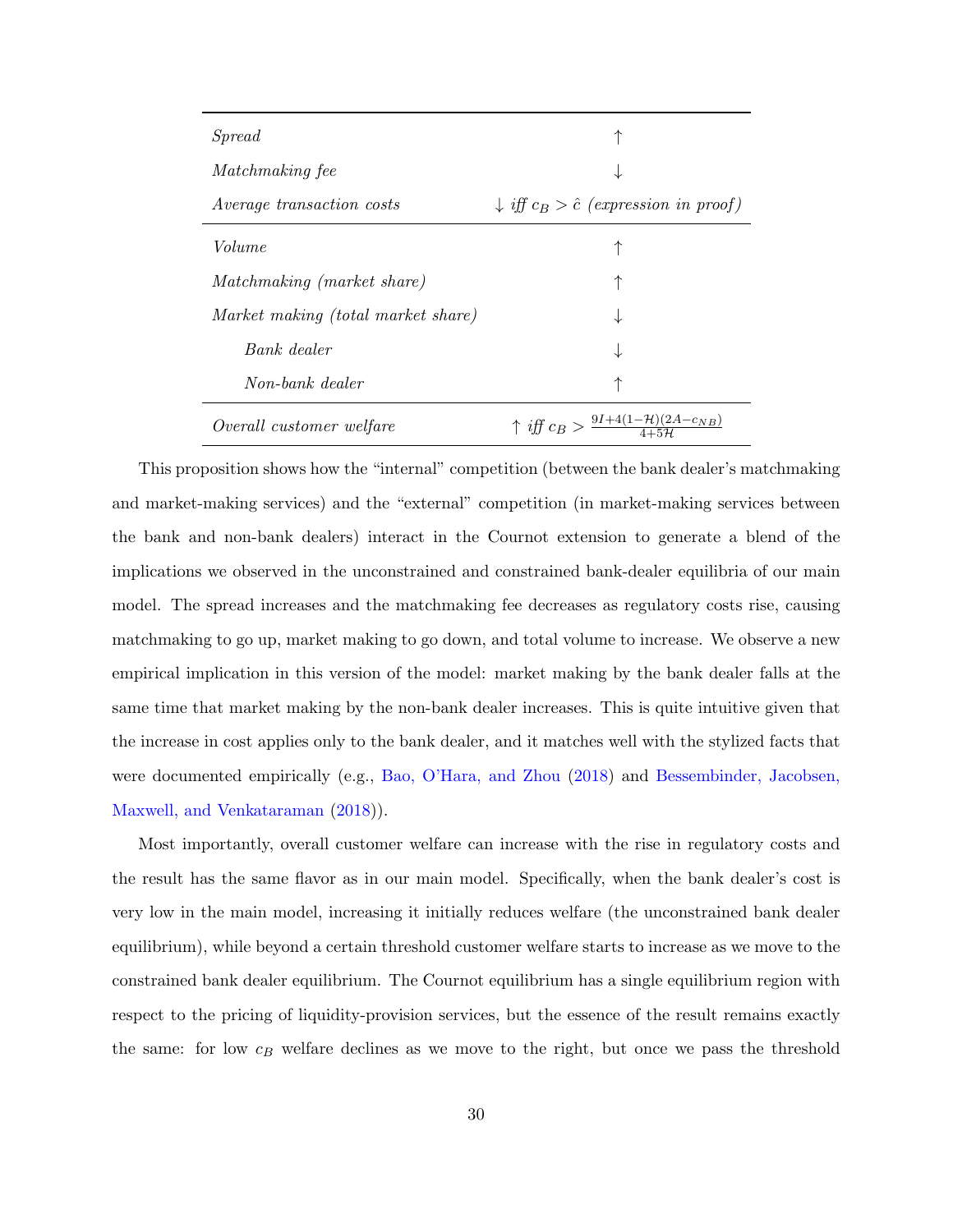| | |
|---|---|
| *Spread* | $\uparrow$ |
| *Matchmaking fee* | $\downarrow$ |
| *Average transaction costs* | $\downarrow$ *iff* $c_B > \hat{c}$ *(expression in proof)* |
| *Volume* | $\uparrow$ |
| *Matchmaking (market share)* | $\uparrow$ |
| *Market making (total market share)* | $\downarrow$ |
| *Bank dealer* | $\downarrow$ |
| *Non-bank dealer* | $\uparrow$ |
| *Overall customer welfare* | $\uparrow$ *iff* $c_B > \frac{9I+4(1-\mathcal{H})(2A-c_{NB})}{4+5\mathcal{H}}$ |

This proposition shows how the "internal" competition (between the bank dealer's matchmaking and market-making services) and the "external" competition (in market-making services between the bank and non-bank dealers) interact in the Cournot extension to generate a blend of the implications we observed in the unconstrained and constrained bank-dealer equilibria of our main model. The spread increases and the matchmaking fee decreases as regulatory costs rise, causing matchmaking to go up, market making to go down, and total volume to increase. We observe a new empirical implication in this version of the model: market making by the bank dealer falls at the same time that market making by the non-bank dealer increases. This is quite intuitive given that the increase in cost applies only to the bank dealer, and it matches well with the stylized facts that were documented empirically (e.g., Bao, O'Hara, and Zhou (2018) and Bessembinder, Jacobsen, Maxwell, and Venkataraman (2018)).

Most importantly, overall customer welfare can increase with the rise in regulatory costs and the result has the same flavor as in our main model. Specifically, when the bank dealer's cost is very low in the main model, increasing it initially reduces welfare (the unconstrained bank dealer equilibrium), while beyond a certain threshold customer welfare starts to increase as we move to the constrained bank dealer equilibrium. The Cournot equilibrium has a single equilibrium region with respect to the pricing of liquidity-provision services, but the essence of the result remains exactly the same: for low $c_B$ welfare declines as we move to the right, but once we pass the threshold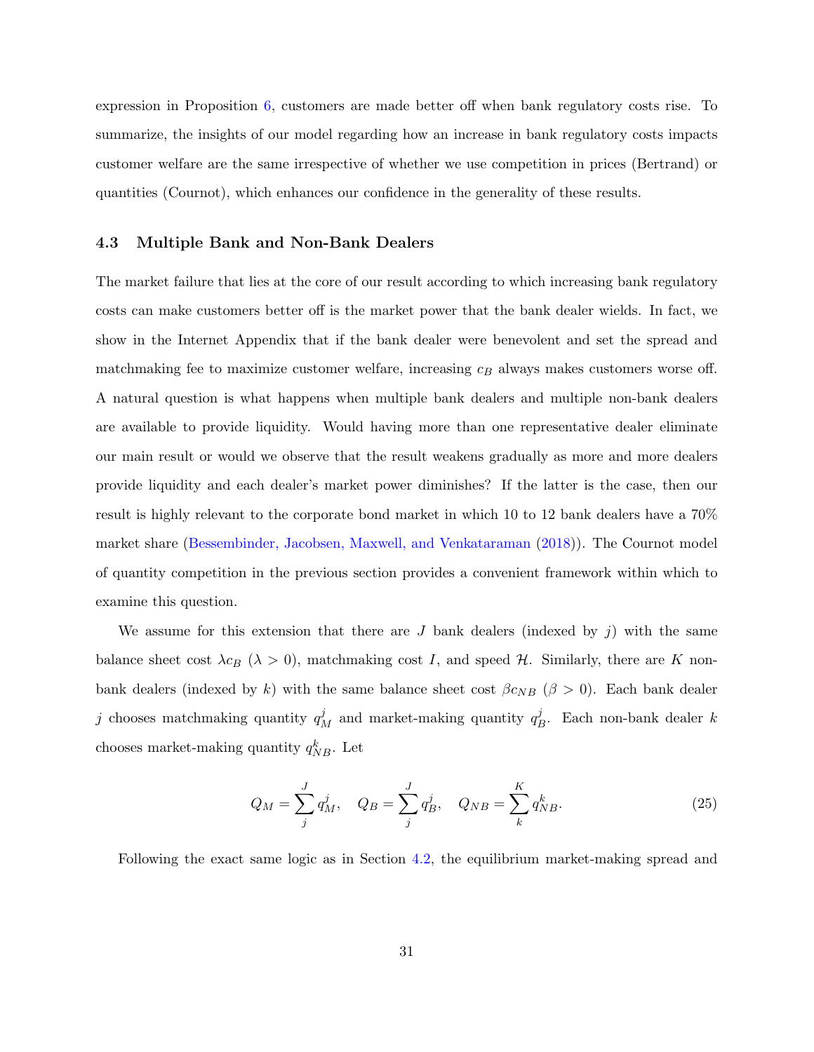expression in Proposition 6, customers are made better off when bank regulatory costs rise. To summarize, the insights of our model regarding how an increase in bank regulatory costs impacts customer welfare are the same irrespective of whether we use competition in prices (Bertrand) or quantities (Cournot), which enhances our confidence in the generality of these results.

### 4.3 Multiple Bank and Non-Bank Dealers

The market failure that lies at the core of our result according to which increasing bank regulatory costs can make customers better off is the market power that the bank dealer wields. In fact, we show in the Internet Appendix that if the bank dealer were benevolent and set the spread and matchmaking fee to maximize customer welfare, increasing $c_B$ always makes customers worse off. A natural question is what happens when multiple bank dealers and multiple non-bank dealers are available to provide liquidity. Would having more than one representative dealer eliminate our main result or would we observe that the result weakens gradually as more and more dealers provide liquidity and each dealer's market power diminishes? If the latter is the case, then our result is highly relevant to the corporate bond market in which 10 to 12 bank dealers have a 70% market share (Bessembinder, Jacobsen, Maxwell, and Venkataraman (2018)). The Cournot model of quantity competition in the previous section provides a convenient framework within which to examine this question.

We assume for this extension that there are $J$ bank dealers (indexed by $j$) with the same balance sheet cost $\lambda c_B$ ($\lambda > 0$), matchmaking cost $I$, and speed $\mathcal{H}$. Similarly, there are $K$ non-bank dealers (indexed by $k$) with the same balance sheet cost $\beta c_{NB}$ ($\beta > 0$). Each bank dealer $j$ chooses matchmaking quantity $q_M^j$ and market-making quantity $q_B^j$. Each non-bank dealer $k$ chooses market-making quantity $q_{NB}^k$. Let

$$Q_M = \sum_{j}^{J} q_M^j, \quad Q_B = \sum_{j}^{J} q_B^j, \quad Q_{NB} = \sum_{k}^{K} q_{NB}^k. \tag{25}$$

Following the exact same logic as in Section 4.2, the equilibrium market-making spread and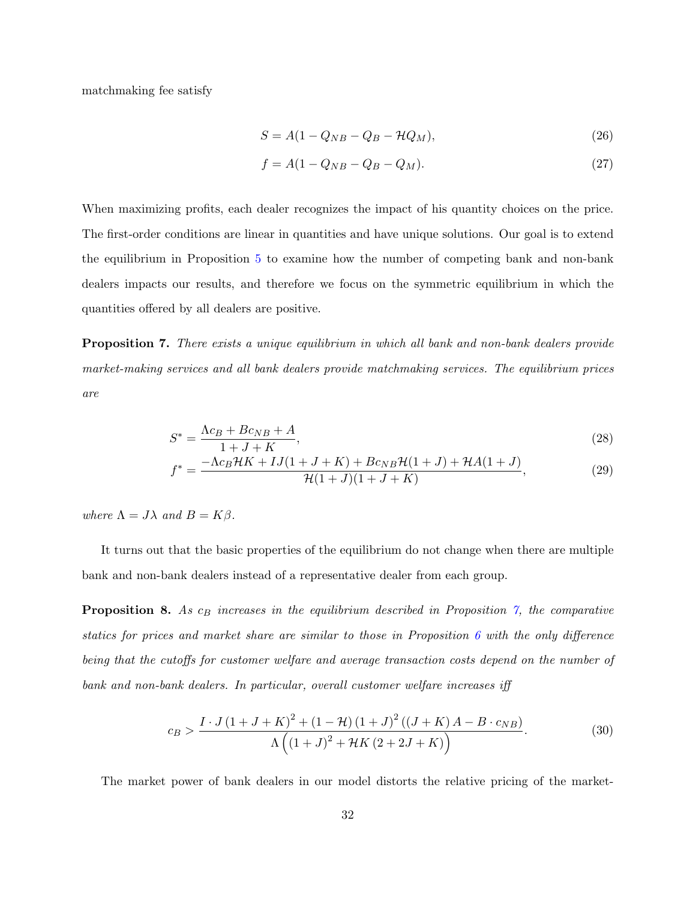matchmaking fee satisfy

$$S = A(1 - Q_{NB} - Q_B - \mathcal{H}Q_M), \tag{26}$$

$$f = A(1 - Q_{NB} - Q_B - Q_M). \tag{27}$$

When maximizing profits, each dealer recognizes the impact of his quantity choices on the price. The first-order conditions are linear in quantities and have unique solutions. Our goal is to extend the equilibrium in Proposition 5 to examine how the number of competing bank and non-bank dealers impacts our results, and therefore we focus on the symmetric equilibrium in which the quantities offered by all dealers are positive.

**Proposition 7.** *There exists a unique equilibrium in which all bank and non-bank dealers provide market-making services and all bank dealers provide matchmaking services. The equilibrium prices are*

$$S^* = \frac{\Lambda c_B + Bc_{NB} + A}{1 + J + K}, \tag{28}$$

$$f^* = \frac{-\Lambda c_B \mathcal{H} K + IJ(1 + J + K) + Bc_{NB}\mathcal{H}(1 + J) + \mathcal{H}A(1 + J)}{\mathcal{H}(1 + J)(1 + J + K)}, \tag{29}$$

*where* $\Lambda = J\lambda$ *and* $B = K\beta$.

It turns out that the basic properties of the equilibrium do not change when there are multiple bank and non-bank dealers instead of a representative dealer from each group.

**Proposition 8.** *As* $c_B$ *increases in the equilibrium described in Proposition 7, the comparative statics for prices and market share are similar to those in Proposition 6 with the only difference being that the cutoffs for customer welfare and average transaction costs depend on the number of bank and non-bank dealers. In particular, overall customer welfare increases iff*

$$c_B > \frac{I \cdot J\,(1 + J + K)^2 + (1 - \mathcal{H})\,(1 + J)^2\,((J + K)\,A - B \cdot c_{NB})}{\Lambda \left( (1 + J)^2 + \mathcal{H}K\,(2 + 2J + K) \right)}. \tag{30}$$

The market power of bank dealers in our model distorts the relative pricing of the market-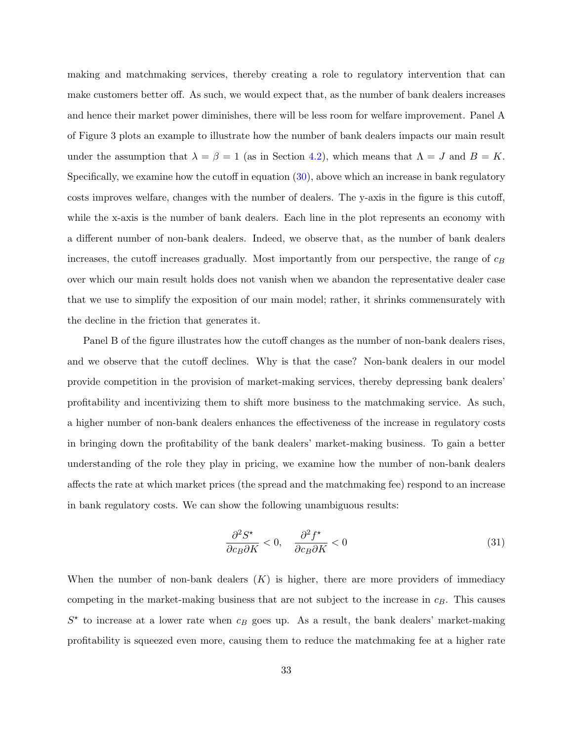making and matchmaking services, thereby creating a role to regulatory intervention that can make customers better off. As such, we would expect that, as the number of bank dealers increases and hence their market power diminishes, there will be less room for welfare improvement. Panel A of Figure 3 plots an example to illustrate how the number of bank dealers impacts our main result under the assumption that $\lambda = \beta = 1$ (as in Section 4.2), which means that $\Lambda = J$ and $B = K$. Specifically, we examine how the cutoff in equation (30), above which an increase in bank regulatory costs improves welfare, changes with the number of dealers. The y-axis in the figure is this cutoff, while the x-axis is the number of bank dealers. Each line in the plot represents an economy with a different number of non-bank dealers. Indeed, we observe that, as the number of bank dealers increases, the cutoff increases gradually. Most importantly from our perspective, the range of $c_B$ over which our main result holds does not vanish when we abandon the representative dealer case that we use to simplify the exposition of our main model; rather, it shrinks commensurately with the decline in the friction that generates it.

Panel B of the figure illustrates how the cutoff changes as the number of non-bank dealers rises, and we observe that the cutoff declines. Why is that the case? Non-bank dealers in our model provide competition in the provision of market-making services, thereby depressing bank dealers' profitability and incentivizing them to shift more business to the matchmaking service. As such, a higher number of non-bank dealers enhances the effectiveness of the increase in regulatory costs in bringing down the profitability of the bank dealers' market-making business. To gain a better understanding of the role they play in pricing, we examine how the number of non-bank dealers affects the rate at which market prices (the spread and the matchmaking fee) respond to an increase in bank regulatory costs. We can show the following unambiguous results:

$$\frac{\partial^2 S^\star}{\partial c_B \partial K} < 0, \quad \frac{\partial^2 f^\star}{\partial c_B \partial K} < 0 \tag{31}$$

When the number of non-bank dealers ($K$) is higher, there are more providers of immediacy competing in the market-making business that are not subject to the increase in $c_B$. This causes $S^\star$ to increase at a lower rate when $c_B$ goes up. As a result, the bank dealers' market-making profitability is squeezed even more, causing them to reduce the matchmaking fee at a higher rate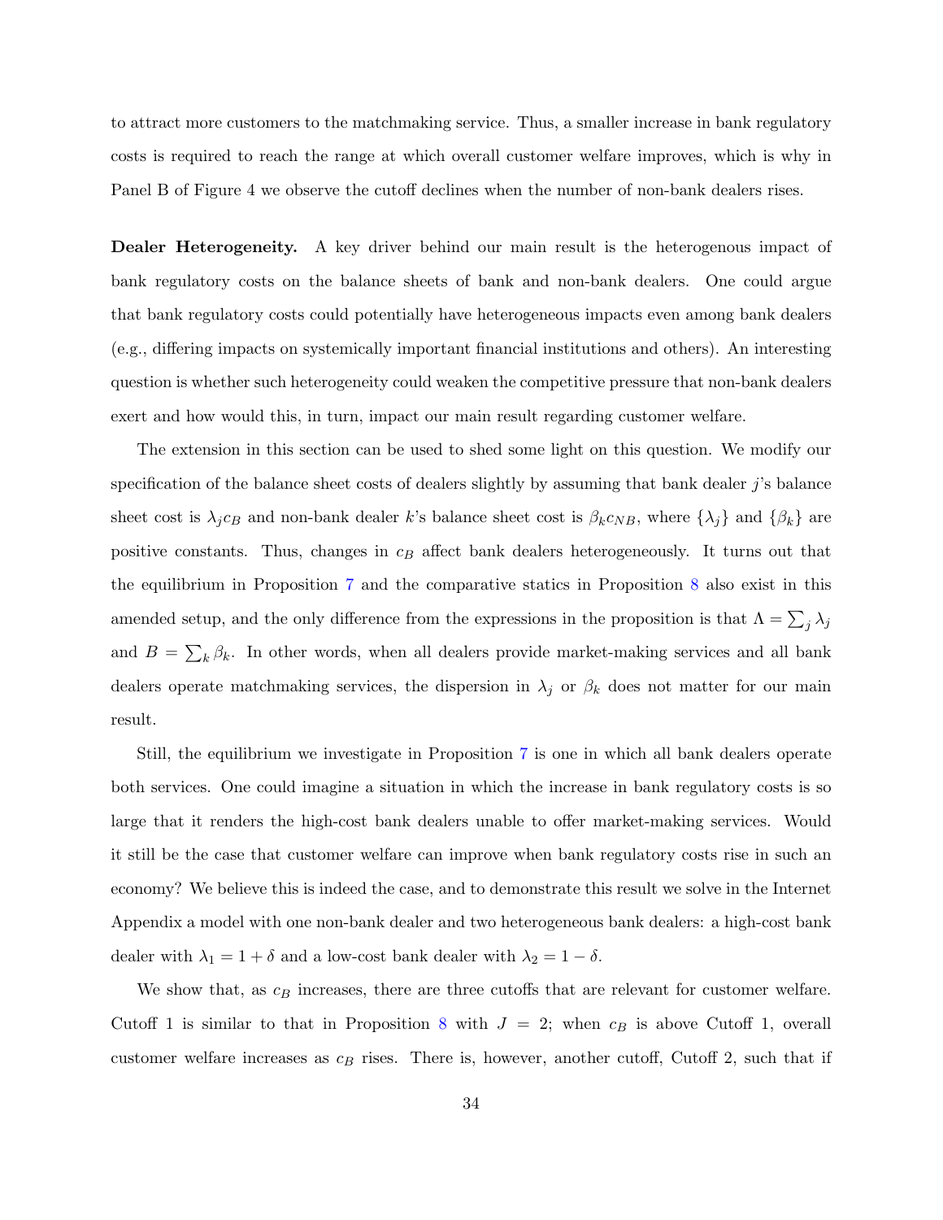to attract more customers to the matchmaking service. Thus, a smaller increase in bank regulatory costs is required to reach the range at which overall customer welfare improves, which is why in Panel B of Figure 4 we observe the cutoff declines when the number of non-bank dealers rises.

**Dealer Heterogeneity.** A key driver behind our main result is the heterogenous impact of bank regulatory costs on the balance sheets of bank and non-bank dealers. One could argue that bank regulatory costs could potentially have heterogeneous impacts even among bank dealers (e.g., differing impacts on systemically important financial institutions and others). An interesting question is whether such heterogeneity could weaken the competitive pressure that non-bank dealers exert and how would this, in turn, impact our main result regarding customer welfare.

The extension in this section can be used to shed some light on this question. We modify our specification of the balance sheet costs of dealers slightly by assuming that bank dealer $j$'s balance sheet cost is $\lambda_j c_B$ and non-bank dealer $k$'s balance sheet cost is $\beta_k c_{NB}$, where $\{\lambda_j\}$ and $\{\beta_k\}$ are positive constants. Thus, changes in $c_B$ affect bank dealers heterogeneously. It turns out that the equilibrium in Proposition 7 and the comparative statics in Proposition 8 also exist in this amended setup, and the only difference from the expressions in the proposition is that $\Lambda = \sum_j \lambda_j$ and $B = \sum_k \beta_k$. In other words, when all dealers provide market-making services and all bank dealers operate matchmaking services, the dispersion in $\lambda_j$ or $\beta_k$ does not matter for our main result.

Still, the equilibrium we investigate in Proposition 7 is one in which all bank dealers operate both services. One could imagine a situation in which the increase in bank regulatory costs is so large that it renders the high-cost bank dealers unable to offer market-making services. Would it still be the case that customer welfare can improve when bank regulatory costs rise in such an economy? We believe this is indeed the case, and to demonstrate this result we solve in the Internet Appendix a model with one non-bank dealer and two heterogeneous bank dealers: a high-cost bank dealer with $\lambda_1 = 1 + \delta$ and a low-cost bank dealer with $\lambda_2 = 1 - \delta$.

We show that, as $c_B$ increases, there are three cutoffs that are relevant for customer welfare. Cutoff 1 is similar to that in Proposition 8 with $J = 2$; when $c_B$ is above Cutoff 1, overall customer welfare increases as $c_B$ rises. There is, however, another cutoff, Cutoff 2, such that if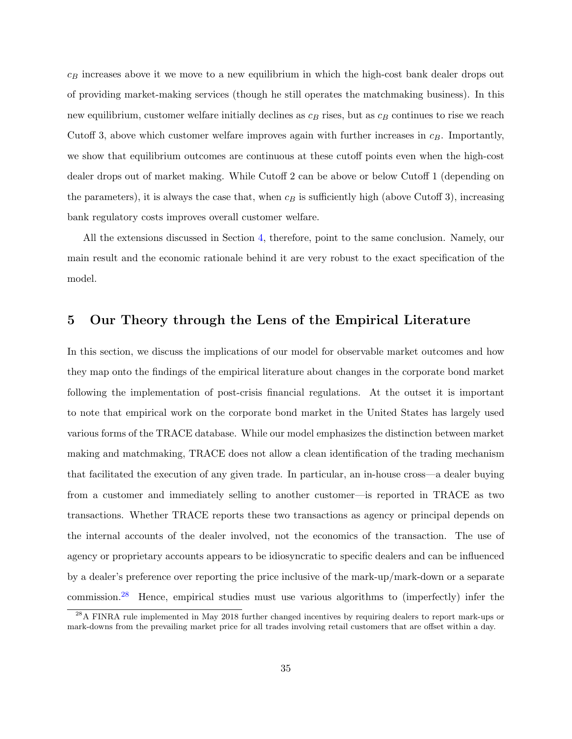$c_B$ increases above it we move to a new equilibrium in which the high-cost bank dealer drops out of providing market-making services (though he still operates the matchmaking business). In this new equilibrium, customer welfare initially declines as $c_B$ rises, but as $c_B$ continues to rise we reach Cutoff 3, above which customer welfare improves again with further increases in $c_B$. Importantly, we show that equilibrium outcomes are continuous at these cutoff points even when the high-cost dealer drops out of market making. While Cutoff 2 can be above or below Cutoff 1 (depending on the parameters), it is always the case that, when $c_B$ is sufficiently high (above Cutoff 3), increasing bank regulatory costs improves overall customer welfare.

All the extensions discussed in Section 4, therefore, point to the same conclusion. Namely, our main result and the economic rationale behind it are very robust to the exact specification of the model.

## 5 Our Theory through the Lens of the Empirical Literature

In this section, we discuss the implications of our model for observable market outcomes and how they map onto the findings of the empirical literature about changes in the corporate bond market following the implementation of post-crisis financial regulations. At the outset it is important to note that empirical work on the corporate bond market in the United States has largely used various forms of the TRACE database. While our model emphasizes the distinction between market making and matchmaking, TRACE does not allow a clean identification of the trading mechanism that facilitated the execution of any given trade. In particular, an in-house cross—a dealer buying from a customer and immediately selling to another customer—is reported in TRACE as two transactions. Whether TRACE reports these two transactions as agency or principal depends on the internal accounts of the dealer involved, not the economics of the transaction. The use of agency or proprietary accounts appears to be idiosyncratic to specific dealers and can be influenced by a dealer's preference over reporting the price inclusive of the mark-up/mark-down or a separate commission.[28] Hence, empirical studies must use various algorithms to (imperfectly) infer the

[28] A FINRA rule implemented in May 2018 further changed incentives by requiring dealers to report mark-ups or mark-downs from the prevailing market price for all trades involving retail customers that are offset within a day.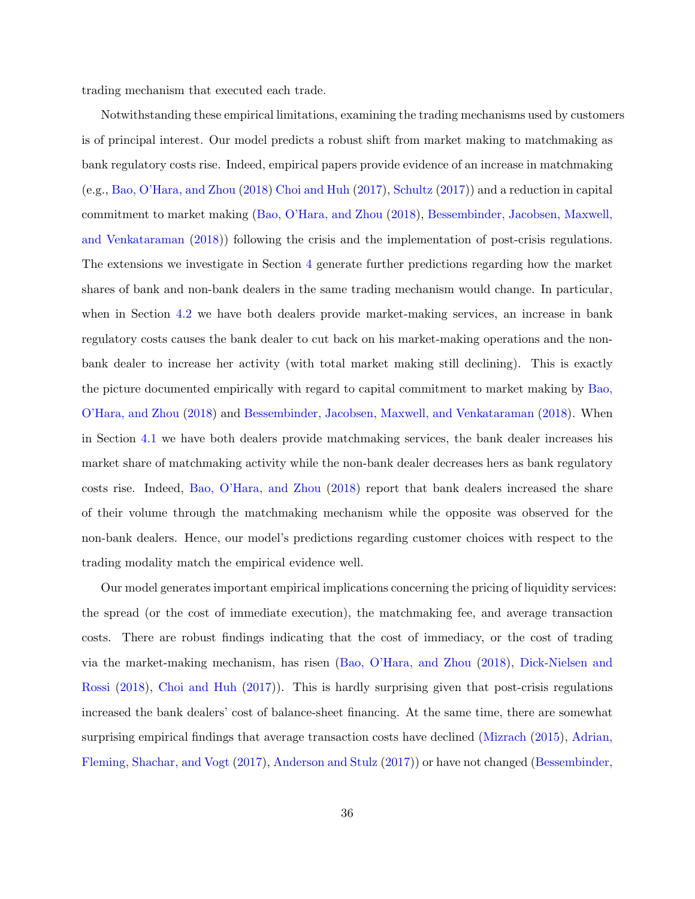trading mechanism that executed each trade.

Notwithstanding these empirical limitations, examining the trading mechanisms used by customers is of principal interest. Our model predicts a robust shift from market making to matchmaking as bank regulatory costs rise. Indeed, empirical papers provide evidence of an increase in matchmaking (e.g., Bao, O'Hara, and Zhou (2018) Choi and Huh (2017), Schultz (2017)) and a reduction in capital commitment to market making (Bao, O'Hara, and Zhou (2018), Bessembinder, Jacobsen, Maxwell, and Venkataraman (2018)) following the crisis and the implementation of post-crisis regulations. The extensions we investigate in Section 4 generate further predictions regarding how the market shares of bank and non-bank dealers in the same trading mechanism would change. In particular, when in Section 4.2 we have both dealers provide market-making services, an increase in bank regulatory costs causes the bank dealer to cut back on his market-making operations and the non-bank dealer to increase her activity (with total market making still declining). This is exactly the picture documented empirically with regard to capital commitment to market making by Bao, O'Hara, and Zhou (2018) and Bessembinder, Jacobsen, Maxwell, and Venkataraman (2018). When in Section 4.1 we have both dealers provide matchmaking services, the bank dealer increases his market share of matchmaking activity while the non-bank dealer decreases hers as bank regulatory costs rise. Indeed, Bao, O'Hara, and Zhou (2018) report that bank dealers increased the share of their volume through the matchmaking mechanism while the opposite was observed for the non-bank dealers. Hence, our model's predictions regarding customer choices with respect to the trading modality match the empirical evidence well.

Our model generates important empirical implications concerning the pricing of liquidity services: the spread (or the cost of immediate execution), the matchmaking fee, and average transaction costs. There are robust findings indicating that the cost of immediacy, or the cost of trading via the market-making mechanism, has risen (Bao, O'Hara, and Zhou (2018), Dick-Nielsen and Rossi (2018), Choi and Huh (2017)). This is hardly surprising given that post-crisis regulations increased the bank dealers' cost of balance-sheet financing. At the same time, there are somewhat surprising empirical findings that average transaction costs have declined (Mizrach (2015), Adrian, Fleming, Shachar, and Vogt (2017), Anderson and Stulz (2017)) or have not changed (Bessembinder,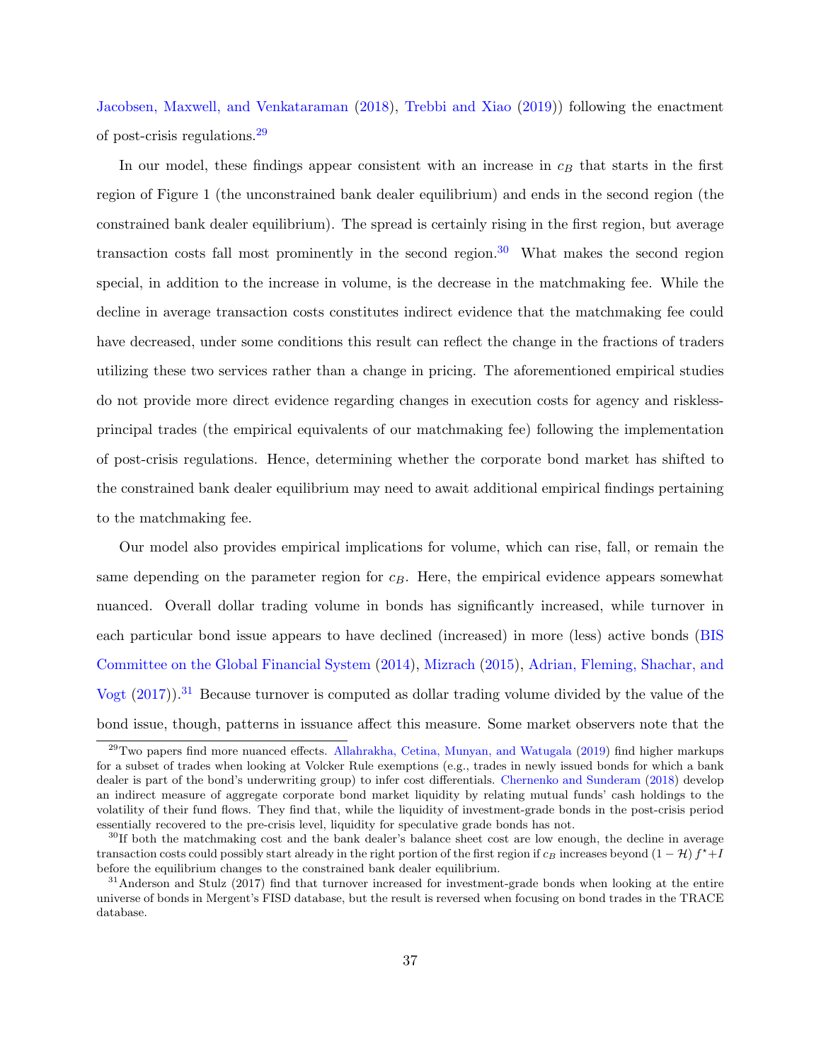Jacobsen, Maxwell, and Venkataraman (2018), Trebbi and Xiao (2019)) following the enactment of post-crisis regulations.[29]

In our model, these findings appear consistent with an increase in $c_B$ that starts in the first region of Figure 1 (the unconstrained bank dealer equilibrium) and ends in the second region (the constrained bank dealer equilibrium). The spread is certainly rising in the first region, but average transaction costs fall most prominently in the second region.[30] What makes the second region special, in addition to the increase in volume, is the decrease in the matchmaking fee. While the decline in average transaction costs constitutes indirect evidence that the matchmaking fee could have decreased, under some conditions this result can reflect the change in the fractions of traders utilizing these two services rather than a change in pricing. The aforementioned empirical studies do not provide more direct evidence regarding changes in execution costs for agency and riskless-principal trades (the empirical equivalents of our matchmaking fee) following the implementation of post-crisis regulations. Hence, determining whether the corporate bond market has shifted to the constrained bank dealer equilibrium may need to await additional empirical findings pertaining to the matchmaking fee.

Our model also provides empirical implications for volume, which can rise, fall, or remain the same depending on the parameter region for $c_B$. Here, the empirical evidence appears somewhat nuanced. Overall dollar trading volume in bonds has significantly increased, while turnover in each particular bond issue appears to have declined (increased) in more (less) active bonds (BIS Committee on the Global Financial System (2014), Mizrach (2015), Adrian, Fleming, Shachar, and Vogt (2017)).[31] Because turnover is computed as dollar trading volume divided by the value of the bond issue, though, patterns in issuance affect this measure. Some market observers note that the

---

[29] Two papers find more nuanced effects. Allahrakha, Cetina, Munyan, and Watugala (2019) find higher markups for a subset of trades when looking at Volcker Rule exemptions (e.g., trades in newly issued bonds for which a bank dealer is part of the bond's underwriting group) to infer cost differentials. Chernenko and Sunderam (2018) develop an indirect measure of aggregate corporate bond market liquidity by relating mutual funds' cash holdings to the volatility of their fund flows. They find that, while the liquidity of investment-grade bonds in the post-crisis period essentially recovered to the pre-crisis level, liquidity for speculative grade bonds has not.

[30] If both the matchmaking cost and the bank dealer's balance sheet cost are low enough, the decline in average transaction costs could possibly start already in the right portion of the first region if $c_B$ increases beyond $(1 - \mathcal{H}) f^{\star} + I$ before the equilibrium changes to the constrained bank dealer equilibrium.

[31] Anderson and Stulz (2017) find that turnover increased for investment-grade bonds when looking at the entire universe of bonds in Mergent's FISD database, but the result is reversed when focusing on bond trades in the TRACE database.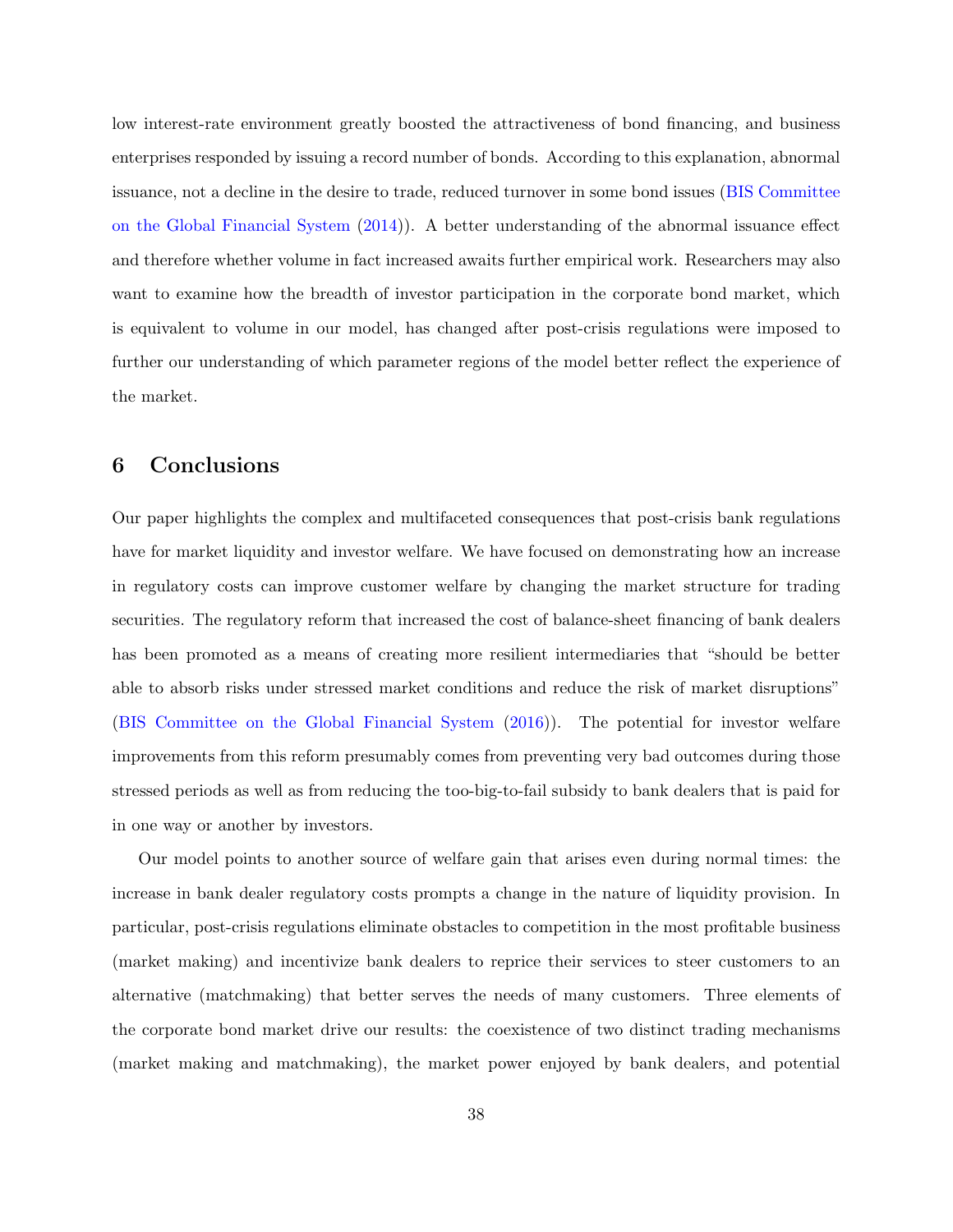low interest-rate environment greatly boosted the attractiveness of bond financing, and business enterprises responded by issuing a record number of bonds. According to this explanation, abnormal issuance, not a decline in the desire to trade, reduced turnover in some bond issues (BIS Committee on the Global Financial System (2014)). A better understanding of the abnormal issuance effect and therefore whether volume in fact increased awaits further empirical work. Researchers may also want to examine how the breadth of investor participation in the corporate bond market, which is equivalent to volume in our model, has changed after post-crisis regulations were imposed to further our understanding of which parameter regions of the model better reflect the experience of the market.

## 6 Conclusions

Our paper highlights the complex and multifaceted consequences that post-crisis bank regulations have for market liquidity and investor welfare. We have focused on demonstrating how an increase in regulatory costs can improve customer welfare by changing the market structure for trading securities. The regulatory reform that increased the cost of balance-sheet financing of bank dealers has been promoted as a means of creating more resilient intermediaries that "should be better able to absorb risks under stressed market conditions and reduce the risk of market disruptions" (BIS Committee on the Global Financial System (2016)). The potential for investor welfare improvements from this reform presumably comes from preventing very bad outcomes during those stressed periods as well as from reducing the too-big-to-fail subsidy to bank dealers that is paid for in one way or another by investors.

Our model points to another source of welfare gain that arises even during normal times: the increase in bank dealer regulatory costs prompts a change in the nature of liquidity provision. In particular, post-crisis regulations eliminate obstacles to competition in the most profitable business (market making) and incentivize bank dealers to reprice their services to steer customers to an alternative (matchmaking) that better serves the needs of many customers. Three elements of the corporate bond market drive our results: the coexistence of two distinct trading mechanisms (market making and matchmaking), the market power enjoyed by bank dealers, and potential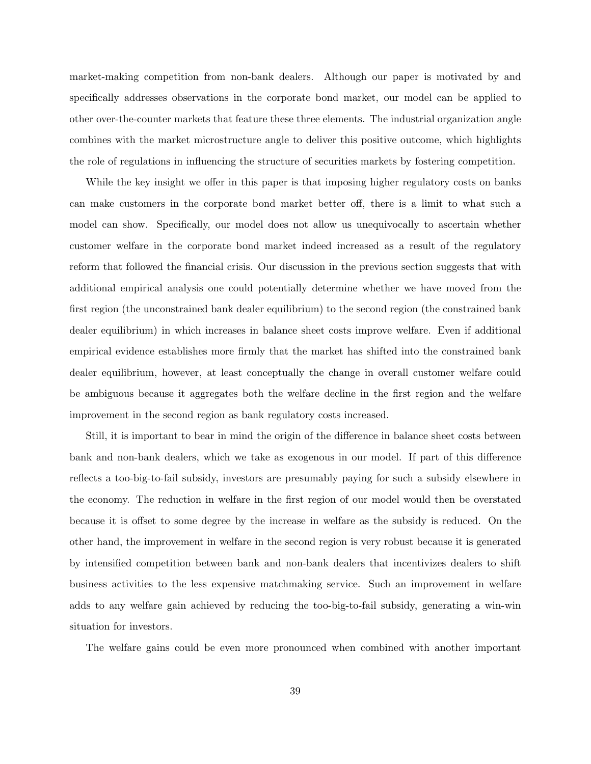market-making competition from non-bank dealers. Although our paper is motivated by and specifically addresses observations in the corporate bond market, our model can be applied to other over-the-counter markets that feature these three elements. The industrial organization angle combines with the market microstructure angle to deliver this positive outcome, which highlights the role of regulations in influencing the structure of securities markets by fostering competition.

While the key insight we offer in this paper is that imposing higher regulatory costs on banks can make customers in the corporate bond market better off, there is a limit to what such a model can show. Specifically, our model does not allow us unequivocally to ascertain whether customer welfare in the corporate bond market indeed increased as a result of the regulatory reform that followed the financial crisis. Our discussion in the previous section suggests that with additional empirical analysis one could potentially determine whether we have moved from the first region (the unconstrained bank dealer equilibrium) to the second region (the constrained bank dealer equilibrium) in which increases in balance sheet costs improve welfare. Even if additional empirical evidence establishes more firmly that the market has shifted into the constrained bank dealer equilibrium, however, at least conceptually the change in overall customer welfare could be ambiguous because it aggregates both the welfare decline in the first region and the welfare improvement in the second region as bank regulatory costs increased.

Still, it is important to bear in mind the origin of the difference in balance sheet costs between bank and non-bank dealers, which we take as exogenous in our model. If part of this difference reflects a too-big-to-fail subsidy, investors are presumably paying for such a subsidy elsewhere in the economy. The reduction in welfare in the first region of our model would then be overstated because it is offset to some degree by the increase in welfare as the subsidy is reduced. On the other hand, the improvement in welfare in the second region is very robust because it is generated by intensified competition between bank and non-bank dealers that incentivizes dealers to shift business activities to the less expensive matchmaking service. Such an improvement in welfare adds to any welfare gain achieved by reducing the too-big-to-fail subsidy, generating a win-win situation for investors.

The welfare gains could be even more pronounced when combined with another important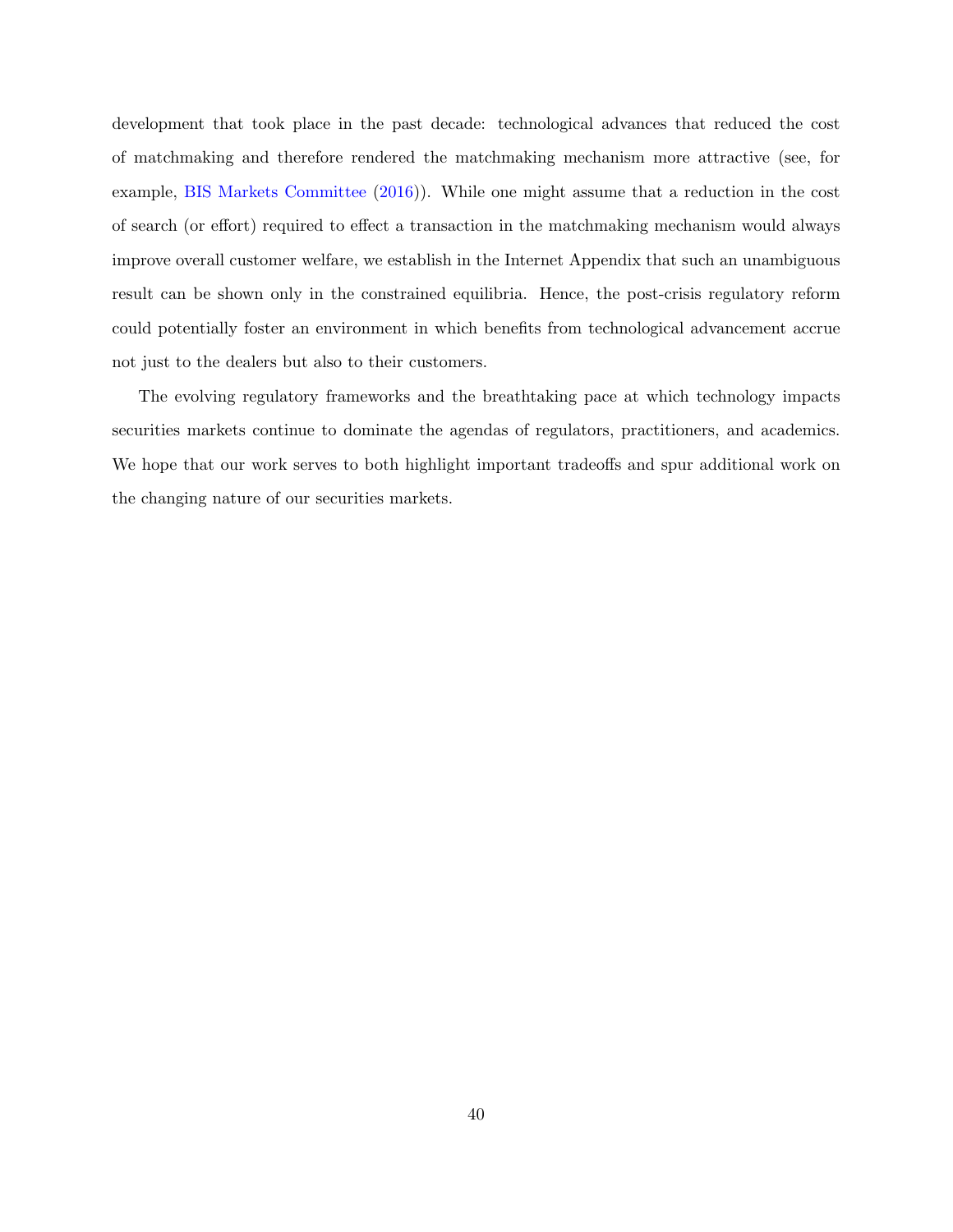development that took place in the past decade: technological advances that reduced the cost of matchmaking and therefore rendered the matchmaking mechanism more attractive (see, for example, BIS Markets Committee (2016)). While one might assume that a reduction in the cost of search (or effort) required to effect a transaction in the matchmaking mechanism would always improve overall customer welfare, we establish in the Internet Appendix that such an unambiguous result can be shown only in the constrained equilibria. Hence, the post-crisis regulatory reform could potentially foster an environment in which benefits from technological advancement accrue not just to the dealers but also to their customers.

The evolving regulatory frameworks and the breathtaking pace at which technology impacts securities markets continue to dominate the agendas of regulators, practitioners, and academics. We hope that our work serves to both highlight important tradeoffs and spur additional work on the changing nature of our securities markets.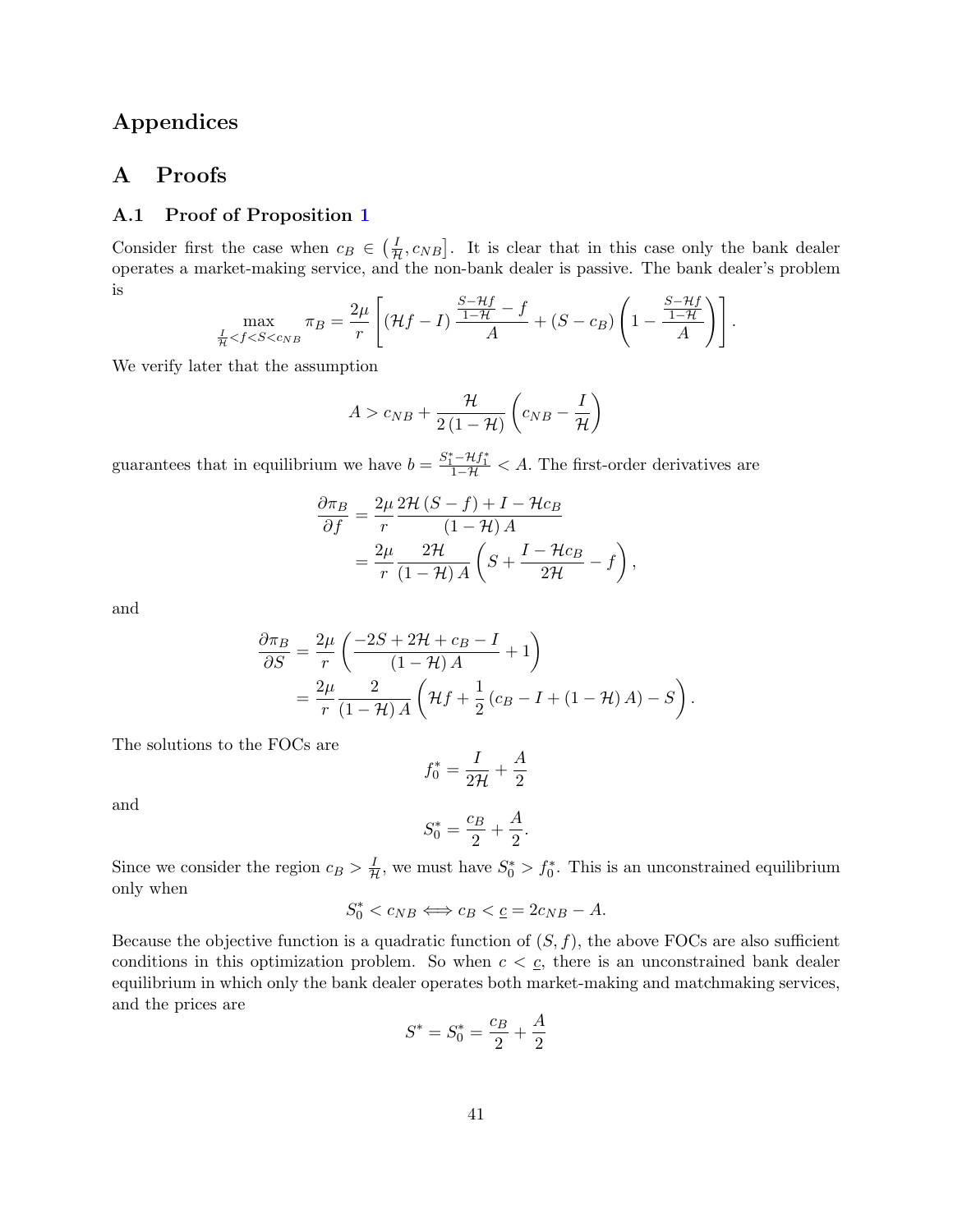# Appendices

# A Proofs

## A.1 Proof of Proposition 1

Consider first the case when $c_B \in \left(\frac{I}{\mathcal{H}}, c_{NB}\right]$. It is clear that in this case only the bank dealer operates a market-making service, and the non-bank dealer is passive. The bank dealer's problem is

$$\max_{\frac{I}{\mathcal{H}}<f<S<c_{NB}} \pi_B = \frac{2\mu}{r}\left[\left(\mathcal{H}f - I\right)\frac{\frac{S-\mathcal{H}f}{1-\mathcal{H}} - f}{A} + \left(S - c_B\right)\left(1 - \frac{\frac{S-\mathcal{H}f}{1-\mathcal{H}}}{A}\right)\right].$$

We verify later that the assumption

$$A > c_{NB} + \frac{\mathcal{H}}{2\left(1-\mathcal{H}\right)}\left(c_{NB} - \frac{I}{\mathcal{H}}\right)$$

guarantees that in equilibrium we have $b = \frac{S_1^* - \mathcal{H}f_1^*}{1-\mathcal{H}} < A$. The first-order derivatives are

$$\begin{aligned}
\frac{\partial \pi_B}{\partial f} &= \frac{2\mu}{r}\frac{2\mathcal{H}\left(S-f\right) + I - \mathcal{H}c_B}{\left(1-\mathcal{H}\right)A} \\
&= \frac{2\mu}{r}\frac{2\mathcal{H}}{\left(1-\mathcal{H}\right)A}\left(S + \frac{I - \mathcal{H}c_B}{2\mathcal{H}} - f\right),
\end{aligned}$$

and

$$\begin{aligned}
\frac{\partial \pi_B}{\partial S} &= \frac{2\mu}{r}\left(\frac{-2S + 2\mathcal{H} + c_B - I}{\left(1-\mathcal{H}\right)A} + 1\right) \\
&= \frac{2\mu}{r}\frac{2}{\left(1-\mathcal{H}\right)A}\left(\mathcal{H}f + \frac{1}{2}\left(c_B - I + \left(1-\mathcal{H}\right)A\right) - S\right).
\end{aligned}$$

The solutions to the FOCs are

$$f_0^* = \frac{I}{2\mathcal{H}} + \frac{A}{2}$$

and

$$S_0^* = \frac{c_B}{2} + \frac{A}{2}.$$

Since we consider the region $c_B > \frac{I}{\mathcal{H}}$, we must have $S_0^* > f_0^*$. This is an unconstrained equilibrium only when

$$S_0^* < c_{NB} \Longleftrightarrow c_B < \underline{c} = 2c_{NB} - A.$$

Because the objective function is a quadratic function of $(S, f)$, the above FOCs are also sufficient conditions in this optimization problem. So when $c < \underline{c}$, there is an unconstrained bank dealer equilibrium in which only the bank dealer operates both market-making and matchmaking services, and the prices are

$$S^* = S_0^* = \frac{c_B}{2} + \frac{A}{2}$$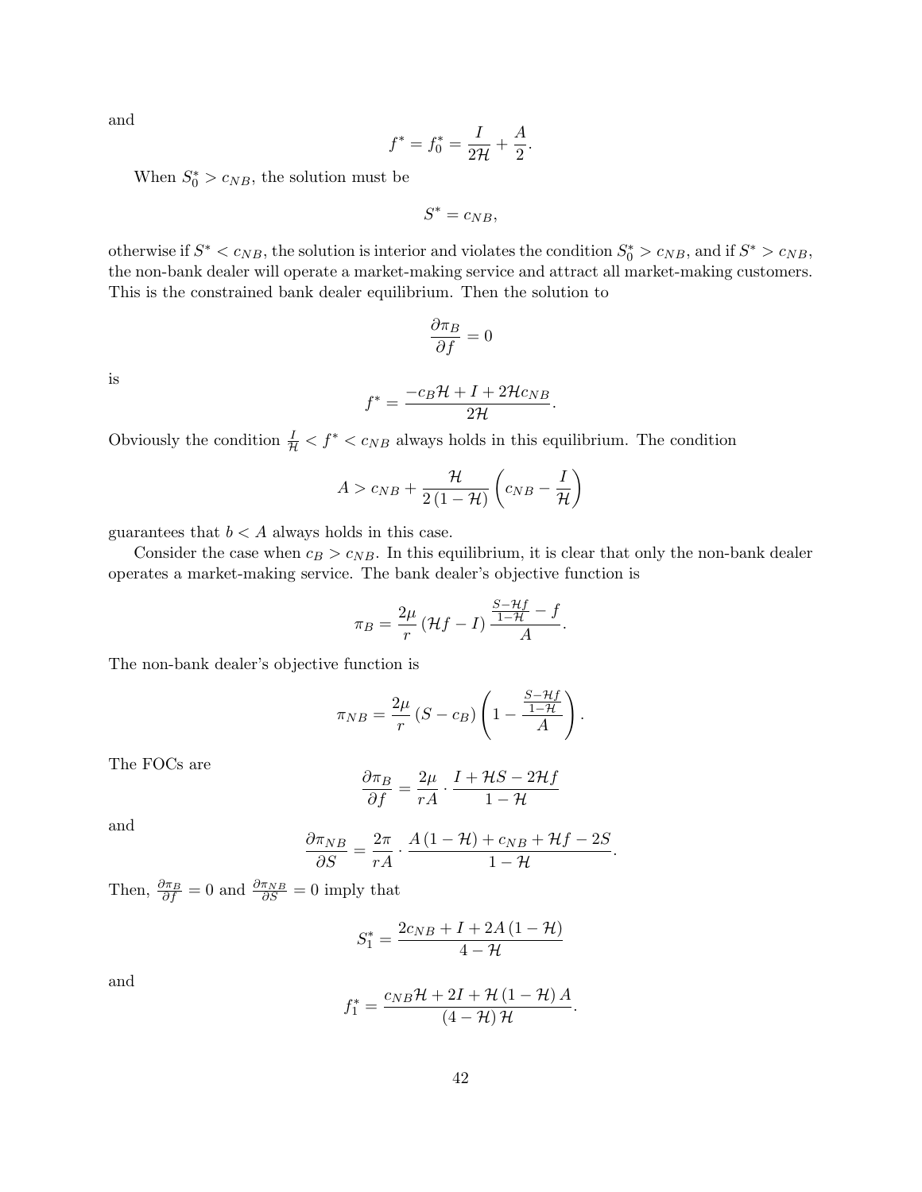and

$$f^* = f_0^* = \frac{I}{2\mathcal{H}} + \frac{A}{2}.$$

When $S_0^* > c_{NB}$, the solution must be

$$S^* = c_{NB},$$

otherwise if $S^* < c_{NB}$, the solution is interior and violates the condition $S_0^* > c_{NB}$, and if $S^* > c_{NB}$, the non-bank dealer will operate a market-making service and attract all market-making customers. This is the constrained bank dealer equilibrium. Then the solution to

$$\frac{\partial \pi_B}{\partial f} = 0$$

is

$$f^* = \frac{-c_B\mathcal{H} + I + 2\mathcal{H}c_{NB}}{2\mathcal{H}}.$$

Obviously the condition $\frac{I}{\mathcal{H}} < f^* < c_{NB}$ always holds in this equilibrium. The condition

$$A > c_{NB} + \frac{\mathcal{H}}{2(1-\mathcal{H})}\left(c_{NB} - \frac{I}{\mathcal{H}}\right)$$

guarantees that $b < A$ always holds in this case.

Consider the case when $c_B > c_{NB}$. In this equilibrium, it is clear that only the non-bank dealer operates a market-making service. The bank dealer's objective function is

$$\pi_B = \frac{2\mu}{r}\left(\mathcal{H}f - I\right)\frac{\frac{S-\mathcal{H}f}{1-\mathcal{H}} - f}{A}.$$

The non-bank dealer's objective function is

$$\pi_{NB} = \frac{2\mu}{r}\left(S - c_B\right)\left(1 - \frac{\frac{S-\mathcal{H}f}{1-\mathcal{H}}}{A}\right).$$

The FOCs are

$$\frac{\partial \pi_B}{\partial f} = \frac{2\mu}{rA} \cdot \frac{I + \mathcal{H}S - 2\mathcal{H}f}{1-\mathcal{H}}$$

and

$$\frac{\partial \pi_{NB}}{\partial S} = \frac{2\pi}{rA} \cdot \frac{A(1-\mathcal{H}) + c_{NB} + \mathcal{H}f - 2S}{1-\mathcal{H}}.$$

Then, $\frac{\partial \pi_B}{\partial f} = 0$ and $\frac{\partial \pi_{NB}}{\partial S} = 0$ imply that

$$S_1^* = \frac{2c_{NB} + I + 2A(1-\mathcal{H})}{4-\mathcal{H}}$$

and

$$f_1^* = \frac{c_{NB}\mathcal{H} + 2I + \mathcal{H}(1-\mathcal{H})A}{(4-\mathcal{H})\mathcal{H}}.$$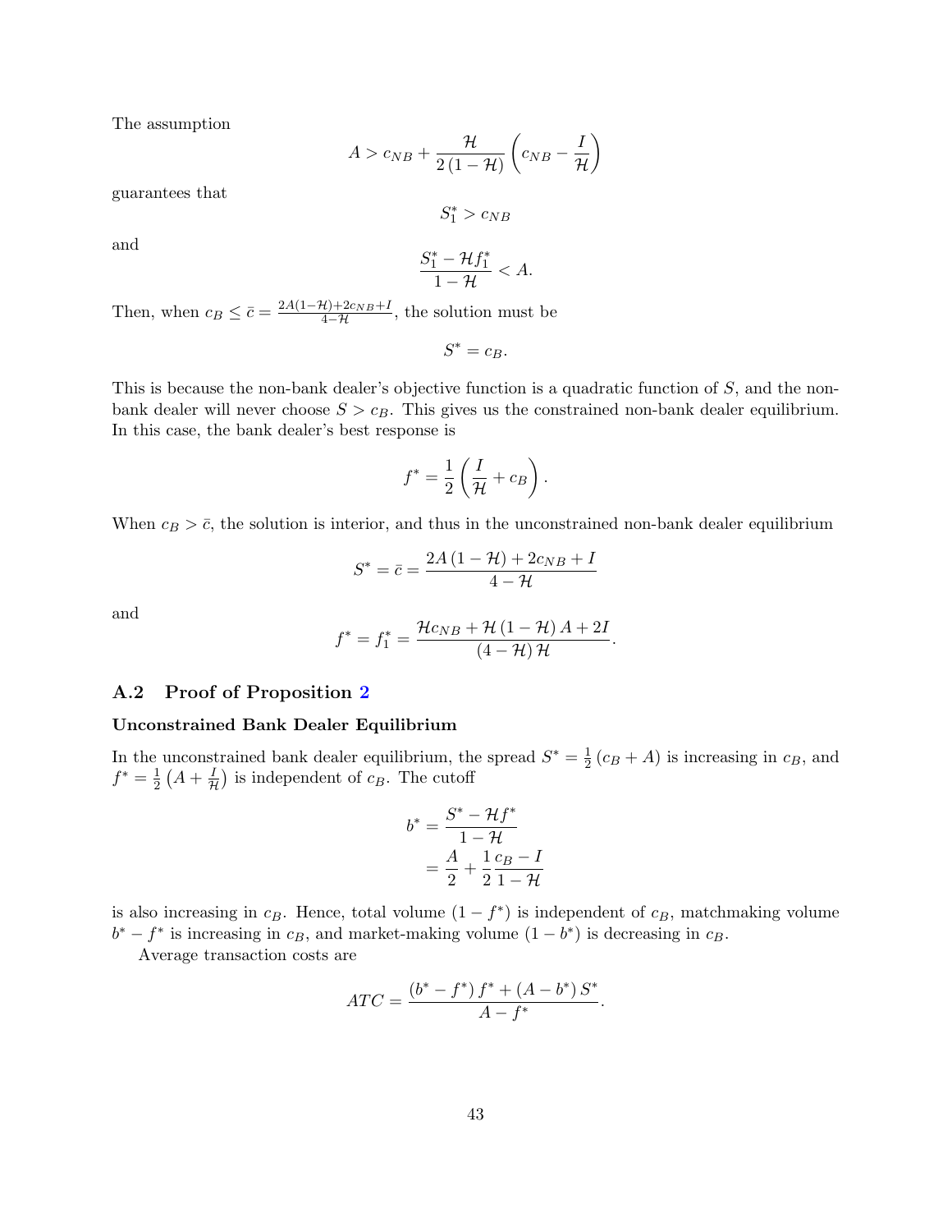The assumption

$$A > c_{NB} + \frac{\mathcal{H}}{2(1-\mathcal{H})}\left(c_{NB} - \frac{I}{\mathcal{H}}\right)$$

guarantees that

$$S_1^* > c_{NB}$$

and

$$\frac{S_1^* - \mathcal{H} f_1^*}{1-\mathcal{H}} < A.$$

Then, when $c_B \leq \bar{c} = \frac{2A(1-\mathcal{H}) + 2c_{NB} + I}{4-\mathcal{H}}$, the solution must be

$$S^* = c_B.$$

This is because the non-bank dealer's objective function is a quadratic function of $S$, and the non-bank dealer will never choose $S > c_B$. This gives us the constrained non-bank dealer equilibrium. In this case, the bank dealer's best response is

$$f^* = \frac{1}{2}\left(\frac{I}{\mathcal{H}} + c_B\right).$$

When $c_B > \bar{c}$, the solution is interior, and thus in the unconstrained non-bank dealer equilibrium

$$S^* = \bar{c} = \frac{2A(1-\mathcal{H}) + 2c_{NB} + I}{4-\mathcal{H}}$$

and

$$f^* = f_1^* = \frac{\mathcal{H} c_{NB} + \mathcal{H}(1-\mathcal{H})A + 2I}{(4-\mathcal{H})\mathcal{H}}.$$

### A.2 Proof of Proposition 2

**Unconstrained Bank Dealer Equilibrium**

In the unconstrained bank dealer equilibrium, the spread $S^* = \frac{1}{2}(c_B + A)$ is increasing in $c_B$, and $f^* = \frac{1}{2}\left(A + \frac{I}{\mathcal{H}}\right)$ is independent of $c_B$. The cutoff

$$\begin{aligned} b^* &= \frac{S^* - \mathcal{H} f^*}{1-\mathcal{H}} \\ &= \frac{A}{2} + \frac{1}{2}\frac{c_B - I}{1-\mathcal{H}} \end{aligned}$$

is also increasing in $c_B$. Hence, total volume $(1-f^*)$ is independent of $c_B$, matchmaking volume $b^* - f^*$ is increasing in $c_B$, and market-making volume $(1-b^*)$ is decreasing in $c_B$.

Average transaction costs are

$$ATC = \frac{(b^* - f^*) f^* + (A - b^*) S^*}{A - f^*}.$$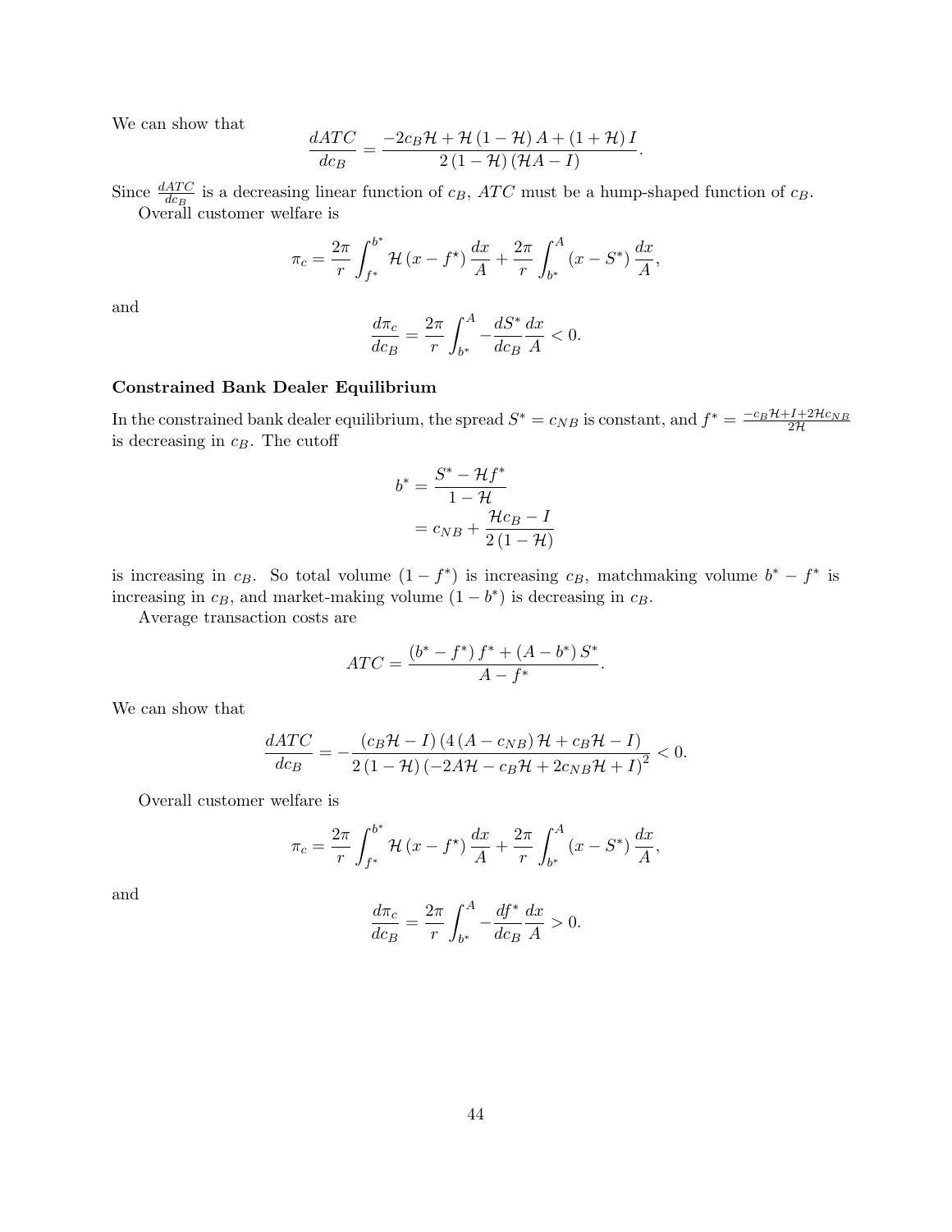We can show that

$$\frac{dATC}{dc_B} = \frac{-2c_B\mathcal{H} + \mathcal{H}(1-\mathcal{H})A + (1+\mathcal{H})I}{2(1-\mathcal{H})(\mathcal{H}A - I)}.$$

Since $\frac{dATC}{dc_B}$ is a decreasing linear function of $c_B$, $ATC$ must be a hump-shaped function of $c_B$.

Overall customer welfare is

$$\pi_c = \frac{2\pi}{r}\int_{f^*}^{b^*} \mathcal{H}(x - f^\star)\frac{dx}{A} + \frac{2\pi}{r}\int_{b^*}^{A}(x - S^*)\frac{dx}{A},$$

and

$$\frac{d\pi_c}{dc_B} = \frac{2\pi}{r}\int_{b^*}^{A} -\frac{dS^*}{dc_B}\frac{dx}{A} < 0.$$

**Constrained Bank Dealer Equilibrium**

In the constrained bank dealer equilibrium, the spread $S^* = c_{NB}$ is constant, and $f^* = \frac{-c_B\mathcal{H}+I+2\mathcal{H}c_{NB}}{2\mathcal{H}}$ is decreasing in $c_B$. The cutoff

$$\begin{aligned} b^* &= \frac{S^* - \mathcal{H}f^*}{1-\mathcal{H}} \\ &= c_{NB} + \frac{\mathcal{H}c_B - I}{2(1-\mathcal{H})} \end{aligned}$$

is increasing in $c_B$. So total volume $(1 - f^*)$ is increasing $c_B$, matchmaking volume $b^* - f^*$ is increasing in $c_B$, and market-making volume $(1 - b^*)$ is decreasing in $c_B$.

Average transaction costs are

$$ATC = \frac{(b^* - f^*)f^* + (A - b^*)S^*}{A - f^*}.$$

We can show that

$$\frac{dATC}{dc_B} = -\frac{(c_B\mathcal{H} - I)(4(A - c_{NB})\mathcal{H} + c_B\mathcal{H} - I)}{2(1-\mathcal{H})(-2A\mathcal{H} - c_B\mathcal{H} + 2c_{NB}\mathcal{H} + I)^2} < 0.$$

Overall customer welfare is

$$\pi_c = \frac{2\pi}{r}\int_{f^*}^{b^*} \mathcal{H}(x - f^\star)\frac{dx}{A} + \frac{2\pi}{r}\int_{b^*}^{A}(x - S^*)\frac{dx}{A},$$

and

$$\frac{d\pi_c}{dc_B} = \frac{2\pi}{r}\int_{b^*}^{A} -\frac{df^*}{dc_B}\frac{dx}{A} > 0.$$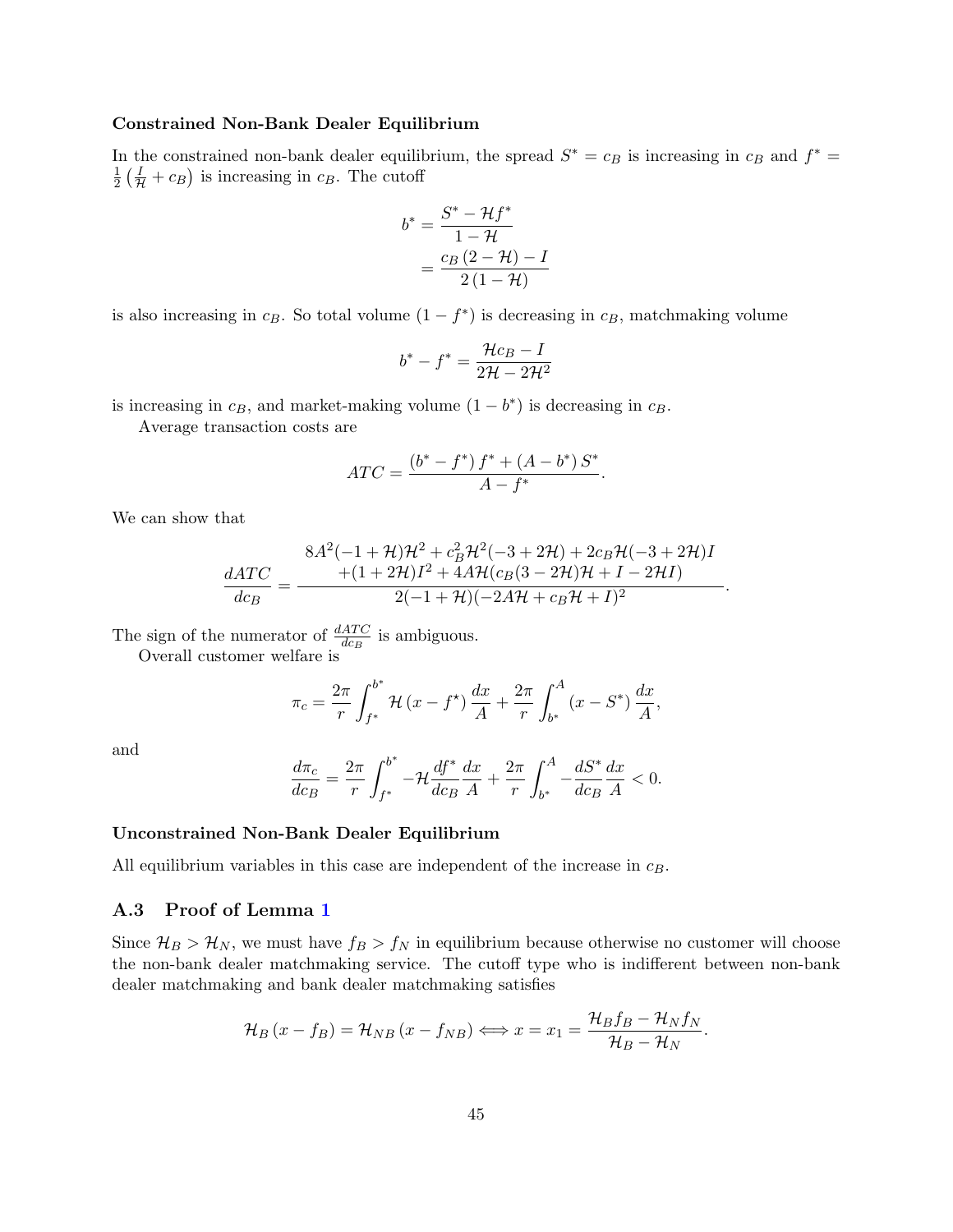**Constrained Non-Bank Dealer Equilibrium**

In the constrained non-bank dealer equilibrium, the spread $S^* = c_B$ is increasing in $c_B$ and $f^* = \frac{1}{2}\left(\frac{I}{\mathcal{H}} + c_B\right)$ is increasing in $c_B$. The cutoff

$$
\begin{aligned}
b^* &= \frac{S^* - \mathcal{H} f^*}{1 - \mathcal{H}} \\
&= \frac{c_B\,(2 - \mathcal{H}) - I}{2\,(1 - \mathcal{H})}
\end{aligned}
$$

is also increasing in $c_B$. So total volume $(1 - f^*)$ is decreasing in $c_B$, matchmaking volume

$$
b^* - f^* = \frac{\mathcal{H} c_B - I}{2\mathcal{H} - 2\mathcal{H}^2}
$$

is increasing in $c_B$, and market-making volume $(1 - b^*)$ is decreasing in $c_B$.

Average transaction costs are

$$
ATC = \frac{(b^* - f^*)\, f^* + (A - b^*)\, S^*}{A - f^*}.
$$

We can show that

$$
\frac{dATC}{dc_B} = \frac{\begin{array}{c} 8A^2(-1+\mathcal{H})\mathcal{H}^2 + c_B^2\mathcal{H}^2(-3+2\mathcal{H}) + 2c_B\mathcal{H}(-3+2\mathcal{H})I \\ +(1+2\mathcal{H})I^2 + 4A\mathcal{H}(c_B(3-2\mathcal{H})\mathcal{H} + I - 2\mathcal{H}I) \end{array}}{2(-1+\mathcal{H})(-2A\mathcal{H} + c_B\mathcal{H} + I)^2}.
$$

The sign of the numerator of $\frac{dATC}{dc_B}$ is ambiguous.

Overall customer welfare is

$$
\pi_c = \frac{2\pi}{r}\int_{f^*}^{b^*} \mathcal{H}\,(x - f^\star)\,\frac{dx}{A} + \frac{2\pi}{r}\int_{b^*}^{A} (x - S^*)\,\frac{dx}{A},
$$

and

$$
\frac{d\pi_c}{dc_B} = \frac{2\pi}{r}\int_{f^*}^{b^*} -\mathcal{H}\frac{df^*}{dc_B}\frac{dx}{A} + \frac{2\pi}{r}\int_{b^*}^{A} -\frac{dS^*}{dc_B}\frac{dx}{A} < 0.
$$

**Unconstrained Non-Bank Dealer Equilibrium**

All equilibrium variables in this case are independent of the increase in $c_B$.

### A.3 Proof of Lemma 1

Since $\mathcal{H}_B > \mathcal{H}_N$, we must have $f_B > f_N$ in equilibrium because otherwise no customer will choose the non-bank dealer matchmaking service. The cutoff type who is indifferent between non-bank dealer matchmaking and bank dealer matchmaking satisfies

$$
\mathcal{H}_B\,(x - f_B) = \mathcal{H}_{NB}\,(x - f_{NB}) \Longleftrightarrow x = x_1 = \frac{\mathcal{H}_B f_B - \mathcal{H}_N f_N}{\mathcal{H}_B - \mathcal{H}_N}.
$$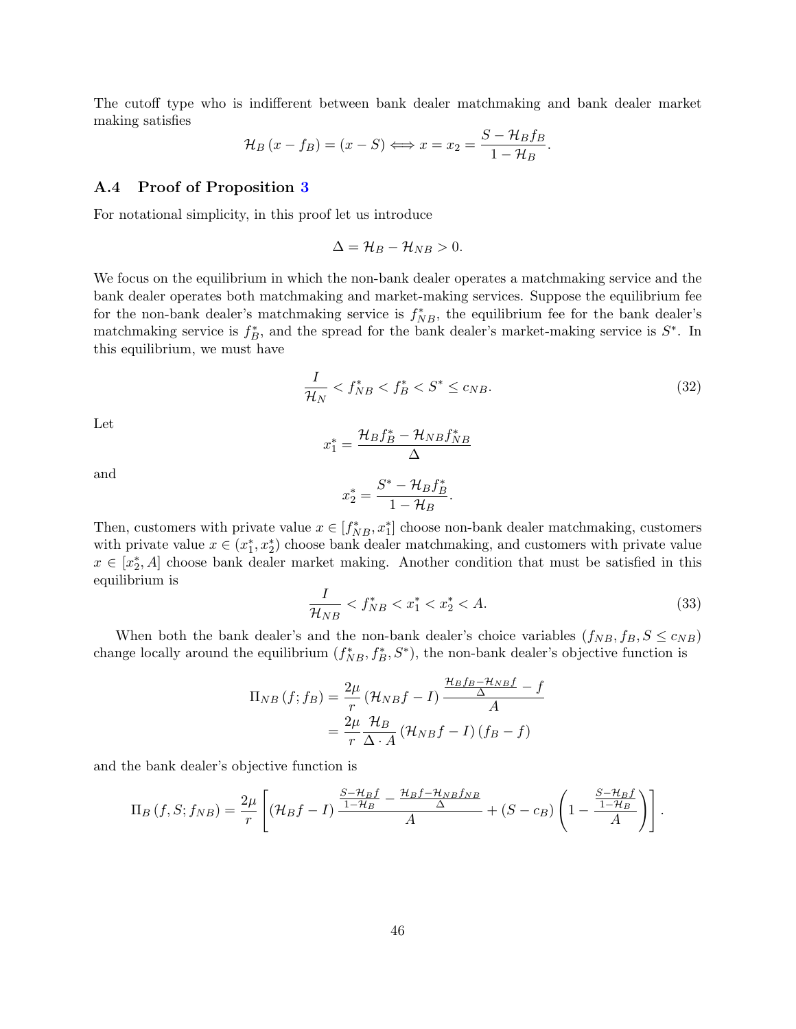The cutoff type who is indifferent between bank dealer matchmaking and bank dealer market making satisfies

$$\mathcal{H}_B (x - f_B) = (x - S) \iff x = x_2 = \frac{S - \mathcal{H}_B f_B}{1 - \mathcal{H}_B}.$$

### A.4 Proof of Proposition 3

For notational simplicity, in this proof let us introduce

$$\Delta = \mathcal{H}_B - \mathcal{H}_{NB} > 0.$$

We focus on the equilibrium in which the non-bank dealer operates a matchmaking service and the bank dealer operates both matchmaking and market-making services. Suppose the equilibrium fee for the non-bank dealer's matchmaking service is $f_{NB}^*$, the equilibrium fee for the bank dealer's matchmaking service is $f_B^*$, and the spread for the bank dealer's market-making service is $S^*$. In this equilibrium, we must have

$$\frac{I}{\mathcal{H}_N} < f_{NB}^* < f_B^* < S^* \leq c_{NB}. \tag{32}$$

Let

$$x_1^* = \frac{\mathcal{H}_B f_B^* - \mathcal{H}_{NB} f_{NB}^*}{\Delta}$$

and

$$x_2^* = \frac{S^* - \mathcal{H}_B f_B^*}{1 - \mathcal{H}_B}.$$

Then, customers with private value $x \in [f_{NB}^*, x_1^*]$ choose non-bank dealer matchmaking, customers with private value $x \in (x_1^*, x_2^*)$ choose bank dealer matchmaking, and customers with private value $x \in [x_2^*, A]$ choose bank dealer market making. Another condition that must be satisfied in this equilibrium is

$$\frac{I}{\mathcal{H}_{NB}} < f_{NB}^* < x_1^* < x_2^* < A. \tag{33}$$

When both the bank dealer's and the non-bank dealer's choice variables $(f_{NB}, f_B, S \leq c_{NB})$ change locally around the equilibrium $(f_{NB}^*, f_B^*, S^*)$, the non-bank dealer's objective function is

$$\begin{aligned}
\Pi_{NB}(f; f_B) &= \frac{2\mu}{r} (\mathcal{H}_{NB} f - I) \frac{\frac{\mathcal{H}_B f_B - \mathcal{H}_{NB} f}{\Delta} - f}{A} \\
&= \frac{2\mu}{r} \frac{\mathcal{H}_B}{\Delta \cdot A} (\mathcal{H}_{NB} f - I)(f_B - f)
\end{aligned}$$

and the bank dealer's objective function is

$$\Pi_B(f, S; f_{NB}) = \frac{2\mu}{r} \left[ (\mathcal{H}_B f - I) \frac{\frac{S - \mathcal{H}_B f}{1 - \mathcal{H}_B} - \frac{\mathcal{H}_B f - \mathcal{H}_{NB} f_{NB}}{\Delta}}{A} + (S - c_B) \left( 1 - \frac{\frac{S - \mathcal{H}_B f}{1 - \mathcal{H}_B}}{A} \right) \right].$$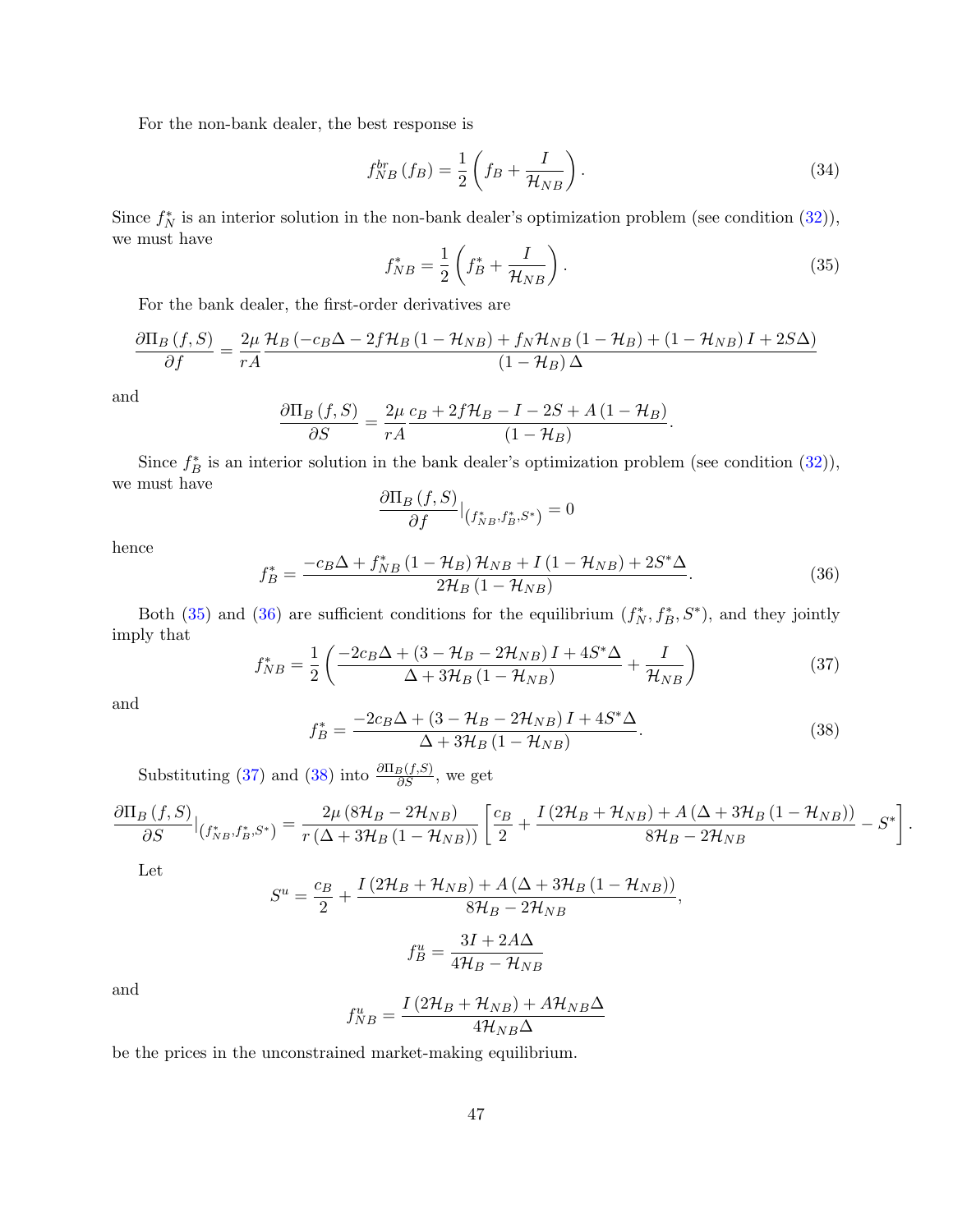For the non-bank dealer, the best response is

$$f_{NB}^{br}(f_B) = \frac{1}{2}\left(f_B + \frac{I}{\mathcal{H}_{NB}}\right). \tag{34}$$

Since $f_N^*$ is an interior solution in the non-bank dealer's optimization problem (see condition (32)), we must have

$$f_{NB}^* = \frac{1}{2}\left(f_B^* + \frac{I}{\mathcal{H}_{NB}}\right). \tag{35}$$

For the bank dealer, the first-order derivatives are

$$\frac{\partial \Pi_B(f,S)}{\partial f} = \frac{2\mu}{rA}\frac{\mathcal{H}_B\left(-c_B\Delta - 2f\mathcal{H}_B(1-\mathcal{H}_{NB}) + f_N\mathcal{H}_{NB}(1-\mathcal{H}_B) + (1-\mathcal{H}_{NB})I + 2S\Delta\right)}{(1-\mathcal{H}_B)\Delta}$$

and

$$\frac{\partial \Pi_B(f,S)}{\partial S} = \frac{2\mu}{rA}\frac{c_B + 2f\mathcal{H}_B - I - 2S + A(1-\mathcal{H}_B)}{(1-\mathcal{H}_B)}.$$

Since $f_B^*$ is an interior solution in the bank dealer's optimization problem (see condition (32)), we must have

$$\frac{\partial \Pi_B(f,S)}{\partial f}\Big|_{(f_{NB}^*, f_B^*, S^*)} = 0$$

hence

$$f_B^* = \frac{-c_B\Delta + f_{NB}^*(1-\mathcal{H}_B)\mathcal{H}_{NB} + I(1-\mathcal{H}_{NB}) + 2S^*\Delta}{2\mathcal{H}_B(1-\mathcal{H}_{NB})}. \tag{36}$$

Both (35) and (36) are sufficient conditions for the equilibrium $(f_N^*, f_B^*, S^*)$, and they jointly imply that

$$f_{NB}^* = \frac{1}{2}\left(\frac{-2c_B\Delta + (3-\mathcal{H}_B-2\mathcal{H}_{NB})I + 4S^*\Delta}{\Delta + 3\mathcal{H}_B(1-\mathcal{H}_{NB})} + \frac{I}{\mathcal{H}_{NB}}\right) \tag{37}$$

and

$$f_B^* = \frac{-2c_B\Delta + (3-\mathcal{H}_B-2\mathcal{H}_{NB})I + 4S^*\Delta}{\Delta + 3\mathcal{H}_B(1-\mathcal{H}_{NB})}. \tag{38}$$

Substituting (37) and (38) into $\frac{\partial \Pi_B(f,S)}{\partial S}$, we get

$$\frac{\partial \Pi_B(f,S)}{\partial S}\Big|_{(f_{NB}^*, f_B^*, S^*)} = \frac{2\mu(8\mathcal{H}_B - 2\mathcal{H}_{NB})}{r(\Delta + 3\mathcal{H}_B(1-\mathcal{H}_{NB}))}\left[\frac{c_B}{2} + \frac{I(2\mathcal{H}_B + \mathcal{H}_{NB}) + A(\Delta + 3\mathcal{H}_B(1-\mathcal{H}_{NB}))}{8\mathcal{H}_B - 2\mathcal{H}_{NB}} - S^*\right].$$

Let

$$S^u = \frac{c_B}{2} + \frac{I(2\mathcal{H}_B + \mathcal{H}_{NB}) + A(\Delta + 3\mathcal{H}_B(1-\mathcal{H}_{NB}))}{8\mathcal{H}_B - 2\mathcal{H}_{NB}},$$

$$f_B^u = \frac{3I + 2A\Delta}{4\mathcal{H}_B - \mathcal{H}_{NB}}$$

and

$$f_{NB}^u = \frac{I(2\mathcal{H}_B + \mathcal{H}_{NB}) + A\mathcal{H}_{NB}\Delta}{4\mathcal{H}_{NB}\Delta}$$

be the prices in the unconstrained market-making equilibrium.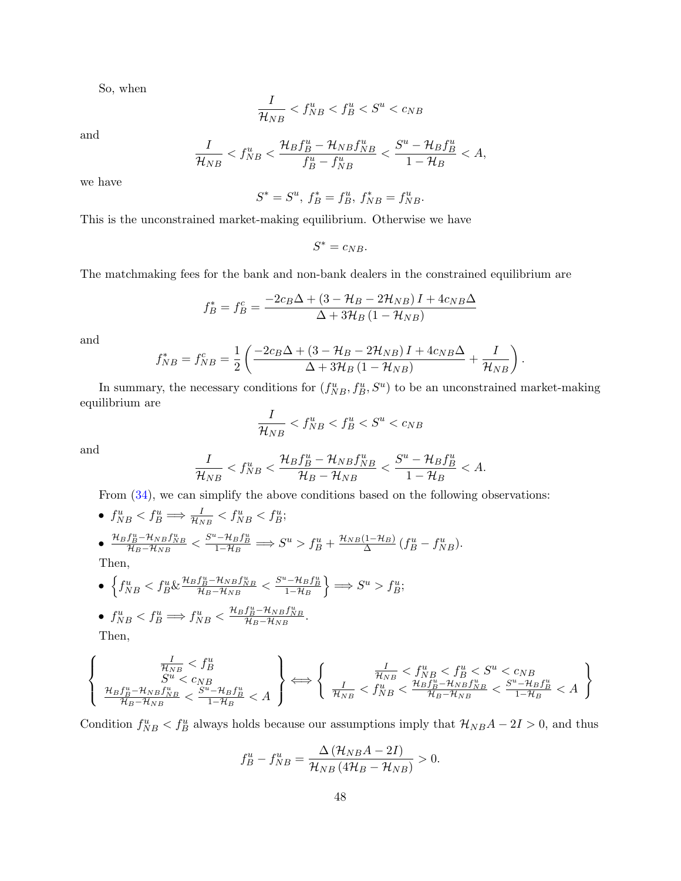So, when

$$\frac{I}{\mathcal{H}_{NB}} < f_{NB}^{u} < f_{B}^{u} < S^{u} < c_{NB}$$

and

$$\frac{I}{\mathcal{H}_{NB}} < f_{NB}^{u} < \frac{\mathcal{H}_{B} f_{B}^{u} - \mathcal{H}_{NB} f_{NB}^{u}}{f_{B}^{u} - f_{NB}^{u}} < \frac{S^{u} - \mathcal{H}_{B} f_{B}^{u}}{1 - \mathcal{H}_{B}} < A,$$

we have

$$S^{*} = S^{u},\ f_{B}^{*} = f_{B}^{u},\ f_{NB}^{*} = f_{NB}^{u}.$$

This is the unconstrained market-making equilibrium. Otherwise we have

$$S^{*} = c_{NB}.$$

The matchmaking fees for the bank and non-bank dealers in the constrained equilibrium are

$$f_{B}^{*} = f_{B}^{c} = \frac{-2c_{B}\Delta + (3 - \mathcal{H}_{B} - 2\mathcal{H}_{NB}) I + 4c_{NB}\Delta}{\Delta + 3\mathcal{H}_{B}(1 - \mathcal{H}_{NB})}$$

and

$$f_{NB}^{*} = f_{NB}^{c} = \frac{1}{2}\left(\frac{-2c_{B}\Delta + (3 - \mathcal{H}_{B} - 2\mathcal{H}_{NB}) I + 4c_{NB}\Delta}{\Delta + 3\mathcal{H}_{B}(1 - \mathcal{H}_{NB})} + \frac{I}{\mathcal{H}_{NB}}\right).$$

In summary, the necessary conditions for $(f_{NB}^{u}, f_{B}^{u}, S^{u})$ to be an unconstrained market-making equilibrium are

$$\frac{I}{\mathcal{H}_{NB}} < f_{NB}^{u} < f_{B}^{u} < S^{u} < c_{NB}$$

and

$$\frac{I}{\mathcal{H}_{NB}} < f_{NB}^{u} < \frac{\mathcal{H}_{B} f_{B}^{u} - \mathcal{H}_{NB} f_{NB}^{u}}{\mathcal{H}_{B} - \mathcal{H}_{NB}} < \frac{S^{u} - \mathcal{H}_{B} f_{B}^{u}}{1 - \mathcal{H}_{B}} < A.$$

From (34), we can simplify the above conditions based on the following observations:

- $f_{NB}^{u} < f_{B}^{u} \Longrightarrow \frac{I}{\mathcal{H}_{NB}} < f_{NB}^{u} < f_{B}^{u}$;
- $\frac{\mathcal{H}_{B} f_{B}^{u} - \mathcal{H}_{NB} f_{NB}^{u}}{\mathcal{H}_{B} - \mathcal{H}_{NB}} < \frac{S^{u} - \mathcal{H}_{B} f_{B}^{u}}{1 - \mathcal{H}_{B}} \Longrightarrow S^{u} > f_{B}^{u} + \frac{\mathcal{H}_{NB}(1 - \mathcal{H}_{B})}{\Delta}(f_{B}^{u} - f_{NB}^{u})$.

Then,

- $\left\{ f_{NB}^{u} < f_{B}^{u} \& \frac{\mathcal{H}_{B} f_{B}^{u} - \mathcal{H}_{NB} f_{NB}^{u}}{\mathcal{H}_{B} - \mathcal{H}_{NB}} < \frac{S^{u} - \mathcal{H}_{B} f_{B}^{u}}{1 - \mathcal{H}_{B}} \right\} \Longrightarrow S^{u} > f_{B}^{u}$;
- $f_{NB}^{u} < f_{B}^{u} \Longrightarrow f_{NB}^{u} < \frac{\mathcal{H}_{B} f_{B}^{u} - \mathcal{H}_{NB} f_{NB}^{u}}{\mathcal{H}_{B} - \mathcal{H}_{NB}}$.

Then,

$$\left\{ \begin{array}{c} \frac{I}{\mathcal{H}_{NB}} < f_{B}^{u} \\ S^{u} < c_{NB} \\ \frac{\mathcal{H}_{B} f_{B}^{u} - \mathcal{H}_{NB} f_{NB}^{u}}{\mathcal{H}_{B} - \mathcal{H}_{NB}} < \frac{S^{u} - \mathcal{H}_{B} f_{B}^{u}}{1 - \mathcal{H}_{B}} < A \end{array} \right\} \Longleftrightarrow \left\{ \begin{array}{c} \frac{I}{\mathcal{H}_{NB}} < f_{NB}^{u} < f_{B}^{u} < S^{u} < c_{NB} \\ \frac{I}{\mathcal{H}_{NB}} < f_{NB}^{u} < \frac{\mathcal{H}_{B} f_{B}^{u} - \mathcal{H}_{NB} f_{NB}^{u}}{\mathcal{H}_{B} - \mathcal{H}_{NB}} < \frac{S^{u} - \mathcal{H}_{B} f_{B}^{u}}{1 - \mathcal{H}_{B}} < A \end{array} \right\}$$

Condition $f_{NB}^{u} < f_{B}^{u}$ always holds because our assumptions imply that $\mathcal{H}_{NB}A - 2I > 0$, and thus

$$f_{B}^{u} - f_{NB}^{u} = \frac{\Delta(\mathcal{H}_{NB}A - 2I)}{\mathcal{H}_{NB}(4\mathcal{H}_{B} - \mathcal{H}_{NB})} > 0.$$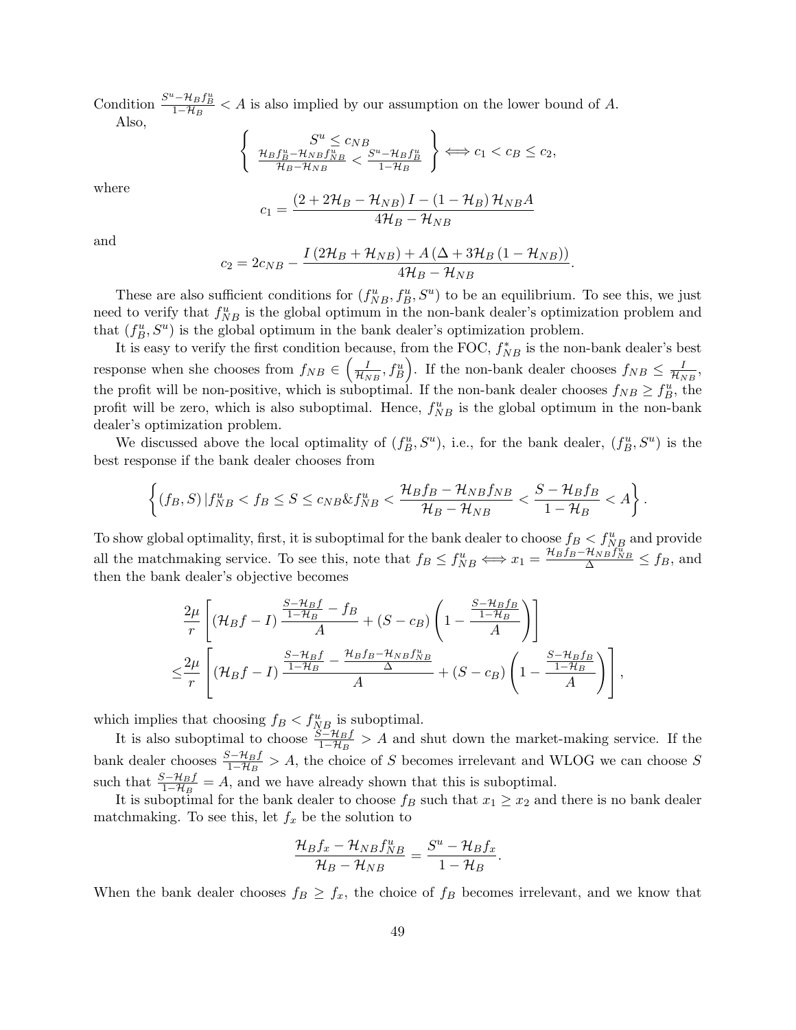Condition $\frac{S^u - \mathcal{H}_B f_B^u}{1-\mathcal{H}_B} < A$ is also implied by our assumption on the lower bound of $A$.

Also,

$$\left\{ \begin{array}{c} S^u \leq c_{NB} \\ \frac{\mathcal{H}_B f_B^u - \mathcal{H}_{NB} f_{NB}^u}{\mathcal{H}_B - \mathcal{H}_{NB}} < \frac{S^u - \mathcal{H}_B f_B^u}{1-\mathcal{H}_B} \end{array} \right\} \Longleftrightarrow c_1 < c_B \leq c_2,$$

where

$$c_1 = \frac{(2 + 2\mathcal{H}_B - \mathcal{H}_{NB}) I - (1 - \mathcal{H}_B) \mathcal{H}_{NB} A}{4\mathcal{H}_B - \mathcal{H}_{NB}}$$

and

$$c_2 = 2c_{NB} - \frac{I (2\mathcal{H}_B + \mathcal{H}_{NB}) + A (\Delta + 3\mathcal{H}_B (1 - \mathcal{H}_{NB}))}{4\mathcal{H}_B - \mathcal{H}_{NB}}.$$

These are also sufficient conditions for $(f_{NB}^u, f_B^u, S^u)$ to be an equilibrium. To see this, we just need to verify that $f_{NB}^u$ is the global optimum in the non-bank dealer's optimization problem and that $(f_B^u, S^u)$ is the global optimum in the bank dealer's optimization problem.

It is easy to verify the first condition because, from the FOC, $f_{NB}^*$ is the non-bank dealer's best response when she chooses from $f_{NB} \in \left(\frac{I}{\mathcal{H}_{NB}}, f_B^u\right)$. If the non-bank dealer chooses $f_{NB} \leq \frac{I}{\mathcal{H}_{NB}}$, the profit will be non-positive, which is suboptimal. If the non-bank dealer chooses $f_{NB} \geq f_B^u$, the profit will be zero, which is also suboptimal. Hence, $f_{NB}^u$ is the global optimum in the non-bank dealer's optimization problem.

We discussed above the local optimality of $(f_B^u, S^u)$, i.e., for the bank dealer, $(f_B^u, S^u)$ is the best response if the bank dealer chooses from

$$\left\{ (f_B, S) \,|\, f_{NB}^u < f_B \leq S \leq c_{NB} \& f_{NB}^u < \frac{\mathcal{H}_B f_B - \mathcal{H}_{NB} f_{NB}}{\mathcal{H}_B - \mathcal{H}_{NB}} < \frac{S - \mathcal{H}_B f_B}{1 - \mathcal{H}_B} < A \right\}.$$

To show global optimality, first, it is suboptimal for the bank dealer to choose $f_B < f_{NB}^u$ and provide all the matchmaking service. To see this, note that $f_B \leq f_{NB}^u \Longleftrightarrow x_1 = \frac{\mathcal{H}_B f_B - \mathcal{H}_{NB} f_{NB}^u}{\Delta} \leq f_B$, and then the bank dealer's objective becomes

$$\begin{aligned} &\frac{2\mu}{r} \left[ (\mathcal{H}_B f - I) \frac{\frac{S - \mathcal{H}_B f}{1 - \mathcal{H}_B} - f_B}{A} + (S - c_B) \left( 1 - \frac{\frac{S - \mathcal{H}_B f_B}{1 - \mathcal{H}_B}}{A} \right) \right] \\ \leq &\frac{2\mu}{r} \left[ (\mathcal{H}_B f - I) \frac{\frac{S - \mathcal{H}_B f}{1 - \mathcal{H}_B} - \frac{\mathcal{H}_B f_B - \mathcal{H}_{NB} f_{NB}^u}{\Delta}}{A} + (S - c_B) \left( 1 - \frac{\frac{S - \mathcal{H}_B f_B}{1 - \mathcal{H}_B}}{A} \right) \right], \end{aligned}$$

which implies that choosing $f_B < f_{NB}^u$ is suboptimal.

It is also suboptimal to choose $\frac{S - \mathcal{H}_B f}{1 - \mathcal{H}_B} > A$ and shut down the market-making service. If the bank dealer chooses $\frac{S - \mathcal{H}_B f}{1 - \mathcal{H}_B} > A$, the choice of $S$ becomes irrelevant and WLOG we can choose $S$ such that $\frac{S - \mathcal{H}_B f}{1 - \mathcal{H}_B} = A$, and we have already shown that this is suboptimal.

It is suboptimal for the bank dealer to choose $f_B$ such that $x_1 \geq x_2$ and there is no bank dealer matchmaking. To see this, let $f_x$ be the solution to

$$\frac{\mathcal{H}_B f_x - \mathcal{H}_{NB} f_{NB}^u}{\mathcal{H}_B - \mathcal{H}_{NB}} = \frac{S^u - \mathcal{H}_B f_x}{1 - \mathcal{H}_B}.$$

When the bank dealer chooses $f_B \geq f_x$, the choice of $f_B$ becomes irrelevant, and we know that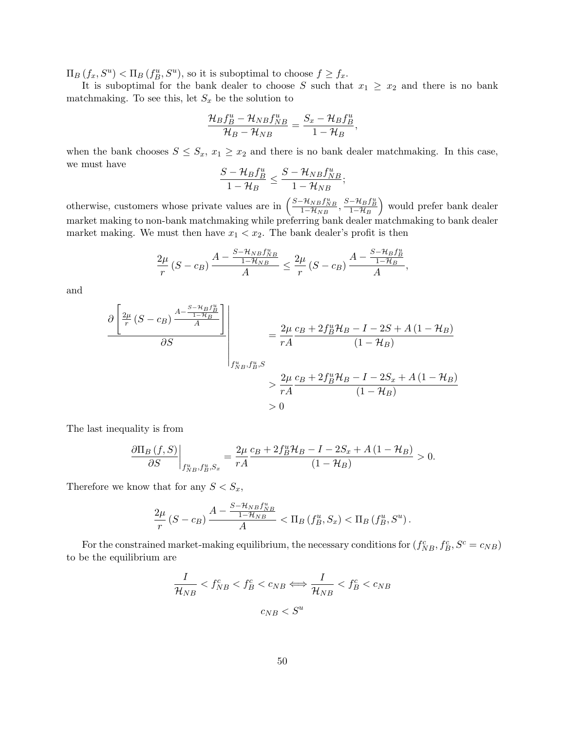$\Pi_B(f_x, S^u) < \Pi_B(f_B^u, S^u)$, so it is suboptimal to choose $f \geq f_x$.

It is suboptimal for the bank dealer to choose $S$ such that $x_1 \geq x_2$ and there is no bank matchmaking. To see this, let $S_x$ be the solution to

$$\frac{\mathcal{H}_B f_B^u - \mathcal{H}_{NB} f_{NB}^u}{\mathcal{H}_B - \mathcal{H}_{NB}} = \frac{S_x - \mathcal{H}_B f_B^u}{1 - \mathcal{H}_B},$$

when the bank chooses $S \leq S_x$, $x_1 \geq x_2$ and there is no bank dealer matchmaking. In this case, we must have

$$\frac{S - \mathcal{H}_B f_B^u}{1 - \mathcal{H}_B} \leq \frac{S - \mathcal{H}_{NB} f_{NB}^u}{1 - \mathcal{H}_{NB}};$$

otherwise, customers whose private values are in $\left(\frac{S - \mathcal{H}_{NB} f_{NB}^u}{1 - \mathcal{H}_{NB}}, \frac{S - \mathcal{H}_B f_B^u}{1 - \mathcal{H}_B}\right)$ would prefer bank dealer market making to non-bank matchmaking while preferring bank dealer matchmaking to bank dealer market making. We must then have $x_1 < x_2$. The bank dealer's profit is then

$$\frac{2\mu}{r}(S - c_B)\frac{A - \frac{S - \mathcal{H}_{NB} f_{NB}^u}{1 - \mathcal{H}_{NB}}}{A} \leq \frac{2\mu}{r}(S - c_B)\frac{A - \frac{S - \mathcal{H}_B f_B^u}{1 - \mathcal{H}_B}}{A},$$

and

$$\left.\frac{\partial\left[\frac{2\mu}{r}(S - c_B)\frac{A - \frac{S - \mathcal{H}_B f_B^u}{1 - \mathcal{H}_B}}{A}\right]}{\partial S}\right|_{f_{NB}^u, f_B^u, S} = \frac{2\mu}{rA}\frac{c_B + 2 f_B^u \mathcal{H}_B - I - 2S + A(1 - \mathcal{H}_B)}{(1 - \mathcal{H}_B)}$$

$$> \frac{2\mu}{rA}\frac{c_B + 2 f_B^u \mathcal{H}_B - I - 2S_x + A(1 - \mathcal{H}_B)}{(1 - \mathcal{H}_B)}$$

$$> 0$$

The last inequality is from

$$\left.\frac{\partial \Pi_B(f, S)}{\partial S}\right|_{f_{NB}^u, f_B^u, S_x} = \frac{2\mu}{rA}\frac{c_B + 2 f_B^u \mathcal{H}_B - I - 2S_x + A(1 - \mathcal{H}_B)}{(1 - \mathcal{H}_B)} > 0.$$

Therefore we know that for any $S < S_x$,

$$\frac{2\mu}{r}(S - c_B)\frac{A - \frac{S - \mathcal{H}_{NB} f_{NB}^u}{1 - \mathcal{H}_{NB}}}{A} < \Pi_B(f_B^u, S_x) < \Pi_B(f_B^u, S^u).$$

For the constrained market-making equilibrium, the necessary conditions for $(f_{NB}^c, f_B^c, S^c = c_{NB})$ to be the equilibrium are

$$\frac{I}{\mathcal{H}_{NB}} < f_{NB}^c < f_B^c < c_{NB} \Longleftrightarrow \frac{I}{\mathcal{H}_{NB}} < f_B^c < c_{NB}$$

$$c_{NB} < S^u$$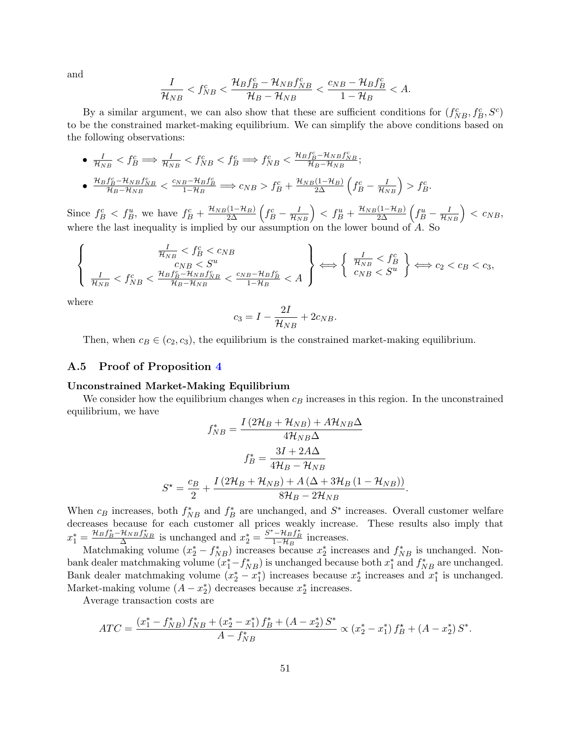and

$$\frac{I}{\mathcal{H}_{NB}} < f_{NB}^c < \frac{\mathcal{H}_B f_B^c - \mathcal{H}_{NB} f_{NB}^c}{\mathcal{H}_B - \mathcal{H}_{NB}} < \frac{c_{NB} - \mathcal{H}_B f_B^c}{1 - \mathcal{H}_B} < A.$$

By a similar argument, we can also show that these are sufficient conditions for $(f_{NB}^c, f_B^c, S^c)$ to be the constrained market-making equilibrium. We can simplify the above conditions based on the following observations:

- $\frac{I}{\mathcal{H}_{NB}} < f_B^c \Longrightarrow \frac{I}{\mathcal{H}_{NB}} < f_{NB}^c < f_B^c \Longrightarrow f_{NB}^c < \frac{\mathcal{H}_B f_B^c - \mathcal{H}_{NB} f_{NB}^c}{\mathcal{H}_B - \mathcal{H}_{NB}}$;
- $\frac{\mathcal{H}_B f_B^c - \mathcal{H}_{NB} f_{NB}^c}{\mathcal{H}_B - \mathcal{H}_{NB}} < \frac{c_{NB} - \mathcal{H}_B f_B^c}{1 - \mathcal{H}_B} \Longrightarrow c_{NB} > f_B^c + \frac{\mathcal{H}_{NB}(1-\mathcal{H}_B)}{2\Delta}\left(f_B^c - \frac{I}{\mathcal{H}_{NB}}\right) > f_B^c$.

Since $f_B^c < f_B^u$, we have $f_B^c + \frac{\mathcal{H}_{NB}(1-\mathcal{H}_B)}{2\Delta}\left(f_B^c - \frac{I}{\mathcal{H}_{NB}}\right) < f_B^u + \frac{\mathcal{H}_{NB}(1-\mathcal{H}_B)}{2\Delta}\left(f_B^u - \frac{I}{\mathcal{H}_{NB}}\right) < c_{NB}$, where the last inequality is implied by our assumption on the lower bound of $A$. So

$$\left\{ \begin{array}{c} \frac{I}{\mathcal{H}_{NB}} < f_B^c < c_{NB} \\ c_{NB} < S^u \\ \frac{I}{\mathcal{H}_{NB}} < f_{NB}^c < \frac{\mathcal{H}_B f_B^c - \mathcal{H}_{NB} f_{NB}^c}{\mathcal{H}_B - \mathcal{H}_{NB}} < \frac{c_{NB} - \mathcal{H}_B f_B^c}{1 - \mathcal{H}_B} < A \end{array} \right\} \Longleftrightarrow \left\{ \begin{array}{c} \frac{I}{\mathcal{H}_{NB}} < f_B^c \\ c_{NB} < S^u \end{array} \right\} \Longleftrightarrow c_2 < c_B < c_3,$$

where

$$c_3 = I - \frac{2I}{\mathcal{H}_{NB}} + 2c_{NB}.$$

Then, when $c_B \in (c_2, c_3)$, the equilibrium is the constrained market-making equilibrium.

### A.5 Proof of Proposition 4

**Unconstrained Market-Making Equilibrium**

We consider how the equilibrium changes when $c_B$ increases in this region. In the unconstrained equilibrium, we have

$$f_{NB}^* = \frac{I(2\mathcal{H}_B + \mathcal{H}_{NB}) + A\mathcal{H}_{NB}\Delta}{4\mathcal{H}_{NB}\Delta}$$

$$f_B^* = \frac{3I + 2A\Delta}{4\mathcal{H}_B - \mathcal{H}_{NB}}$$

$$S^\star = \frac{c_B}{2} + \frac{I(2\mathcal{H}_B + \mathcal{H}_{NB}) + A(\Delta + 3\mathcal{H}_B(1 - \mathcal{H}_{NB}))}{8\mathcal{H}_B - 2\mathcal{H}_{NB}}.$$

When $c_B$ increases, both $f_{NB}^*$ and $f_B^*$ are unchanged, and $S^*$ increases. Overall customer welfare decreases because for each customer all prices weakly increase. These results also imply that $x_1^* = \frac{\mathcal{H}_B f_B^* - \mathcal{H}_{NB} f_{NB}^*}{\Delta}$ is unchanged and $x_2^* = \frac{S^* - \mathcal{H}_B f_B^*}{1 - \mathcal{H}_B}$ increases.

Matchmaking volume $(x_2^* - f_{NB}^*)$ increases because $x_2^*$ increases and $f_{NB}^*$ is unchanged. Non-bank dealer matchmaking volume $(x_1^* - f_{NB}^*)$ is unchanged because both $x_1^*$ and $f_{NB}^*$ are unchanged. Bank dealer matchmaking volume $(x_2^* - x_1^*)$ increases because $x_2^*$ increases and $x_1^*$ is unchanged. Market-making volume $(A - x_2^*)$ decreases because $x_2^*$ increases.

Average transaction costs are

$$ATC = \frac{(x_1^* - f_{NB}^*) f_{NB}^* + (x_2^* - x_1^*) f_B^* + (A - x_2^*) S^*}{A - f_{NB}^*} \propto (x_2^* - x_1^*) f_B^* + (A - x_2^*) S^*.$$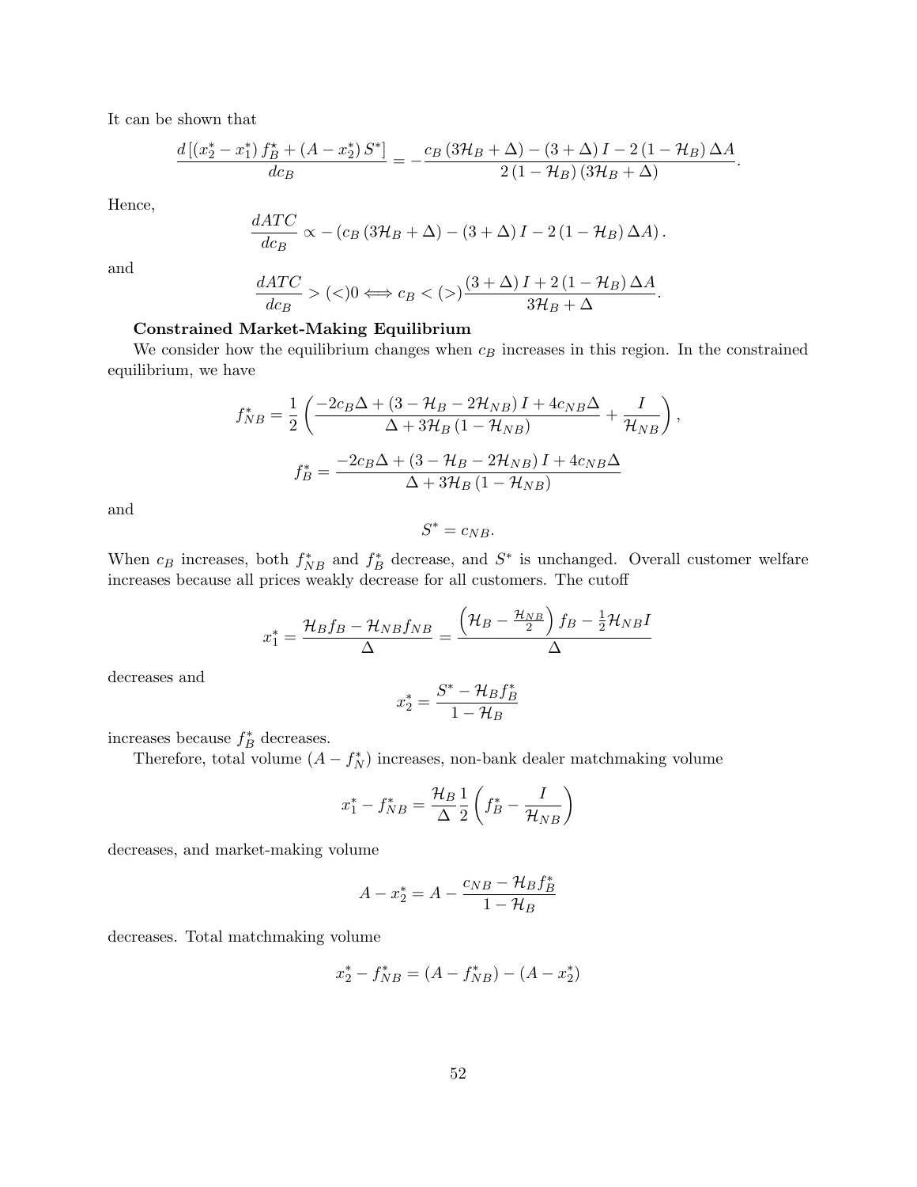It can be shown that

$$\frac{d\left[\left(x_2^*-x_1^*\right)f_B^*+\left(A-x_2^*\right)S^*\right]}{dc_B}=-\frac{c_B\left(3\mathcal{H}_B+\Delta\right)-\left(3+\Delta\right)I-2\left(1-\mathcal{H}_B\right)\Delta A}{2\left(1-\mathcal{H}_B\right)\left(3\mathcal{H}_B+\Delta\right)}.$$

Hence,

$$\frac{dATC}{dc_B}\propto-\left(c_B\left(3\mathcal{H}_B+\Delta\right)-\left(3+\Delta\right)I-2\left(1-\mathcal{H}_B\right)\Delta A\right).$$

and

$$\frac{dATC}{dc_B}>(<)0\Longleftrightarrow c_B<(>)\frac{\left(3+\Delta\right)I+2\left(1-\mathcal{H}_B\right)\Delta A}{3\mathcal{H}_B+\Delta}.$$

**Constrained Market-Making Equilibrium**

We consider how the equilibrium changes when $c_B$ increases in this region. In the constrained equilibrium, we have

$$f_{NB}^*=\frac{1}{2}\left(\frac{-2c_B\Delta+\left(3-\mathcal{H}_B-2\mathcal{H}_{NB}\right)I+4c_{NB}\Delta}{\Delta+3\mathcal{H}_B\left(1-\mathcal{H}_{NB}\right)}+\frac{I}{\mathcal{H}_{NB}}\right),$$

$$f_B^*=\frac{-2c_B\Delta+\left(3-\mathcal{H}_B-2\mathcal{H}_{NB}\right)I+4c_{NB}\Delta}{\Delta+3\mathcal{H}_B\left(1-\mathcal{H}_{NB}\right)}$$

and

$$S^*=c_{NB}.$$

When $c_B$ increases, both $f_{NB}^*$ and $f_B^*$ decrease, and $S^*$ is unchanged. Overall customer welfare increases because all prices weakly decrease for all customers. The cutoff

$$x_1^*=\frac{\mathcal{H}_Bf_B-\mathcal{H}_{NB}f_{NB}}{\Delta}=\frac{\left(\mathcal{H}_B-\frac{\mathcal{H}_{NB}}{2}\right)f_B-\frac{1}{2}\mathcal{H}_{NB}I}{\Delta}$$

decreases and

$$x_2^*=\frac{S^*-\mathcal{H}_Bf_B^*}{1-\mathcal{H}_B}$$

increases because $f_B^*$ decreases.

Therefore, total volume $(A-f_N^*)$ increases, non-bank dealer matchmaking volume

$$x_1^*-f_{NB}^*=\frac{\mathcal{H}_B}{\Delta}\frac{1}{2}\left(f_B^*-\frac{I}{\mathcal{H}_{NB}}\right)$$

decreases, and market-making volume

$$A-x_2^*=A-\frac{c_{NB}-\mathcal{H}_Bf_B^*}{1-\mathcal{H}_B}$$

decreases. Total matchmaking volume

$$x_2^*-f_{NB}^*=\left(A-f_{NB}^*\right)-\left(A-x_2^*\right)$$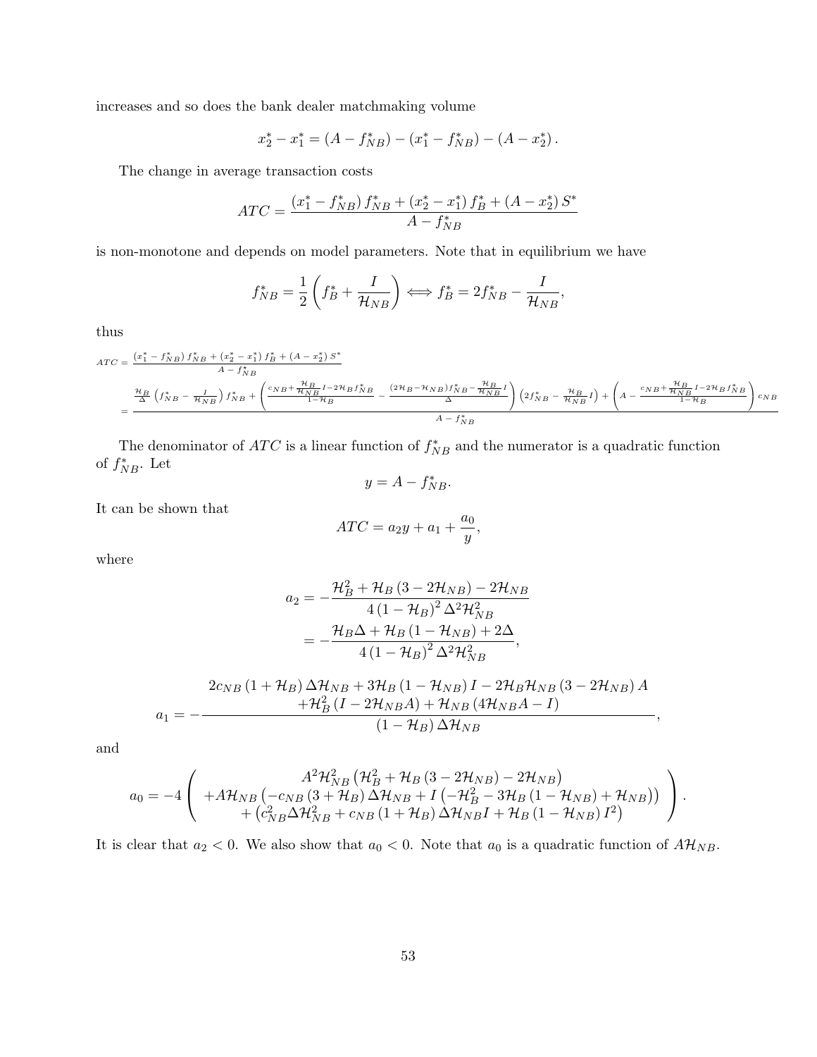increases and so does the bank dealer matchmaking volume

$$x_2^* - x_1^* = (A - f_{NB}^*) - (x_1^* - f_{NB}^*) - (A - x_2^*).$$

The change in average transaction costs

$$ATC = \frac{(x_1^* - f_{NB}^*) f_{NB}^* + (x_2^* - x_1^*) f_B^* + (A - x_2^*) S^*}{A - f_{NB}^*}$$

is non-monotone and depends on model parameters. Note that in equilibrium we have

$$f_{NB}^* = \frac{1}{2}\left(f_B^* + \frac{I}{\mathcal{H}_{NB}}\right) \Longleftrightarrow f_B^* = 2f_{NB}^* - \frac{I}{\mathcal{H}_{NB}},$$

thus

$$
\begin{aligned}
ATC &= \frac{(x_1^* - f_{NB}^*) f_{NB}^* + (x_2^* - x_1^*) f_B^* + (A - x_2^*) S^*}{A - f_{NB}^*} \\
&= \frac{\frac{\mathcal{H}_B}{\Delta}\left(f_{NB}^* - \frac{I}{\mathcal{H}_{NB}}\right) f_{NB}^* + \left(\frac{c_{NB} + \frac{\mathcal{H}_B}{\mathcal{H}_{NB}} I - 2\mathcal{H}_B f_{NB}^*}{1 - \mathcal{H}_B} - \frac{(2\mathcal{H}_B - \mathcal{H}_{NB}) f_{NB}^* - \frac{\mathcal{H}_B}{\mathcal{H}_{NB}} I}{\Delta}\right)\left(2f_{NB}^* - \frac{\mathcal{H}_B}{\mathcal{H}_{NB}} I\right) + \left(A - \frac{c_{NB} + \frac{\mathcal{H}_B}{\mathcal{H}_{NB}} I - 2\mathcal{H}_B f_{NB}^*}{1 - \mathcal{H}_B}\right) c_{NB}}{A - f_{NB}^*}
\end{aligned}
$$

The denominator of $ATC$ is a linear function of $f_{NB}^*$ and the numerator is a quadratic function of $f_{NB}^*$. Let

$$y = A - f_{NB}^*.$$

It can be shown that

$$ATC = a_2 y + a_1 + \frac{a_0}{y},$$

where

$$
\begin{aligned}
a_2 &= -\frac{\mathcal{H}_B^2 + \mathcal{H}_B(3 - 2\mathcal{H}_{NB}) - 2\mathcal{H}_{NB}}{4(1 - \mathcal{H}_B)^2 \Delta^2 \mathcal{H}_{NB}^2} \\
&= -\frac{\mathcal{H}_B \Delta + \mathcal{H}_B(1 - \mathcal{H}_{NB}) + 2\Delta}{4(1 - \mathcal{H}_B)^2 \Delta^2 \mathcal{H}_{NB}^2},
\end{aligned}
$$

$$a_1 = -\frac{\begin{array}{c} 2c_{NB}(1 + \mathcal{H}_B)\Delta\mathcal{H}_{NB} + 3\mathcal{H}_B(1 - \mathcal{H}_{NB}) I - 2\mathcal{H}_B\mathcal{H}_{NB}(3 - 2\mathcal{H}_{NB}) A \\ +\mathcal{H}_B^2(I - 2\mathcal{H}_{NB}A) + \mathcal{H}_{NB}(4\mathcal{H}_{NB}A - I) \end{array}}{(1 - \mathcal{H}_B)\Delta\mathcal{H}_{NB}},$$

and

$$a_0 = -4\left(\begin{array}{c} A^2\mathcal{H}_{NB}^2\left(\mathcal{H}_B^2 + \mathcal{H}_B(3 - 2\mathcal{H}_{NB}) - 2\mathcal{H}_{NB}\right) \\ +A\mathcal{H}_{NB}\left(-c_{NB}(3 + \mathcal{H}_B)\Delta\mathcal{H}_{NB} + I\left(-\mathcal{H}_B^2 - 3\mathcal{H}_B(1 - \mathcal{H}_{NB}) + \mathcal{H}_{NB}\right)\right) \\ +\left(c_{NB}^2\Delta\mathcal{H}_{NB}^2 + c_{NB}(1 + \mathcal{H}_B)\Delta\mathcal{H}_{NB} I + \mathcal{H}_B(1 - \mathcal{H}_{NB}) I^2\right) \end{array}\right).$$

It is clear that $a_2 < 0$. We also show that $a_0 < 0$. Note that $a_0$ is a quadratic function of $A\mathcal{H}_{NB}$.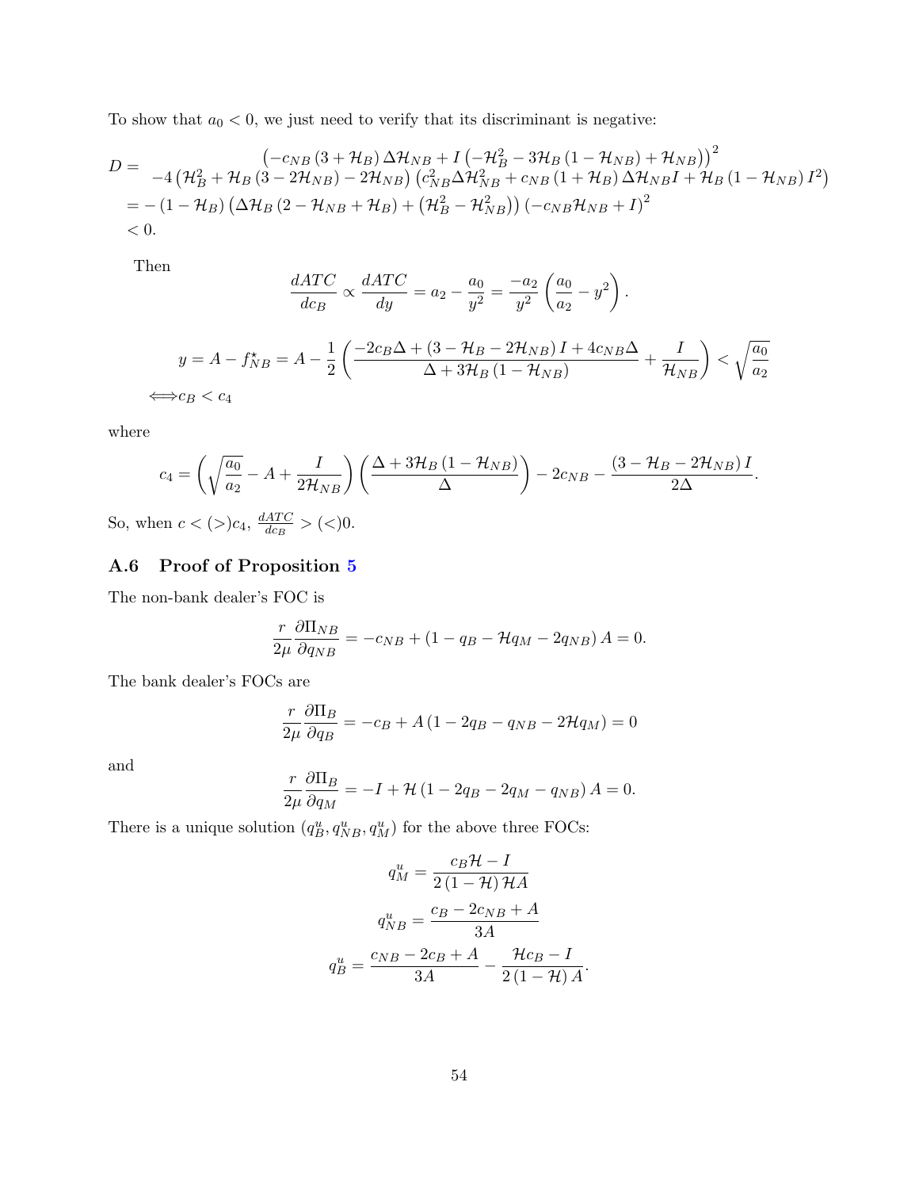To show that $a_0 < 0$, we just need to verify that its discriminant is negative:

$$
\begin{aligned}
D = & \quad \left(-c_{NB}\left(3+\mathcal{H}_B\right)\Delta\mathcal{H}_{NB} + I\left(-\mathcal{H}_B^2 - 3\mathcal{H}_B\left(1-\mathcal{H}_{NB}\right)+\mathcal{H}_{NB}\right)\right)^2 \\
& -4\left(\mathcal{H}_B^2 + \mathcal{H}_B\left(3-2\mathcal{H}_{NB}\right) - 2\mathcal{H}_{NB}\right)\left(c_{NB}^2\Delta\mathcal{H}_{NB}^2 + c_{NB}\left(1+\mathcal{H}_B\right)\Delta\mathcal{H}_{NB}I + \mathcal{H}_B\left(1-\mathcal{H}_{NB}\right)I^2\right) \\
= & -\left(1-\mathcal{H}_B\right)\left(\Delta\mathcal{H}_B\left(2-\mathcal{H}_{NB}+\mathcal{H}_B\right) + \left(\mathcal{H}_B^2 - \mathcal{H}_{NB}^2\right)\right)\left(-c_{NB}\mathcal{H}_{NB} + I\right)^2 \\
< & \ 0.
\end{aligned}
$$

Then

$$
\frac{dATC}{dc_B} \propto \frac{dATC}{dy} = a_2 - \frac{a_0}{y^2} = \frac{-a_2}{y^2}\left(\frac{a_0}{a_2} - y^2\right).
$$

$$
\begin{aligned}
& y = A - f_{NB}^{\star} = A - \frac{1}{2}\left(\frac{-2c_B\Delta + \left(3-\mathcal{H}_B-2\mathcal{H}_{NB}\right)I + 4c_{NB}\Delta}{\Delta + 3\mathcal{H}_B\left(1-\mathcal{H}_{NB}\right)} + \frac{I}{\mathcal{H}_{NB}}\right) < \sqrt{\frac{a_0}{a_2}} \\
\iff & c_B < c_4
\end{aligned}
$$

where

$$
c_4 = \left(\sqrt{\frac{a_0}{a_2}} - A + \frac{I}{2\mathcal{H}_{NB}}\right)\left(\frac{\Delta + 3\mathcal{H}_B\left(1-\mathcal{H}_{NB}\right)}{\Delta}\right) - 2c_{NB} - \frac{\left(3-\mathcal{H}_B-2\mathcal{H}_{NB}\right)I}{2\Delta}.
$$

So, when $c < (>) c_4$, $\frac{dATC}{dc_B} > (<) 0$.

## A.6 Proof of Proposition 5

The non-bank dealer's FOC is

$$
\frac{r}{2\mu}\frac{\partial \Pi_{NB}}{\partial q_{NB}} = -c_{NB} + \left(1 - q_B - \mathcal{H}q_M - 2q_{NB}\right)A = 0.
$$

The bank dealer's FOCs are

$$
\frac{r}{2\mu}\frac{\partial \Pi_B}{\partial q_B} = -c_B + A\left(1 - 2q_B - q_{NB} - 2\mathcal{H}q_M\right) = 0
$$

and

$$
\frac{r}{2\mu}\frac{\partial \Pi_B}{\partial q_M} = -I + \mathcal{H}\left(1 - 2q_B - 2q_M - q_{NB}\right)A = 0.
$$

There is a unique solution $(q_B^u, q_{NB}^u, q_M^u)$ for the above three FOCs:

$$
\begin{aligned}
q_M^u &= \frac{c_B\mathcal{H} - I}{2\left(1-\mathcal{H}\right)\mathcal{H}A} \\
q_{NB}^u &= \frac{c_B - 2c_{NB} + A}{3A} \\
q_B^u &= \frac{c_{NB} - 2c_B + A}{3A} - \frac{\mathcal{H}c_B - I}{2\left(1-\mathcal{H}\right)A}.
\end{aligned}
$$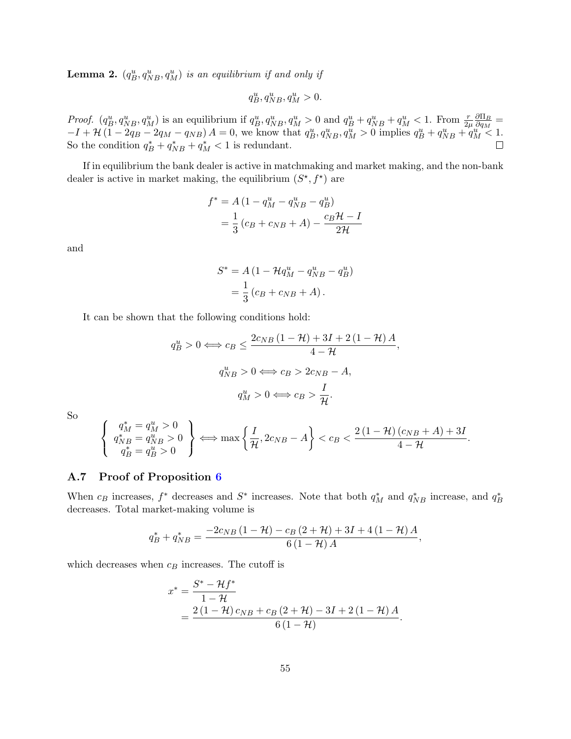**Lemma 2.** *$(q_B^u, q_{NB}^u, q_M^u)$ is an equilibrium if and only if*

$$q_B^u, q_{NB}^u, q_M^u > 0.$$

*Proof.* $(q_B^u, q_{NB}^u, q_M^u)$ is an equilibrium if $q_B^u, q_{NB}^u, q_M^u > 0$ and $q_B^u + q_{NB}^u + q_M^u < 1$. From $\frac{r}{2\mu}\frac{\partial \Pi_B}{\partial q_M} = -I + \mathcal{H}(1 - 2q_B - 2q_M - q_{NB}) A = 0$, we know that $q_B^u, q_{NB}^u, q_M^u > 0$ implies $q_B^u + q_{NB}^u + q_M^u < 1$. So the condition $q_B^* + q_{NB}^* + q_M^* < 1$ is redundant. □

If in equilibrium the bank dealer is active in matchmaking and market making, and the non-bank dealer is active in market making, the equilibrium $(S^\star, f^\star)$ are

$$
\begin{aligned}
f^* &= A\left(1 - q_M^u - q_{NB}^u - q_B^u\right) \\
&= \frac{1}{3}\left(c_B + c_{NB} + A\right) - \frac{c_B \mathcal{H} - I}{2\mathcal{H}}
\end{aligned}
$$

and

$$
\begin{aligned}
S^* &= A\left(1 - \mathcal{H} q_M^u - q_{NB}^u - q_B^u\right) \\
&= \frac{1}{3}\left(c_B + c_{NB} + A\right).
\end{aligned}
$$

It can be shown that the following conditions hold:

$$q_B^u > 0 \iff c_B \leq \frac{2c_{NB}(1-\mathcal{H}) + 3I + 2(1-\mathcal{H})A}{4 - \mathcal{H}},$$

$$q_{NB}^u > 0 \iff c_B > 2c_{NB} - A,$$

$$q_M^u > 0 \iff c_B > \frac{I}{\mathcal{H}}.$$

So

$$\left\{ \begin{array}{c} q_M^* = q_M^u > 0 \\ q_{NB}^* = q_{NB}^u > 0 \\ q_B^* = q_B^u > 0 \end{array} \right\} \iff \max\left\{\frac{I}{\mathcal{H}}, 2c_{NB} - A\right\} < c_B < \frac{2(1-\mathcal{H})(c_{NB} + A) + 3I}{4 - \mathcal{H}}.$$

### A.7 Proof of Proposition 6

When $c_B$ increases, $f^*$ decreases and $S^*$ increases. Note that both $q_M^*$ and $q_{NB}^*$ increase, and $q_B^*$ decreases. Total market-making volume is

$$q_B^* + q_{NB}^* = \frac{-2c_{NB}(1-\mathcal{H}) - c_B(2+\mathcal{H}) + 3I + 4(1-\mathcal{H})A}{6(1-\mathcal{H})A},$$

which decreases when $c_B$ increases. The cutoff is

$$
\begin{aligned}
x^* &= \frac{S^* - \mathcal{H} f^*}{1 - \mathcal{H}} \\
&= \frac{2(1-\mathcal{H})c_{NB} + c_B(2+\mathcal{H}) - 3I + 2(1-\mathcal{H})A}{6(1-\mathcal{H})}.
\end{aligned}
$$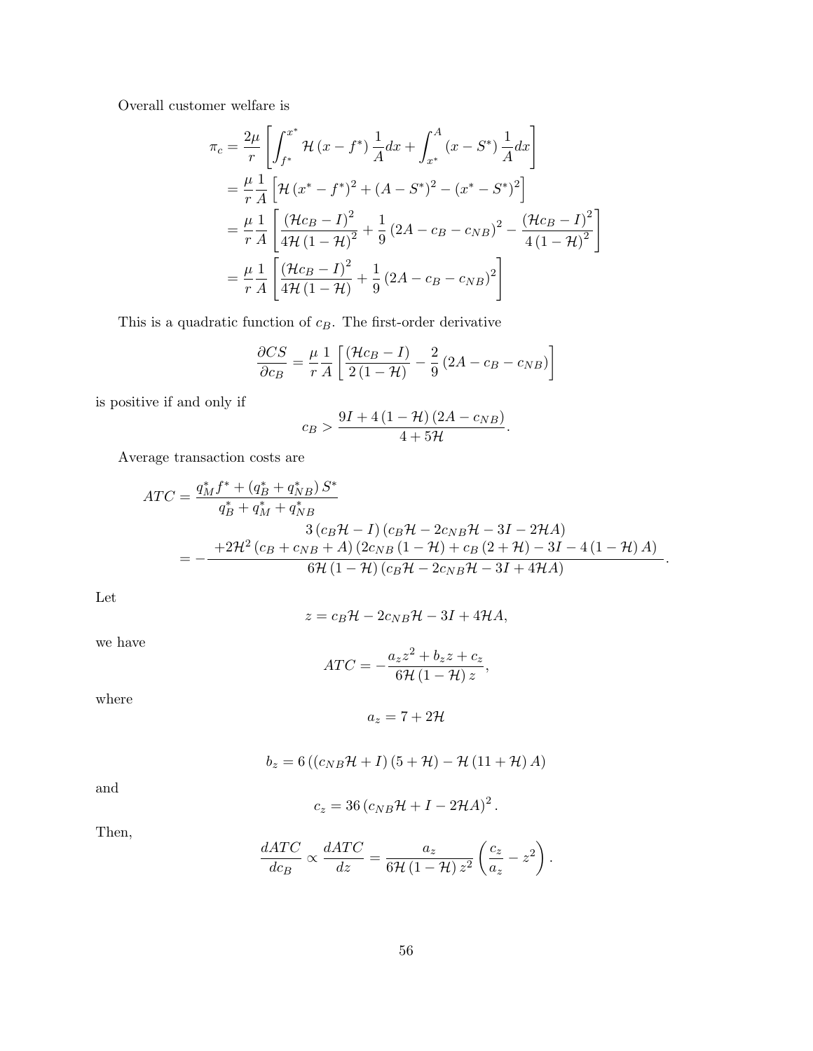Overall customer welfare is

$$
\begin{aligned}
\pi_c &= \frac{2\mu}{r}\left[\int_{f^*}^{x^*} \mathcal{H}\left(x-f^*\right)\frac{1}{A}dx + \int_{x^*}^{A}\left(x-S^*\right)\frac{1}{A}dx\right] \\
&= \frac{\mu}{r}\frac{1}{A}\left[\mathcal{H}\left(x^*-f^*\right)^2 + \left(A-S^*\right)^2 - \left(x^*-S^*\right)^2\right] \\
&= \frac{\mu}{r}\frac{1}{A}\left[\frac{\left(\mathcal{H}c_B - I\right)^2}{4\mathcal{H}\left(1-\mathcal{H}\right)^2} + \frac{1}{9}\left(2A - c_B - c_{NB}\right)^2 - \frac{\left(\mathcal{H}c_B - I\right)^2}{4\left(1-\mathcal{H}\right)^2}\right] \\
&= \frac{\mu}{r}\frac{1}{A}\left[\frac{\left(\mathcal{H}c_B - I\right)^2}{4\mathcal{H}\left(1-\mathcal{H}\right)} + \frac{1}{9}\left(2A - c_B - c_{NB}\right)^2\right]
\end{aligned}
$$

This is a quadratic function of $c_B$. The first-order derivative

$$
\frac{\partial CS}{\partial c_B} = \frac{\mu}{r}\frac{1}{A}\left[\frac{\left(\mathcal{H}c_B - I\right)}{2\left(1-\mathcal{H}\right)} - \frac{2}{9}\left(2A - c_B - c_{NB}\right)\right]
$$

is positive if and only if

$$
c_B > \frac{9I + 4\left(1-\mathcal{H}\right)\left(2A - c_{NB}\right)}{4 + 5\mathcal{H}}.
$$

Average transaction costs are

$$
\begin{aligned}
ATC &= \frac{q_M^* f^* + \left(q_B^* + q_{NB}^*\right)S^*}{q_B^* + q_M^* + q_{NB}^*} \\
&= -\frac{\begin{array}{c} 3\left(c_B\mathcal{H} - I\right)\left(c_B\mathcal{H} - 2c_{NB}\mathcal{H} - 3I - 2\mathcal{H}A\right) \\ +2\mathcal{H}^2\left(c_B + c_{NB} + A\right)\left(2c_{NB}\left(1-\mathcal{H}\right) + c_B\left(2+\mathcal{H}\right) - 3I - 4\left(1-\mathcal{H}\right)A\right) \end{array}}{6\mathcal{H}\left(1-\mathcal{H}\right)\left(c_B\mathcal{H} - 2c_{NB}\mathcal{H} - 3I + 4\mathcal{H}A\right)}.
\end{aligned}
$$

Let

$$
z = c_B\mathcal{H} - 2c_{NB}\mathcal{H} - 3I + 4\mathcal{H}A,
$$

we have

$$
ATC = -\frac{a_z z^2 + b_z z + c_z}{6\mathcal{H}\left(1-\mathcal{H}\right)z},
$$

where

$$
a_z = 7 + 2\mathcal{H}
$$

$$
b_z = 6\left(\left(c_{NB}\mathcal{H} + I\right)\left(5+\mathcal{H}\right) - \mathcal{H}\left(11+\mathcal{H}\right)A\right)
$$

and

$$
c_z = 36\left(c_{NB}\mathcal{H} + I - 2\mathcal{H}A\right)^2.
$$

Then,

$$
\frac{dATC}{dc_B} \propto \frac{dATC}{dz} = \frac{a_z}{6\mathcal{H}\left(1-\mathcal{H}\right)z^2}\left(\frac{c_z}{a_z} - z^2\right).
$$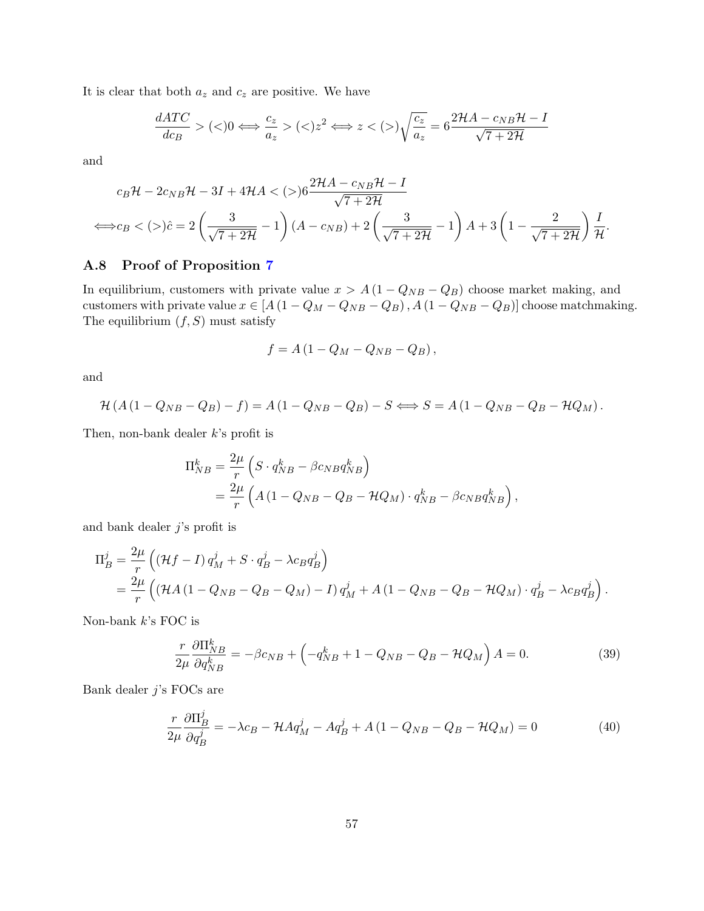It is clear that both $a_z$ and $c_z$ are positive. We have

$$\frac{dATC}{dc_B} > (<) 0 \Longleftrightarrow \frac{c_z}{a_z} > (<) z^2 \Longleftrightarrow z < (>) \sqrt{\frac{c_z}{a_z}} = 6\frac{2\mathcal{H}A - c_{NB}\mathcal{H} - I}{\sqrt{7+2\mathcal{H}}}$$

and

$$\begin{aligned}
& c_B\mathcal{H} - 2c_{NB}\mathcal{H} - 3I + 4\mathcal{H}A < (>) 6\frac{2\mathcal{H}A - c_{NB}\mathcal{H} - I}{\sqrt{7+2\mathcal{H}}} \\
\Longleftrightarrow & c_B < (>) \hat{c} = 2\left(\frac{3}{\sqrt{7+2\mathcal{H}}} - 1\right)(A - c_{NB}) + 2\left(\frac{3}{\sqrt{7+2\mathcal{H}}} - 1\right)A + 3\left(1 - \frac{2}{\sqrt{7+2\mathcal{H}}}\right)\frac{I}{\mathcal{H}}.
\end{aligned}$$

### A.8 Proof of Proposition 7

In equilibrium, customers with private value $x > A(1 - Q_{NB} - Q_B)$ choose market making, and customers with private value $x \in [A(1 - Q_M - Q_{NB} - Q_B), A(1 - Q_{NB} - Q_B)]$ choose matchmaking. The equilibrium $(f, S)$ must satisfy

$$f = A(1 - Q_M - Q_{NB} - Q_B),$$

and

$$\mathcal{H}(A(1 - Q_{NB} - Q_B) - f) = A(1 - Q_{NB} - Q_B) - S \Longleftrightarrow S = A(1 - Q_{NB} - Q_B - \mathcal{H}Q_M).$$

Then, non-bank dealer $k$'s profit is

$$\begin{aligned}
\Pi_{NB}^k &= \frac{2\mu}{r}\left(S \cdot q_{NB}^k - \beta c_{NB} q_{NB}^k\right) \\
&= \frac{2\mu}{r}\left(A(1 - Q_{NB} - Q_B - \mathcal{H}Q_M) \cdot q_{NB}^k - \beta c_{NB} q_{NB}^k\right),
\end{aligned}$$

and bank dealer $j$'s profit is

$$\begin{aligned}
\Pi_B^j &= \frac{2\mu}{r}\left((\mathcal{H}f - I)\, q_M^j + S \cdot q_B^j - \lambda c_B q_B^j\right) \\
&= \frac{2\mu}{r}\left((\mathcal{H}A(1 - Q_{NB} - Q_B - Q_M) - I)\, q_M^j + A(1 - Q_{NB} - Q_B - \mathcal{H}Q_M) \cdot q_B^j - \lambda c_B q_B^j\right).
\end{aligned}$$

Non-bank $k$'s FOC is

$$\frac{r}{2\mu}\frac{\partial \Pi_{NB}^k}{\partial q_{NB}^k} = -\beta c_{NB} + \left(-q_{NB}^k + 1 - Q_{NB} - Q_B - \mathcal{H}Q_M\right)A = 0. \tag{39}$$

Bank dealer $j$'s FOCs are

$$\frac{r}{2\mu}\frac{\partial \Pi_B^j}{\partial q_B^j} = -\lambda c_B - \mathcal{H}Aq_M^j - Aq_B^j + A(1 - Q_{NB} - Q_B - \mathcal{H}Q_M) = 0 \tag{40}$$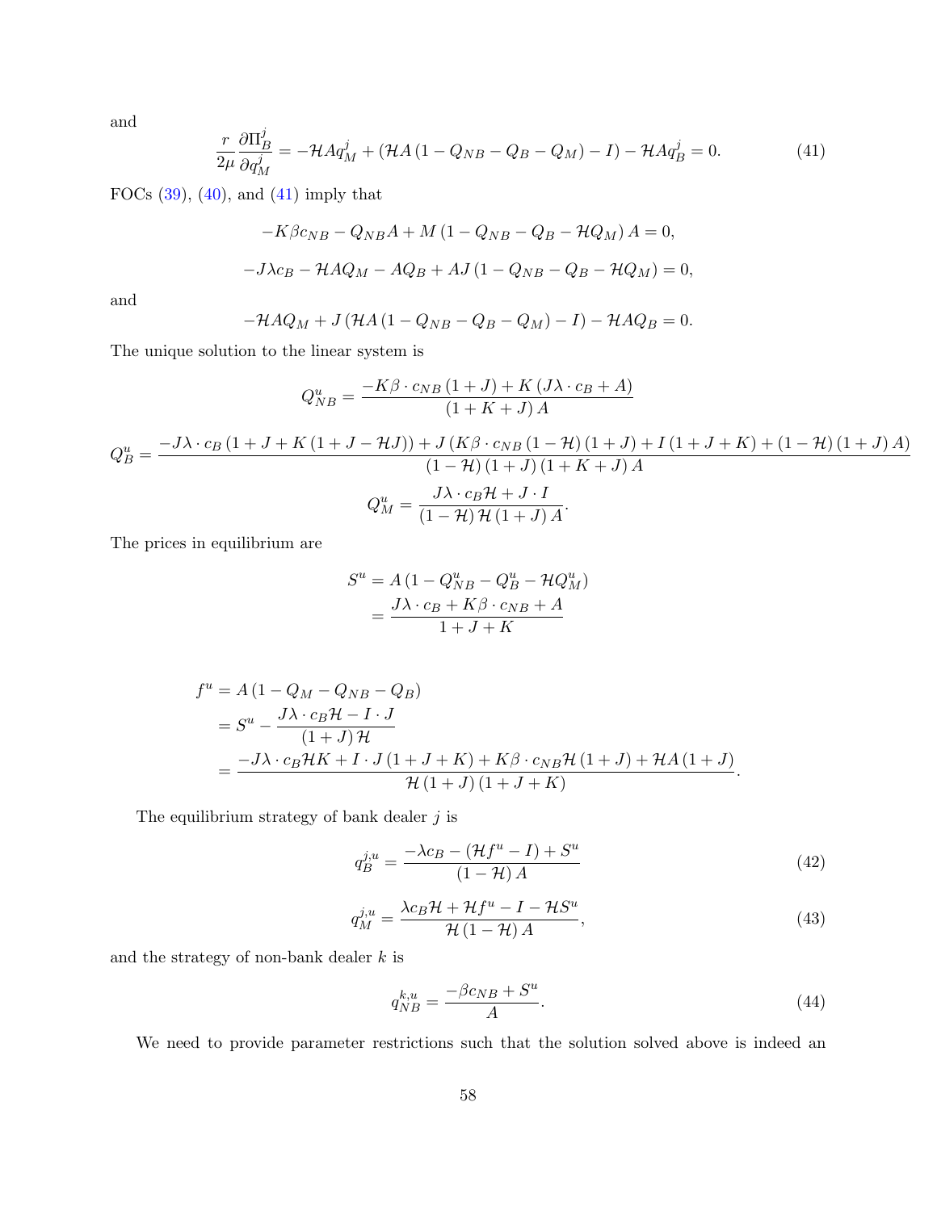and

$$\frac{r}{2\mu}\frac{\partial \Pi_B^j}{\partial q_M^j} = -\mathcal{H}Aq_M^j + \left(\mathcal{H}A\left(1 - Q_{NB} - Q_B - Q_M\right) - I\right) - \mathcal{H}Aq_B^j = 0. \tag{41}$$

FOCs (39), (40), and (41) imply that

$$-K\beta c_{NB} - Q_{NB}A + M\left(1 - Q_{NB} - Q_B - \mathcal{H}Q_M\right)A = 0,$$

$$-J\lambda c_B - \mathcal{H}AQ_M - AQ_B + AJ\left(1 - Q_{NB} - Q_B - \mathcal{H}Q_M\right) = 0,$$

and

$$-\mathcal{H}AQ_M + J\left(\mathcal{H}A\left(1 - Q_{NB} - Q_B - Q_M\right) - I\right) - \mathcal{H}AQ_B = 0.$$

The unique solution to the linear system is

$$Q_{NB}^u = \frac{-K\beta \cdot c_{NB}\left(1 + J\right) + K\left(J\lambda \cdot c_B + A\right)}{\left(1 + K + J\right)A}$$

$$Q_B^u = \frac{-J\lambda \cdot c_B\left(1 + J + K\left(1 + J - \mathcal{H}J\right)\right) + J\left(K\beta \cdot c_{NB}\left(1 - \mathcal{H}\right)\left(1 + J\right) + I\left(1 + J + K\right) + \left(1 - \mathcal{H}\right)\left(1 + J\right)A\right)}{\left(1 - \mathcal{H}\right)\left(1 + J\right)\left(1 + K + J\right)A}$$

$$Q_M^u = \frac{J\lambda \cdot c_B\mathcal{H} + J \cdot I}{\left(1 - \mathcal{H}\right)\mathcal{H}\left(1 + J\right)A}.$$

The prices in equilibrium are

$$\begin{aligned}
S^u &= A\left(1 - Q_{NB}^u - Q_B^u - \mathcal{H}Q_M^u\right) \\
&= \frac{J\lambda \cdot c_B + K\beta \cdot c_{NB} + A}{1 + J + K}
\end{aligned}$$

$$\begin{aligned}
f^u &= A\left(1 - Q_M - Q_{NB} - Q_B\right) \\
&= S^u - \frac{J\lambda \cdot c_B\mathcal{H} - I \cdot J}{\left(1 + J\right)\mathcal{H}} \\
&= \frac{-J\lambda \cdot c_B\mathcal{H}K + I \cdot J\left(1 + J + K\right) + K\beta \cdot c_{NB}\mathcal{H}\left(1 + J\right) + \mathcal{H}A\left(1 + J\right)}{\mathcal{H}\left(1 + J\right)\left(1 + J + K\right)}.
\end{aligned}$$

The equilibrium strategy of bank dealer $j$ is

$$q_B^{j,u} = \frac{-\lambda c_B - \left(\mathcal{H}f^u - I\right) + S^u}{\left(1 - \mathcal{H}\right)A} \tag{42}$$

$$q_M^{j,u} = \frac{\lambda c_B\mathcal{H} + \mathcal{H}f^u - I - \mathcal{H}S^u}{\mathcal{H}\left(1 - \mathcal{H}\right)A}, \tag{43}$$

and the strategy of non-bank dealer $k$ is

$$q_{NB}^{k,u} = \frac{-\beta c_{NB} + S^u}{A}. \tag{44}$$

We need to provide parameter restrictions such that the solution solved above is indeed an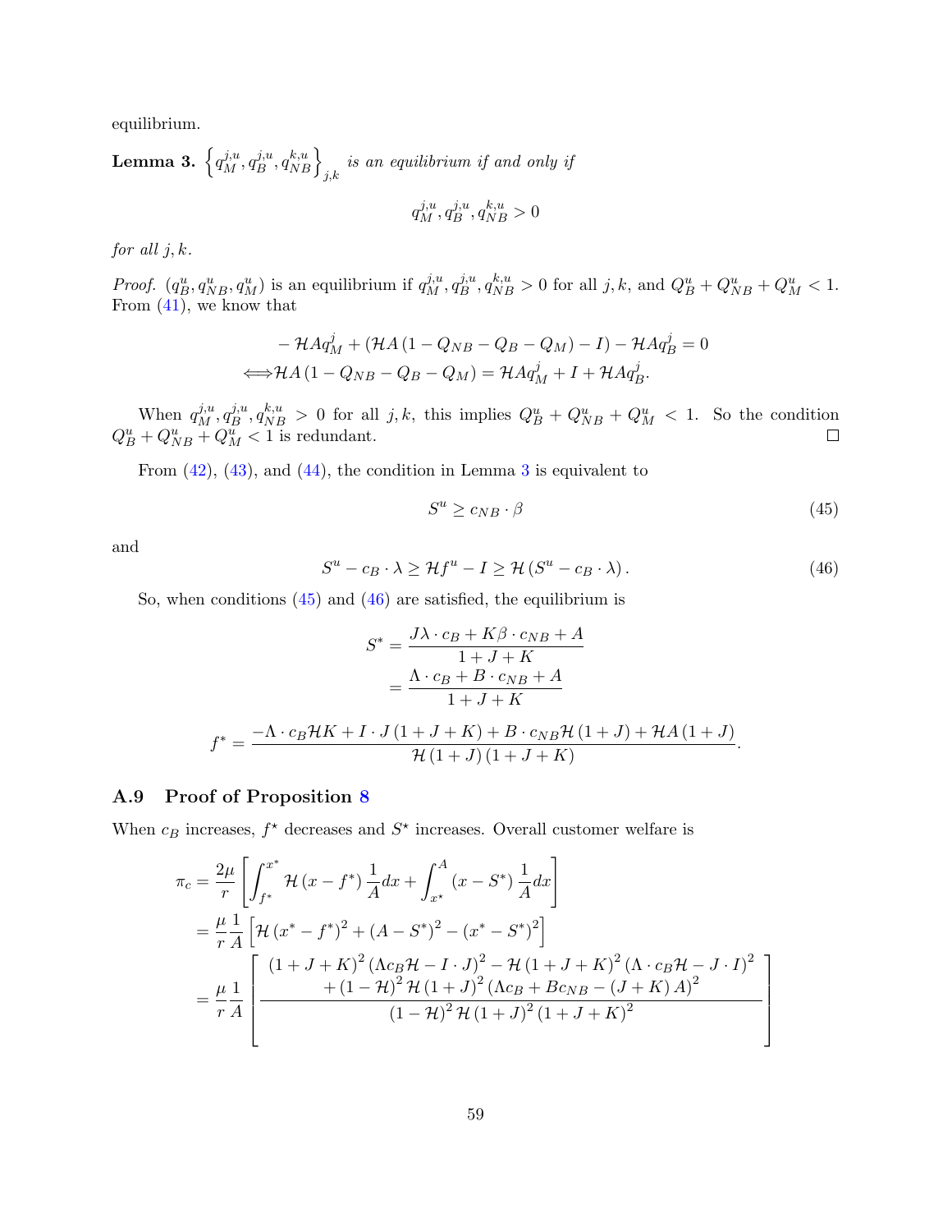equilibrium.

**Lemma 3.** $\left\{q_M^{j,u}, q_B^{j,u}, q_{NB}^{k,u}\right\}_{j,k}$ *is an equilibrium if and only if*

$$q_M^{j,u}, q_B^{j,u}, q_{NB}^{k,u} > 0$$

*for all* $j, k$.

*Proof.* $(q_B^u, q_{NB}^u, q_M^u)$ is an equilibrium if $q_M^{j,u}, q_B^{j,u}, q_{NB}^{k,u} > 0$ for all $j, k$, and $Q_B^u + Q_{NB}^u + Q_M^u < 1$. From (41), we know that

$$\begin{aligned}
&- \mathcal{H}Aq_M^j + (\mathcal{H}A(1 - Q_{NB} - Q_B - Q_M) - I) - \mathcal{H}Aq_B^j = 0 \\
\Longleftrightarrow &\mathcal{H}A(1 - Q_{NB} - Q_B - Q_M) = \mathcal{H}Aq_M^j + I + \mathcal{H}Aq_B^j.
\end{aligned}$$

When $q_M^{j,u}, q_B^{j,u}, q_{NB}^{k,u} > 0$ for all $j, k$, this implies $Q_B^u + Q_{NB}^u + Q_M^u < 1$. So the condition $Q_B^u + Q_{NB}^u + Q_M^u < 1$ is redundant. □

From (42), (43), and (44), the condition in Lemma 3 is equivalent to

$$S^u \geq c_{NB} \cdot \beta \tag{45}$$

and

$$S^u - c_B \cdot \lambda \geq \mathcal{H}f^u - I \geq \mathcal{H}(S^u - c_B \cdot \lambda). \tag{46}$$

So, when conditions (45) and (46) are satisfied, the equilibrium is

$$\begin{aligned}
S^* &= \frac{J\lambda \cdot c_B + K\beta \cdot c_{NB} + A}{1 + J + K} \\
&= \frac{\Lambda \cdot c_B + B \cdot c_{NB} + A}{1 + J + K}
\end{aligned}$$

$$f^* = \frac{-\Lambda \cdot c_B\mathcal{H}K + I \cdot J(1 + J + K) + B \cdot c_{NB}\mathcal{H}(1 + J) + \mathcal{H}A(1 + J)}{\mathcal{H}(1 + J)(1 + J + K)}.$$

## A.9 Proof of Proposition 8

When $c_B$ increases, $f^\star$ decreases and $S^\star$ increases. Overall customer welfare is

$$\begin{aligned}
\pi_c &= \frac{2\mu}{r}\left[\int_{f^*}^{x^*} \mathcal{H}(x - f^*)\frac{1}{A}dx + \int_{x^*}^{A}(x - S^*)\frac{1}{A}dx\right] \\
&= \frac{\mu}{r}\frac{1}{A}\left[\mathcal{H}(x^* - f^*)^2 + (A - S^*)^2 - (x^* - S^*)^2\right] \\
&= \frac{\mu}{r}\frac{1}{A}\left[\frac{\begin{array}{c}(1 + J + K)^2(\Lambda c_B\mathcal{H} - I \cdot J)^2 - \mathcal{H}(1 + J + K)^2(\Lambda \cdot c_B\mathcal{H} - J \cdot I)^2 \\ + (1 - \mathcal{H})^2\mathcal{H}(1 + J)^2(\Lambda c_B + Bc_{NB} - (J + K)A)^2\end{array}}{(1 - \mathcal{H})^2\mathcal{H}(1 + J)^2(1 + J + K)^2}\right]
\end{aligned}$$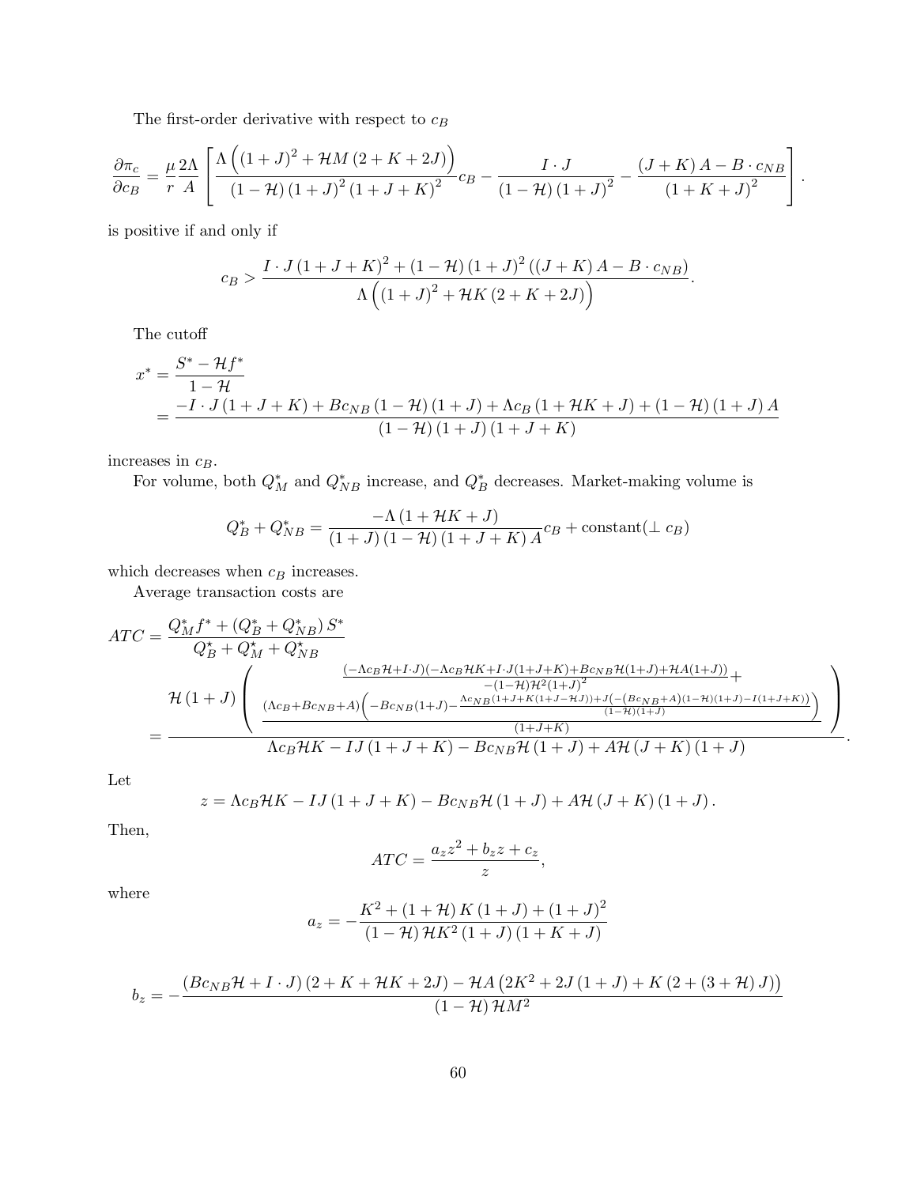The first-order derivative with respect to $c_B$

$$\frac{\partial \pi_c}{\partial c_B} = \frac{\mu}{r}\frac{2\Lambda}{A}\left[\frac{\Lambda\left((1+J)^2 + \mathcal{H}M\,(2+K+2J)\right)}{(1-\mathcal{H})\,(1+J)^2\,(1+J+K)^2}c_B - \frac{I\cdot J}{(1-\mathcal{H})\,(1+J)^2} - \frac{(J+K)\,A - B\cdot c_{NB}}{(1+K+J)^2}\right].$$

is positive if and only if

$$c_B > \frac{I\cdot J\,(1+J+K)^2 + (1-\mathcal{H})\,(1+J)^2\,((J+K)\,A - B\cdot c_{NB})}{\Lambda\left((1+J)^2 + \mathcal{H}K\,(2+K+2J)\right)}.$$

The cutoff

$$\begin{aligned}
x^* &= \frac{S^* - \mathcal{H}f^*}{1-\mathcal{H}} \\
&= \frac{-I\cdot J\,(1+J+K) + Bc_{NB}\,(1-\mathcal{H})\,(1+J) + \Lambda c_B\,(1+\mathcal{H}K+J) + (1-\mathcal{H})\,(1+J)\,A}{(1-\mathcal{H})\,(1+J)\,(1+J+K)}
\end{aligned}$$

increases in $c_B$.

For volume, both $Q_M^*$ and $Q_{NB}^*$ increase, and $Q_B^*$ decreases. Market-making volume is

$$Q_B^* + Q_{NB}^* = \frac{-\Lambda\,(1+\mathcal{H}K+J)}{(1+J)\,(1-\mathcal{H})\,(1+J+K)\,A}c_B + \text{constant}(\perp c_B)$$

which decreases when $c_B$ increases.

Average transaction costs are

$$\begin{aligned}
ATC &= \frac{Q_M^* f^* + (Q_B^* + Q_{NB}^*)\,S^*}{Q_B^\star + Q_M^\star + Q_{NB}^\star} \\
&= \frac{\mathcal{H}\,(1+J)\left(\begin{array}{c}\frac{(-\Lambda c_B\mathcal{H} + I\cdot J)(-\Lambda c_B\mathcal{H}K + I\cdot J(1+J+K) + Bc_{NB}\mathcal{H}(1+J) + \mathcal{H}A(1+J))}{-(1-\mathcal{H})\mathcal{H}^2(1+J)^2} + \\ \frac{(\Lambda c_B + Bc_{NB} + A)\left(-Bc_{NB}(1+J) - \frac{\Lambda c_{NB}(1+J+K(1+J-\mathcal{H}J)) + J\left(-\left(Bc_{NB}+A\right)(1-\mathcal{H})(1+J) - I(1+J+K)\right)}{(1-\mathcal{H})(1+J)}\right)}{(1+J+K)}\end{array}\right)}{\Lambda c_B\mathcal{H}K - IJ\,(1+J+K) - Bc_{NB}\mathcal{H}\,(1+J) + A\mathcal{H}\,(J+K)\,(1+J)}.
\end{aligned}$$

Let

$$z = \Lambda c_B\mathcal{H}K - IJ\,(1+J+K) - Bc_{NB}\mathcal{H}\,(1+J) + A\mathcal{H}\,(J+K)\,(1+J).$$

Then,

$$ATC = \frac{a_z z^2 + b_z z + c_z}{z},$$

where

$$a_z = -\frac{K^2 + (1+\mathcal{H})\,K\,(1+J) + (1+J)^2}{(1-\mathcal{H})\,\mathcal{H}K^2\,(1+J)\,(1+K+J)}$$

$$b_z = -\frac{(Bc_{NB}\mathcal{H} + I\cdot J)\,(2+K+\mathcal{H}K+2J) - \mathcal{H}A\left(2K^2 + 2J\,(1+J) + K\,(2+(3+\mathcal{H})\,J)\right)}{(1-\mathcal{H})\,\mathcal{H}M^2}$$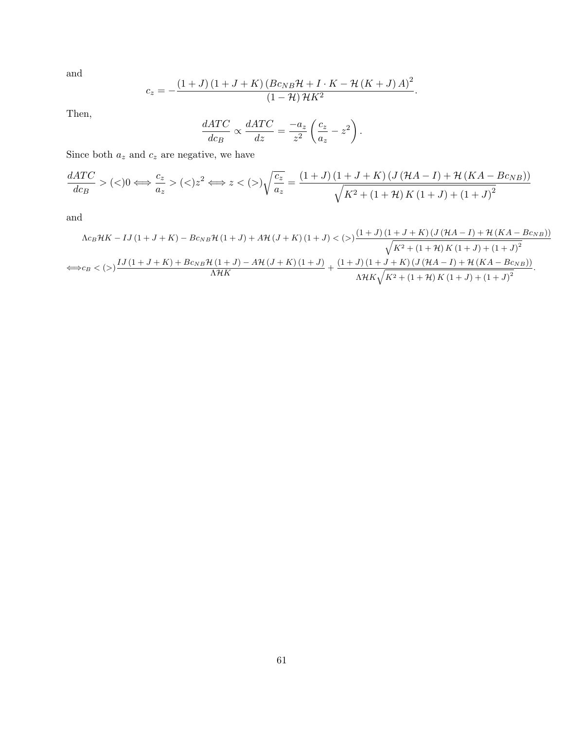and

$$c_z = -\frac{(1+J)(1+J+K)\left(Bc_{NB}\mathcal{H} + I \cdot K - \mathcal{H}(K+J)A\right)^2}{(1-\mathcal{H})\mathcal{H}K^2}.$$

Then,

$$\frac{dATC}{dc_B} \propto \frac{dATC}{dz} = \frac{-a_z}{z^2}\left(\frac{c_z}{a_z} - z^2\right).$$

Since both $a_z$ and $c_z$ are negative, we have

$$\frac{dATC}{dc_B} > (<) 0 \Longleftrightarrow \frac{c_z}{a_z} > (<) z^2 \Longleftrightarrow z < (>) \sqrt{\frac{c_z}{a_z}} = \frac{(1+J)(1+J+K)\left(J(\mathcal{H}A - I) + \mathcal{H}(KA - Bc_{NB})\right)}{\sqrt{K^2 + (1+\mathcal{H})K(1+J) + (1+J)^2}}$$

and

$$\Lambda c_B \mathcal{H}K - IJ(1+J+K) - Bc_{NB}\mathcal{H}(1+J) + A\mathcal{H}(J+K)(1+J) < (>) \frac{(1+J)(1+J+K)\left(J(\mathcal{H}A - I) + \mathcal{H}(KA - Bc_{NB})\right)}{\sqrt{K^2 + (1+\mathcal{H})K(1+J) + (1+J)^2}}$$

$$\Longleftrightarrow c_B < (>) \frac{IJ(1+J+K) + Bc_{NB}\mathcal{H}(1+J) - A\mathcal{H}(J+K)(1+J)}{\Lambda \mathcal{H}K} + \frac{(1+J)(1+J+K)\left(J(\mathcal{H}A - I) + \mathcal{H}(KA - Bc_{NB})\right)}{\Lambda \mathcal{H}K\sqrt{K^2 + (1+\mathcal{H})K(1+J) + (1+J)^2}}.$$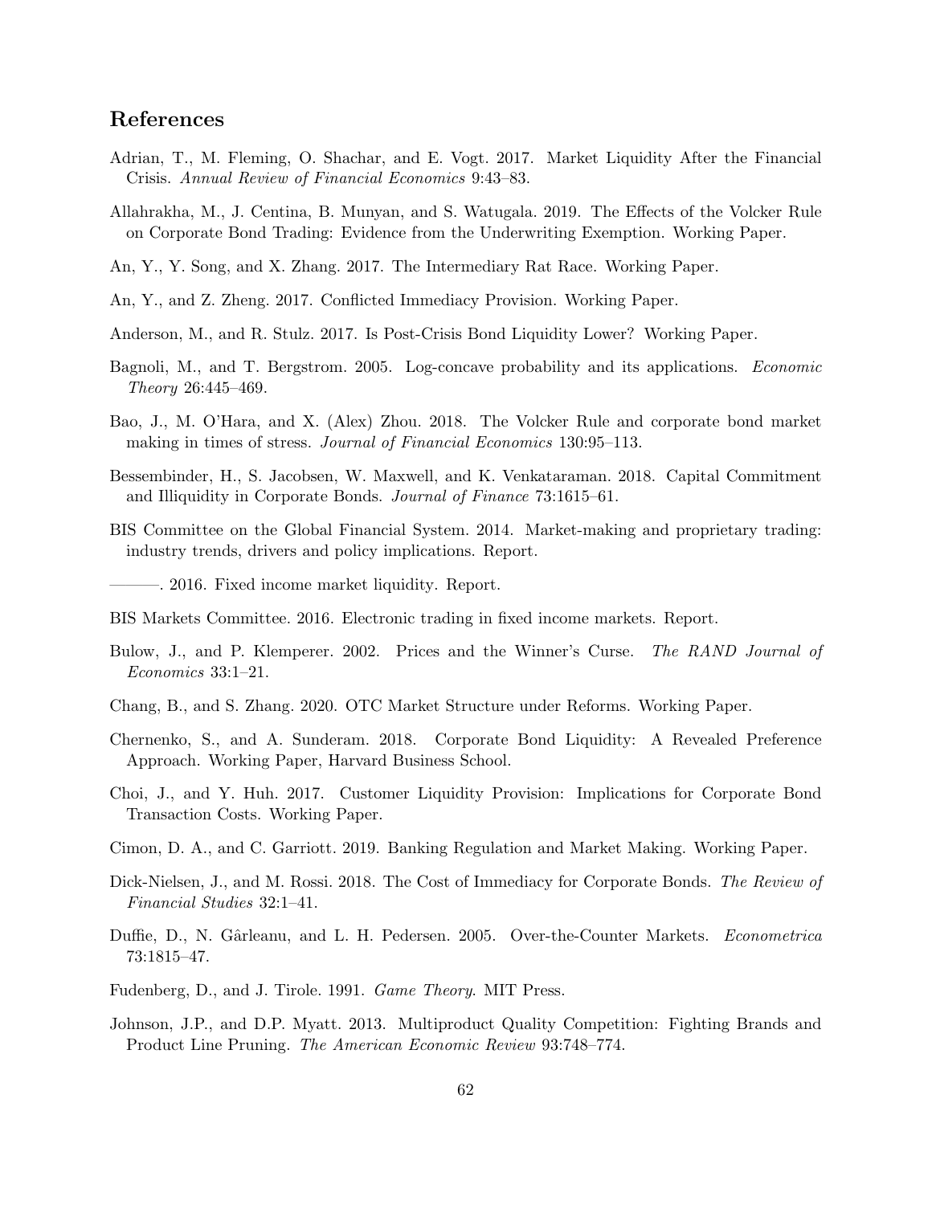## References

Adrian, T., M. Fleming, O. Shachar, and E. Vogt. 2017. Market Liquidity After the Financial Crisis. *Annual Review of Financial Economics* 9:43–83.

Allahrakha, M., J. Centina, B. Munyan, and S. Watugala. 2019. The Effects of the Volcker Rule on Corporate Bond Trading: Evidence from the Underwriting Exemption. Working Paper.

An, Y., Y. Song, and X. Zhang. 2017. The Intermediary Rat Race. Working Paper.

An, Y., and Z. Zheng. 2017. Conflicted Immediacy Provision. Working Paper.

Anderson, M., and R. Stulz. 2017. Is Post-Crisis Bond Liquidity Lower? Working Paper.

Bagnoli, M., and T. Bergstrom. 2005. Log-concave probability and its applications. *Economic Theory* 26:445–469.

Bao, J., M. O'Hara, and X. (Alex) Zhou. 2018. The Volcker Rule and corporate bond market making in times of stress. *Journal of Financial Economics* 130:95–113.

Bessembinder, H., S. Jacobsen, W. Maxwell, and K. Venkataraman. 2018. Capital Commitment and Illiquidity in Corporate Bonds. *Journal of Finance* 73:1615–61.

BIS Committee on the Global Financial System. 2014. Market-making and proprietary trading: industry trends, drivers and policy implications. Report.

———. 2016. Fixed income market liquidity. Report.

BIS Markets Committee. 2016. Electronic trading in fixed income markets. Report.

Bulow, J., and P. Klemperer. 2002. Prices and the Winner's Curse. *The RAND Journal of Economics* 33:1–21.

Chang, B., and S. Zhang. 2020. OTC Market Structure under Reforms. Working Paper.

Chernenko, S., and A. Sunderam. 2018. Corporate Bond Liquidity: A Revealed Preference Approach. Working Paper, Harvard Business School.

Choi, J., and Y. Huh. 2017. Customer Liquidity Provision: Implications for Corporate Bond Transaction Costs. Working Paper.

Cimon, D. A., and C. Garriott. 2019. Banking Regulation and Market Making. Working Paper.

Dick-Nielsen, J., and M. Rossi. 2018. The Cost of Immediacy for Corporate Bonds. *The Review of Financial Studies* 32:1–41.

Duffie, D., N. Gârleanu, and L. H. Pedersen. 2005. Over-the-Counter Markets. *Econometrica* 73:1815–47.

Fudenberg, D., and J. Tirole. 1991. *Game Theory*. MIT Press.

Johnson, J.P., and D.P. Myatt. 2013. Multiproduct Quality Competition: Fighting Brands and Product Line Pruning. *The American Economic Review* 93:748–774.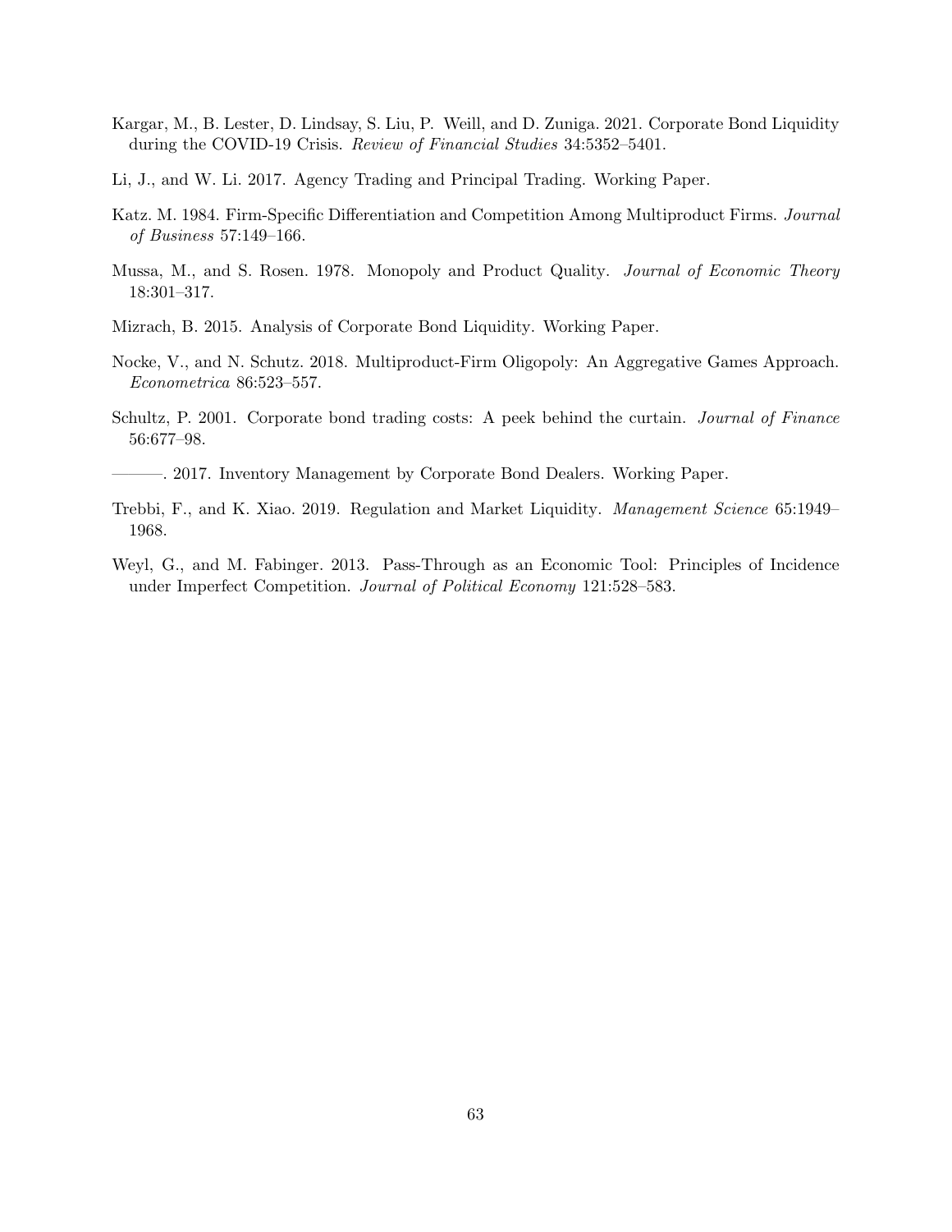Kargar, M., B. Lester, D. Lindsay, S. Liu, P. Weill, and D. Zuniga. 2021. Corporate Bond Liquidity during the COVID-19 Crisis. *Review of Financial Studies* 34:5352–5401.

Li, J., and W. Li. 2017. Agency Trading and Principal Trading. Working Paper.

Katz. M. 1984. Firm-Specific Differentiation and Competition Among Multiproduct Firms. *Journal of Business* 57:149–166.

Mussa, M., and S. Rosen. 1978. Monopoly and Product Quality. *Journal of Economic Theory* 18:301–317.

Mizrach, B. 2015. Analysis of Corporate Bond Liquidity. Working Paper.

Nocke, V., and N. Schutz. 2018. Multiproduct-Firm Oligopoly: An Aggregative Games Approach. *Econometrica* 86:523–557.

Schultz, P. 2001. Corporate bond trading costs: A peek behind the curtain. *Journal of Finance* 56:677–98.

———. 2017. Inventory Management by Corporate Bond Dealers. Working Paper.

Trebbi, F., and K. Xiao. 2019. Regulation and Market Liquidity. *Management Science* 65:1949–1968.

Weyl, G., and M. Fabinger. 2013. Pass-Through as an Economic Tool: Principles of Incidence under Imperfect Competition. *Journal of Political Economy* 121:528–583.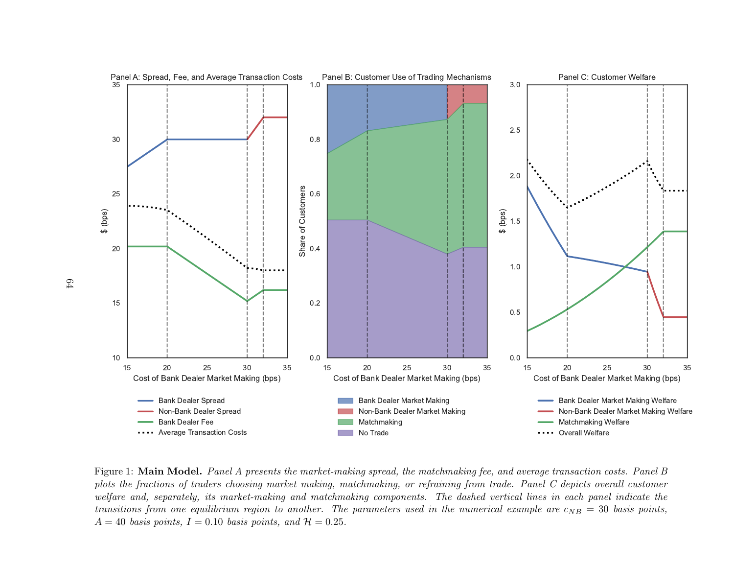Figure 1: **Main Model.** *Panel A presents the market-making spread, the matchmaking fee, and average transaction costs. Panel B plots the fractions of traders choosing market making, matchmaking, or refraining from trade. Panel C depicts overall customer welfare and, separately, its market-making and matchmaking components. The dashed vertical lines in each panel indicate the transitions from one equilibrium region to another. The parameters used in the numerical example are $c_{NB} = 30$ basis points, $A = 40$ basis points, $I = 0.10$ basis points, and $\mathcal{H} = 0.25$.*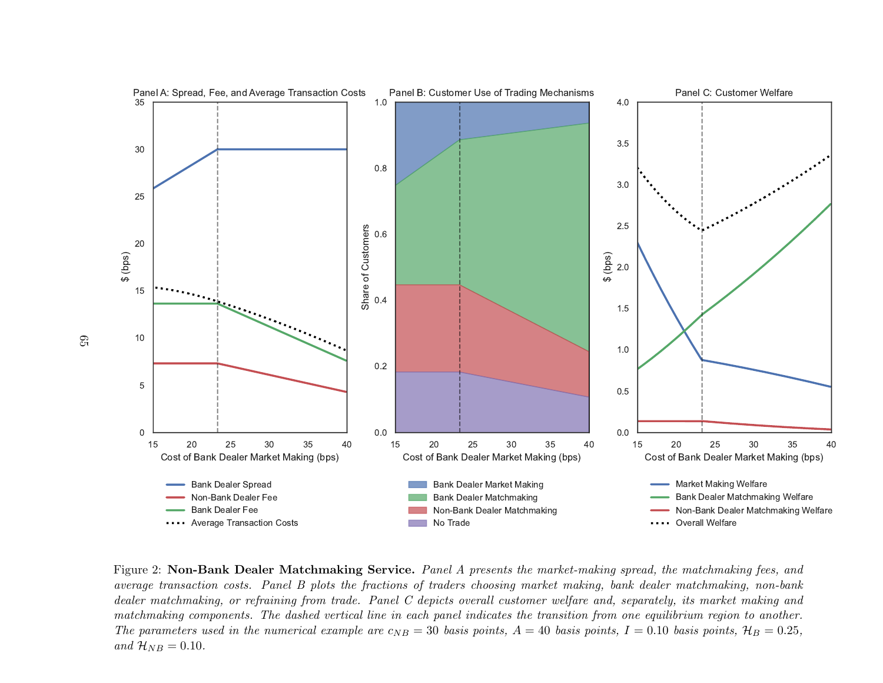Figure 2: **Non-Bank Dealer Matchmaking Service.** *Panel A presents the market-making spread, the matchmaking fees, and average transaction costs. Panel B plots the fractions of traders choosing market making, bank dealer matchmaking, non-bank dealer matchmaking, or refraining from trade. Panel C depicts overall customer welfare and, separately, its market making and matchmaking components. The dashed vertical line in each panel indicates the transition from one equilibrium region to another. The parameters used in the numerical example are* $c_{NB} = 30$ *basis points,* $A = 40$ *basis points,* $I = 0.10$ *basis points,* $\mathcal{H}_B = 0.25$*, and* $\mathcal{H}_{NB} = 0.10$.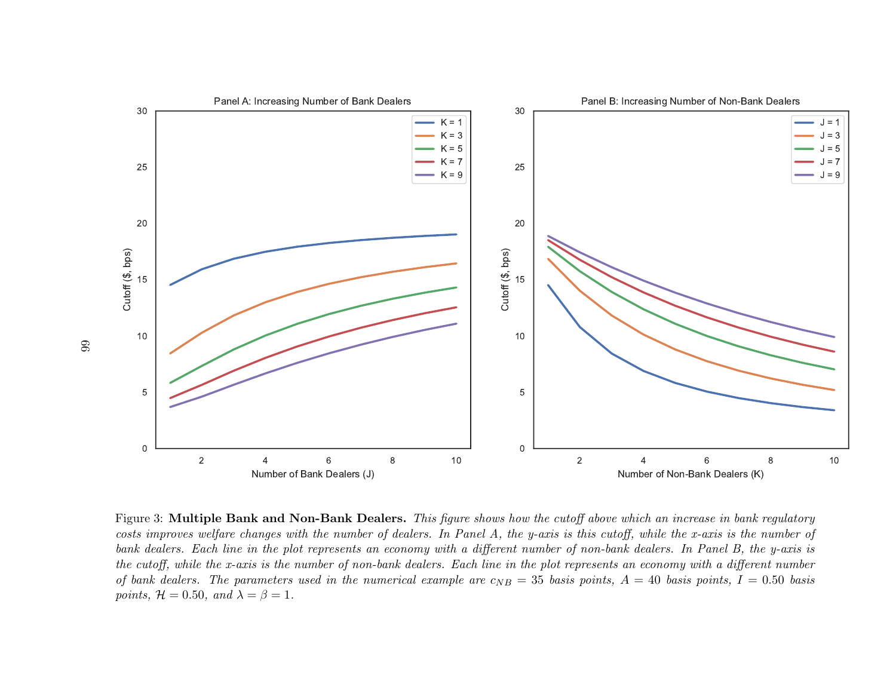Panel A: Increasing Number of Bank Dealers

Cutoff ($, bps)

Number of Bank Dealers (J)

K = 1
K = 3
K = 5
K = 7
K = 9

0
5
10
15
20
25
30

2
4
6
8
10

Panel B: Increasing Number of Non-Bank Dealers

Cutoff ($, bps)

Number of Non-Bank Dealers (K)

J = 1
J = 3
J = 5
J = 7
J = 9

0
5
10
15
20
25
30

2
4
6
8
10

Figure 3: **Multiple Bank and Non-Bank Dealers.** *This figure shows how the cutoff above which an increase in bank regulatory costs improves welfare changes with the number of dealers. In Panel A, the y-axis is this cutoff, while the x-axis is the number of bank dealers. Each line in the plot represents an economy with a different number of non-bank dealers. In Panel B, the y-axis is the cutoff, while the x-axis is the number of non-bank dealers. Each line in the plot represents an economy with a different number of bank dealers. The parameters used in the numerical example are $c_{NB} = 35$ basis points, $A = 40$ basis points, $I = 0.50$ basis points, $\mathcal{H} = 0.50$, and $\lambda = \beta = 1$.*